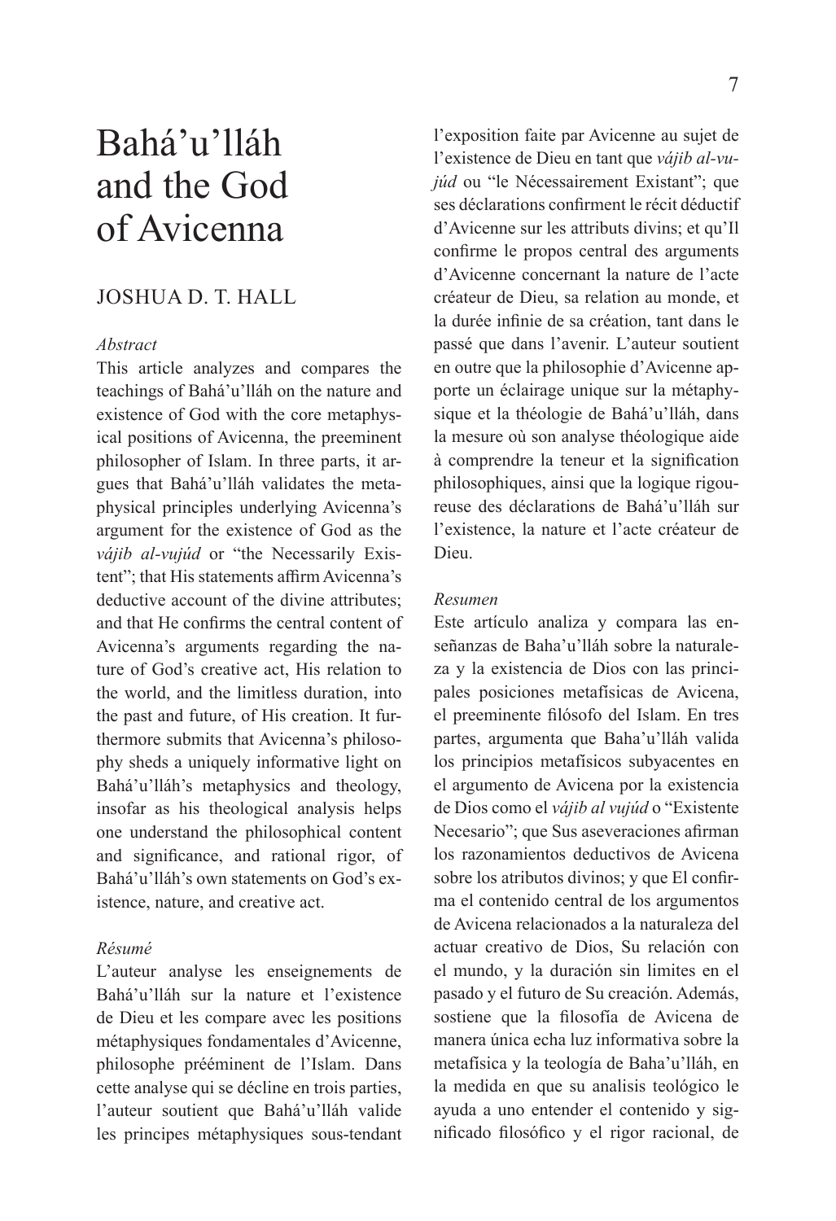# Bahá'u'lláh and the God of Avicenna

JOSHUA D. T. HALL

*Abstract*

This article analyzes and compares the teachings of Bahá'u'lláh on the nature and existence of God with the core metaphysical positions of Avicenna, the preeminent philosopher of Islam. In three parts, it argues that Bahá'u'lláh validates the metaphysical principles underlying Avicenna's argument for the existence of God as the *vájib al-vujúd* or "the Necessarily Existent"; that His statements affirm Avicenna's deductive account of the divine attributes; and that He confirms the central content of Avicenna's arguments regarding the nature of God's creative act, His relation to the world, and the limitless duration, into the past and future, of His creation. It furthermore submits that Avicenna's philosophy sheds a uniquely informative light on Bahá'u'lláh's metaphysics and theology, insofar as his theological analysis helps one understand the philosophical content and significance, and rational rigor, of Bahá'u'lláh's own statements on God's existence, nature, and creative act.

*Résumé*

L'auteur analyse les enseignements de Bahá'u'lláh sur la nature et l'existence de Dieu et les compare avec les positions métaphysiques fondamentales d'Avicenne, philosophe prééminent de l'Islam. Dans cette analyse qui se décline en trois parties, l'auteur soutient que Bahá'u'lláh valide les principes métaphysiques sous-tendant l'exposition faite par Avicenne au sujet de l'existence de Dieu en tant que *vájib al-vujúd* ou "le Nécessairement Existant"; que ses déclarations confirment le récit déductif d'Avicenne sur les attributs divins; et qu'Il confirme le propos central des arguments d'Avicenne concernant la nature de l'acte créateur de Dieu, sa relation au monde, et la durée infinie de sa création, tant dans le passé que dans l'avenir. L'auteur soutient en outre que la philosophie d'Avicenne apporte un éclairage unique sur la métaphysique et la théologie de Bahá'u'lláh, dans la mesure où son analyse théologique aide à comprendre la teneur et la signification philosophiques, ainsi que la logique rigoureuse des déclarations de Bahá'u'lláh sur l'existence, la nature et l'acte créateur de Dieu.

*Resumen*

Este artículo analiza y compara las enseñanzas de Baha'u'lláh sobre la naturaleza y la existencia de Dios con las principales posiciones metafísicas de Avicena, el preeminente filósofo del Islam. En tres partes, argumenta que Baha'u'lláh valida los principios metafísicos subyacentes en el argumento de Avicena por la existencia de Dios como el *vájib al vujúd* o "Existente Necesario"; que Sus aseveraciones afirman los razonamientos deductivos de Avicena sobre los atributos divinos; y que El confirma el contenido central de los argumentos de Avicena relacionados a la naturaleza del actuar creativo de Dios, Su relación con el mundo, y la duración sin limites en el pasado y el futuro de Su creación. Además, sostiene que la filosofía de Avicena de manera única echa luz informativa sobre la metafísica y la teología de Baha'u'lláh, en la medida en que su analisis teológico le ayuda a uno entender el contenido y significado filosófico y el rigor racional, de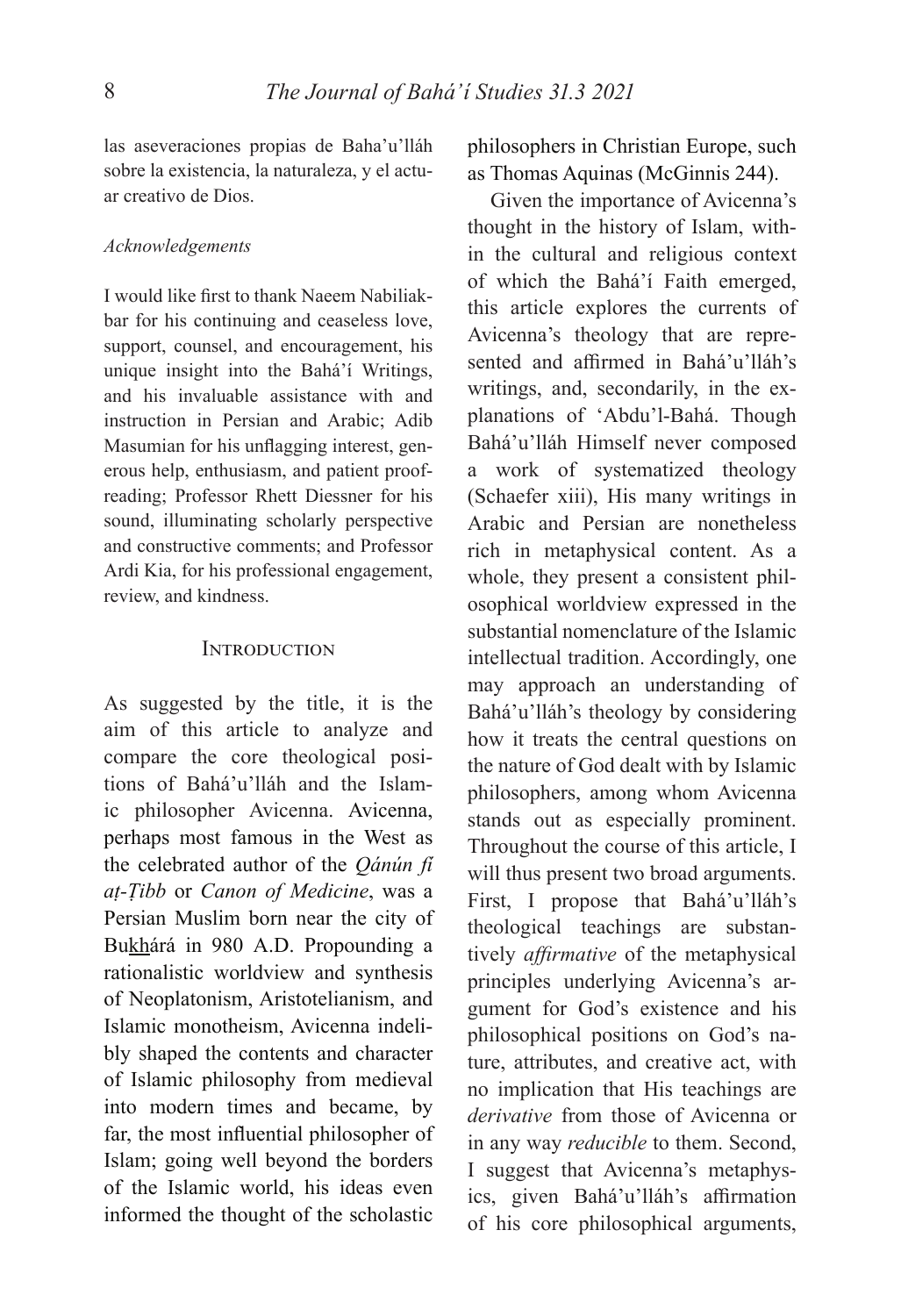las aseveraciones propias de Baha'u'lláh sobre la existencia, la naturaleza, y el actuar creativo de Dios.

*Acknowledgements*

I would like first to thank Naeem Nabiliakbar for his continuing and ceaseless love, support, counsel, and encouragement, his unique insight into the Bahá'í Writings, and his invaluable assistance with and instruction in Persian and Arabic; Adib Masumian for his unflagging interest, generous help, enthusiasm, and patient proofreading; Professor Rhett Diessner for his sound, illuminating scholarly perspective and constructive comments; and Professor Ardi Kia, for his professional engagement, review, and kindness.

## Introduction

As suggested by the title, it is the aim of this article to analyze and compare the core theological positions of Bahá'u'lláh and the Islamic philosopher Avicenna. Avicenna, perhaps most famous in the West as the celebrated author of the *Qánún fí aṭ-Ṭibb* or *Canon of Medicine*, was a Persian Muslim born near the city of Bu<u>kh</u>árá in 980 A.D. Propounding a rationalistic worldview and synthesis of Neoplatonism, Aristotelianism, and Islamic monotheism, Avicenna indelibly shaped the contents and character of Islamic philosophy from medieval into modern times and became, by far, the most influential philosopher of Islam; going well beyond the borders of the Islamic world, his ideas even informed the thought of the scholastic philosophers in Christian Europe, such as Thomas Aquinas (McGinnis 244).

Given the importance of Avicenna's thought in the history of Islam, within the cultural and religious context of which the Bahá'í Faith emerged, this article explores the currents of Avicenna's theology that are represented and affirmed in Bahá'u'lláh's writings, and, secondarily, in the explanations of 'Abdu'l-Bahá. Though Bahá'u'lláh Himself never composed a work of systematized theology (Schaefer xiii), His many writings in Arabic and Persian are nonetheless rich in metaphysical content. As a whole, they present a consistent philosophical worldview expressed in the substantial nomenclature of the Islamic intellectual tradition. Accordingly, one may approach an understanding of Bahá'u'lláh's theology by considering how it treats the central questions on the nature of God dealt with by Islamic philosophers, among whom Avicenna stands out as especially prominent. Throughout the course of this article, I will thus present two broad arguments. First, I propose that Bahá'u'lláh's theological teachings are substantively *affirmative* of the metaphysical principles underlying Avicenna's argument for God's existence and his philosophical positions on God's nature, attributes, and creative act, with no implication that His teachings are *derivative* from those of Avicenna or in any way *reducible* to them. Second, I suggest that Avicenna's metaphysics, given Bahá'u'lláh's affirmation of his core philosophical arguments,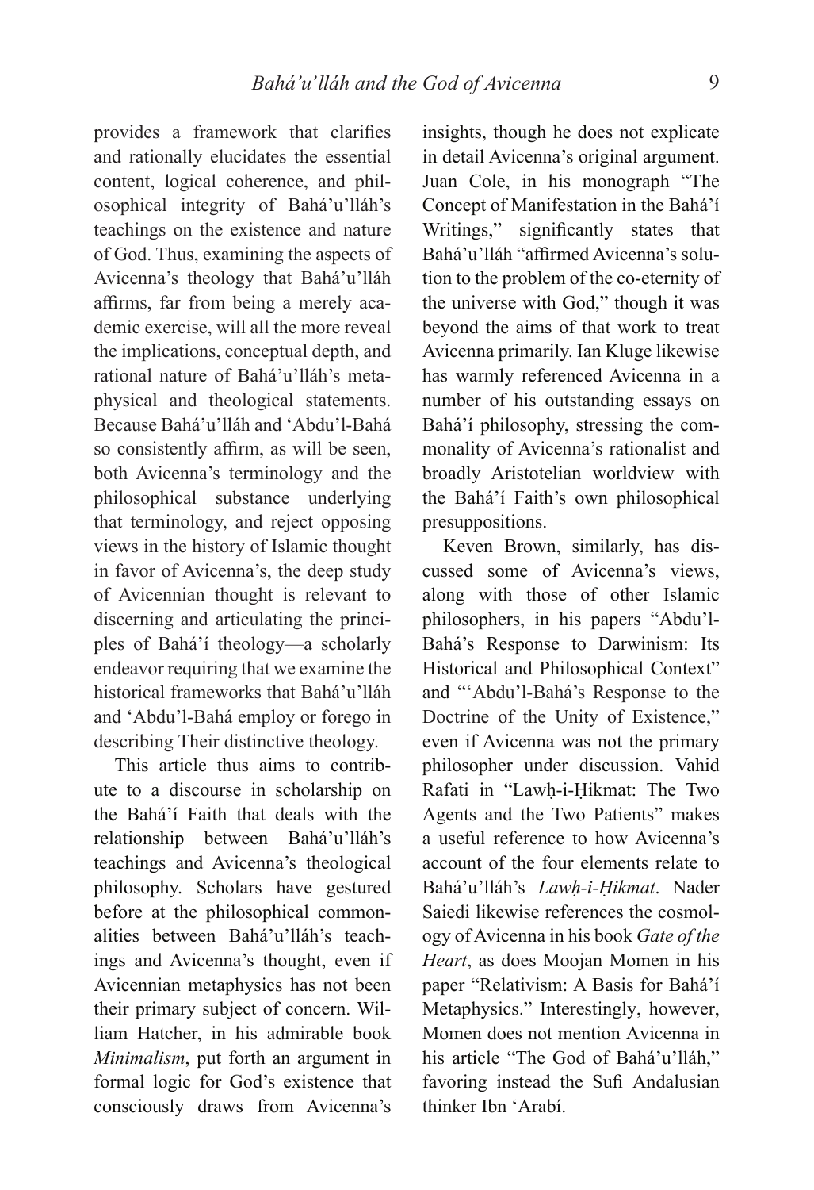provides a framework that clarifies and rationally elucidates the essential content, logical coherence, and philosophical integrity of Bahá'u'lláh's teachings on the existence and nature of God. Thus, examining the aspects of Avicenna's theology that Bahá'u'lláh affirms, far from being a merely academic exercise, will all the more reveal the implications, conceptual depth, and rational nature of Bahá'u'lláh's metaphysical and theological statements. Because Bahá'u'lláh and 'Abdu'l-Bahá so consistently affirm, as will be seen, both Avicenna's terminology and the philosophical substance underlying that terminology, and reject opposing views in the history of Islamic thought in favor of Avicenna's, the deep study of Avicennian thought is relevant to discerning and articulating the principles of Bahá'í theology—a scholarly endeavor requiring that we examine the historical frameworks that Bahá'u'lláh and 'Abdu'l-Bahá employ or forego in describing Their distinctive theology.

This article thus aims to contribute to a discourse in scholarship on the Bahá'í Faith that deals with the relationship between Bahá'u'lláh's teachings and Avicenna's theological philosophy. Scholars have gestured before at the philosophical commonalities between Bahá'u'lláh's teachings and Avicenna's thought, even if Avicennian metaphysics has not been their primary subject of concern. William Hatcher, in his admirable book *Minimalism*, put forth an argument in formal logic for God's existence that consciously draws from Avicenna's insights, though he does not explicate in detail Avicenna's original argument. Juan Cole, in his monograph "The Concept of Manifestation in the Bahá'í Writings," significantly states that Bahá'u'lláh "affirmed Avicenna's solution to the problem of the co-eternity of the universe with God," though it was beyond the aims of that work to treat Avicenna primarily. Ian Kluge likewise has warmly referenced Avicenna in a number of his outstanding essays on Bahá'í philosophy, stressing the commonality of Avicenna's rationalist and broadly Aristotelian worldview with the Bahá'í Faith's own philosophical presuppositions.

Keven Brown, similarly, has discussed some of Avicenna's views, along with those of other Islamic philosophers, in his papers "Abdu'l-Bahá's Response to Darwinism: Its Historical and Philosophical Context" and "'Abdu'l-Bahá's Response to the Doctrine of the Unity of Existence," even if Avicenna was not the primary philosopher under discussion. Vahid Rafati in "Lawḥ-i-Ḥikmat: The Two Agents and the Two Patients" makes a useful reference to how Avicenna's account of the four elements relate to Bahá'u'lláh's *Lawḥ-i-Ḥikmat*. Nader Saiedi likewise references the cosmology of Avicenna in his book *Gate of the Heart*, as does Moojan Momen in his paper "Relativism: A Basis for Bahá'í Metaphysics." Interestingly, however, Momen does not mention Avicenna in his article "The God of Bahá'u'lláh," favoring instead the Sufi Andalusian thinker Ibn 'Arabí.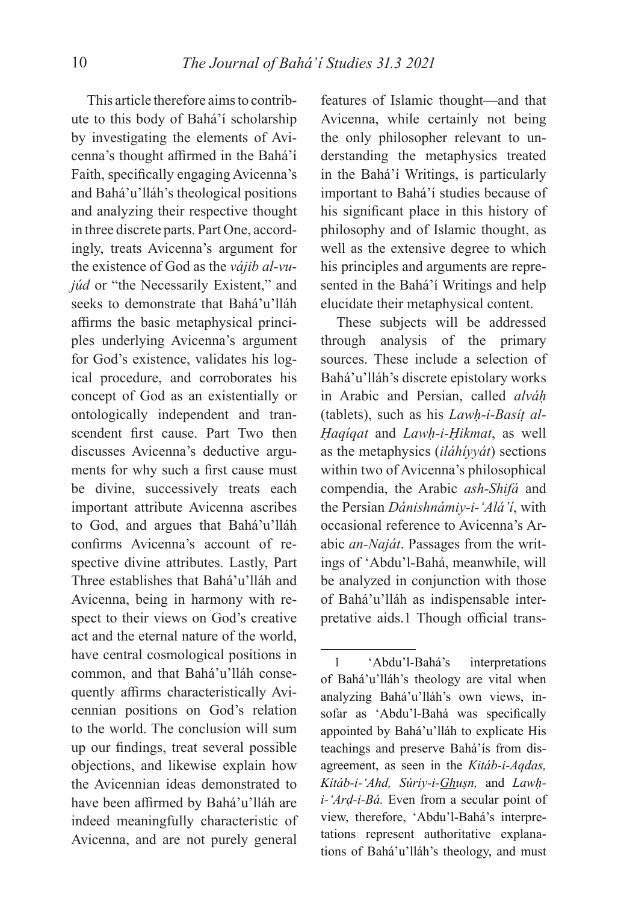This article therefore aims to contribute to this body of Bahá'í scholarship by investigating the elements of Avicenna's thought affirmed in the Bahá'í Faith, specifically engaging Avicenna's and Bahá'u'lláh's theological positions and analyzing their respective thought in three discrete parts. Part One, accordingly, treats Avicenna's argument for the existence of God as the *vájib al-vujúd* or "the Necessarily Existent," and seeks to demonstrate that Bahá'u'lláh affirms the basic metaphysical principles underlying Avicenna's argument for God's existence, validates his logical procedure, and corroborates his concept of God as an existentially or ontologically independent and transcendent first cause. Part Two then discusses Avicenna's deductive arguments for why such a first cause must be divine, successively treats each important attribute Avicenna ascribes to God, and argues that Bahá'u'lláh confirms Avicenna's account of respective divine attributes. Lastly, Part Three establishes that Bahá'u'lláh and Avicenna, being in harmony with respect to their views on God's creative act and the eternal nature of the world, have central cosmological positions in common, and that Bahá'u'lláh consequently affirms characteristically Avicennian positions on God's relation to the world. The conclusion will sum up our findings, treat several possible objections, and likewise explain how the Avicennian ideas demonstrated to have been affirmed by Bahá'u'lláh are indeed meaningfully characteristic of Avicenna, and are not purely general features of Islamic thought—and that Avicenna, while certainly not being the only philosopher relevant to understanding the metaphysics treated in the Bahá'í Writings, is particularly important to Bahá'í studies because of his significant place in this history of philosophy and of Islamic thought, as well as the extensive degree to which his principles and arguments are represented in the Bahá'í Writings and help elucidate their metaphysical content.

These subjects will be addressed through analysis of the primary sources. These include a selection of Bahá'u'lláh's discrete epistolary works in Arabic and Persian, called *alváḥ* (tablets), such as his *Lawḥ-i-Basíṭ al-Ḥaqíqat* and *Lawḥ-i-Ḥikmat*, as well as the metaphysics (*iláhíyyát*) sections within two of Avicenna's philosophical compendia, the Arabic *ash-Shifá* and the Persian *Dánishnámiy-i-'Alá'í*, with occasional reference to Avicenna's Arabic *an-Naját*. Passages from the writings of 'Abdu'l-Bahá, meanwhile, will be analyzed in conjunction with those of Bahá'u'lláh as indispensable interpretative aids.[1] Though official trans-

[1] 'Abdu'l-Bahá's interpretations of Bahá'u'lláh's theology are vital when analyzing Bahá'u'lláh's own views, insofar as 'Abdu'l-Bahá was specifically appointed by Bahá'u'lláh to explicate His teachings and preserve Bahá'ís from disagreement, as seen in the *Kitáb-i-Aqdas, Kitáb-i-'Ahd, Súriy-i-Ghuṣn,* and *Lawḥ-i-'Arḍ-i-Bá.* Even from a secular point of view, therefore, 'Abdu'l-Bahá's interpretations represent authoritative explanations of Bahá'u'lláh's theology, and must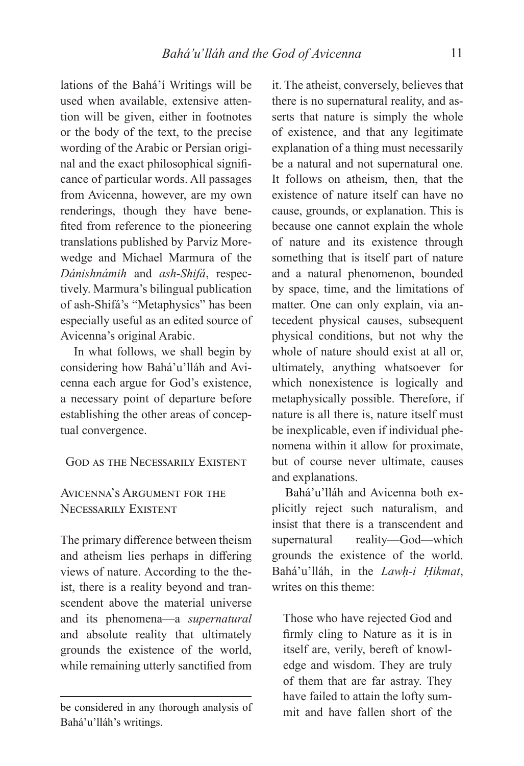lations of the Bahá'í Writings will be used when available, extensive attention will be given, either in footnotes or the body of the text, to the precise wording of the Arabic or Persian original and the exact philosophical significance of particular words. All passages from Avicenna, however, are my own renderings, though they have benefited from reference to the pioneering translations published by Parviz Morewedge and Michael Marmura of the *Dánishnámih* and *ash-Shifá*, respectively. Marmura's bilingual publication of ash-Shifá's "Metaphysics" has been especially useful as an edited source of Avicenna's original Arabic.

In what follows, we shall begin by considering how Bahá'u'lláh and Avicenna each argue for God's existence, a necessary point of departure before establishing the other areas of conceptual convergence.

## God as the Necessarily Existent

### Avicenna's Argument for the Necessarily Existent

The primary difference between theism and atheism lies perhaps in differing views of nature. According to the theist, there is a reality beyond and transcendent above the material universe and its phenomena—a *supernatural* and absolute reality that ultimately grounds the existence of the world, while remaining utterly sanctified from it. The atheist, conversely, believes that there is no supernatural reality, and asserts that nature is simply the whole of existence, and that any legitimate explanation of a thing must necessarily be a natural and not supernatural one. It follows on atheism, then, that the existence of nature itself can have no cause, grounds, or explanation. This is because one cannot explain the whole of nature and its existence through something that is itself part of nature and a natural phenomenon, bounded by space, time, and the limitations of matter. One can only explain, via antecedent physical causes, subsequent physical conditions, but not why the whole of nature should exist at all or, ultimately, anything whatsoever for which nonexistence is logically and metaphysically possible. Therefore, if nature is all there is, nature itself must be inexplicable, even if individual phenomena within it allow for proximate, but of course never ultimate, causes and explanations.

Bahá'u'lláh and Avicenna both explicitly reject such naturalism, and insist that there is a transcendent and supernatural reality—God—which grounds the existence of the world. Bahá'u'lláh, in the *Lawḥ-i Ḥikmat*, writes on this theme:

> Those who have rejected God and firmly cling to Nature as it is in itself are, verily, bereft of knowledge and wisdom. They are truly of them that are far astray. They have failed to attain the lofty summit and have fallen short of the

be considered in any thorough analysis of Bahá'u'lláh's writings.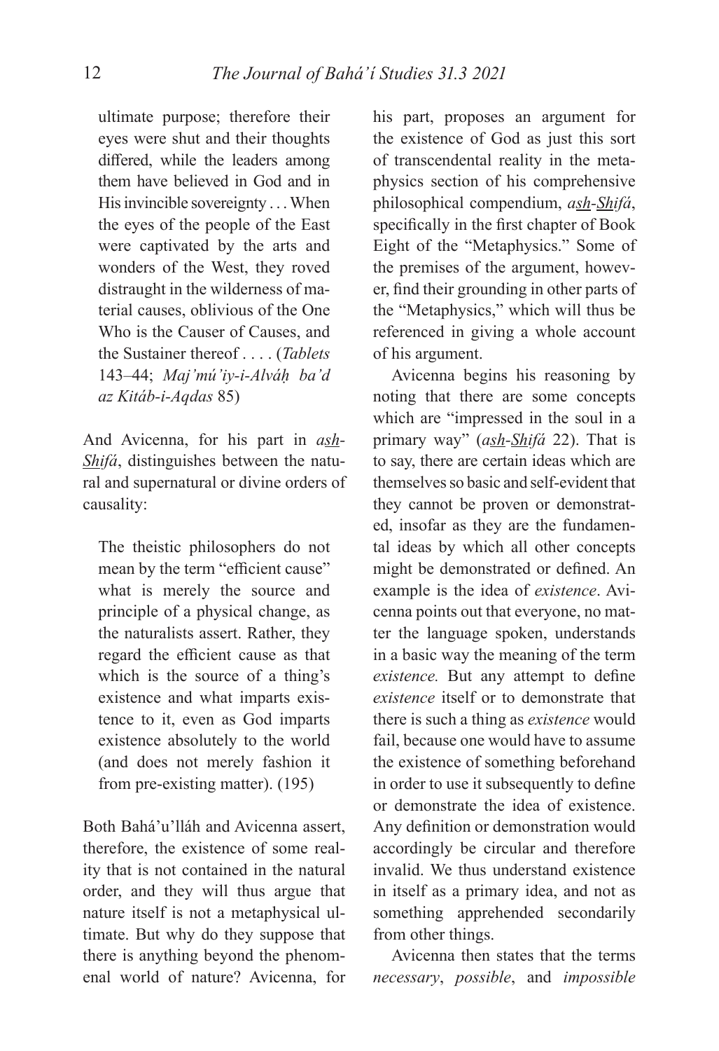> ultimate purpose; therefore their eyes were shut and their thoughts differed, while the leaders among them have believed in God and in His invincible sovereignty . . . When the eyes of the people of the East were captivated by the arts and wonders of the West, they roved distraught in the wilderness of material causes, oblivious of the One Who is the Causer of Causes, and the Sustainer thereof . . . . (*Tablets* 143–44; *Maj'mú'iy-i-Alváḥ ba'd az Kitáb-i-Aqdas* 85)

And Avicenna, for his part in *a<u>sh</u>-<u>Sh</u>ifá*, distinguishes between the natural and supernatural or divine orders of causality:

> The theistic philosophers do not mean by the term "efficient cause" what is merely the source and principle of a physical change, as the naturalists assert. Rather, they regard the efficient cause as that which is the source of a thing's existence and what imparts existence to it, even as God imparts existence absolutely to the world (and does not merely fashion it from pre-existing matter). (195)

Both Bahá'u'lláh and Avicenna assert, therefore, the existence of some reality that is not contained in the natural order, and they will thus argue that nature itself is not a metaphysical ultimate. But why do they suppose that there is anything beyond the phenomenal world of nature? Avicenna, for his part, proposes an argument for the existence of God as just this sort of transcendental reality in the metaphysics section of his comprehensive philosophical compendium, *a<u>sh</u>-<u>Sh</u>ifá*, specifically in the first chapter of Book Eight of the "Metaphysics." Some of the premises of the argument, however, find their grounding in other parts of the "Metaphysics," which will thus be referenced in giving a whole account of his argument.

Avicenna begins his reasoning by noting that there are some concepts which are "impressed in the soul in a primary way" (*a<u>sh</u>-<u>Sh</u>ifá* 22). That is to say, there are certain ideas which are themselves so basic and self-evident that they cannot be proven or demonstrated, insofar as they are the fundamental ideas by which all other concepts might be demonstrated or defined. An example is the idea of *existence*. Avicenna points out that everyone, no matter the language spoken, understands in a basic way the meaning of the term *existence.* But any attempt to define *existence* itself or to demonstrate that there is such a thing as *existence* would fail, because one would have to assume the existence of something beforehand in order to use it subsequently to define or demonstrate the idea of existence. Any definition or demonstration would accordingly be circular and therefore invalid. We thus understand existence in itself as a primary idea, and not as something apprehended secondarily from other things.

Avicenna then states that the terms *necessary*, *possible*, and *impossible*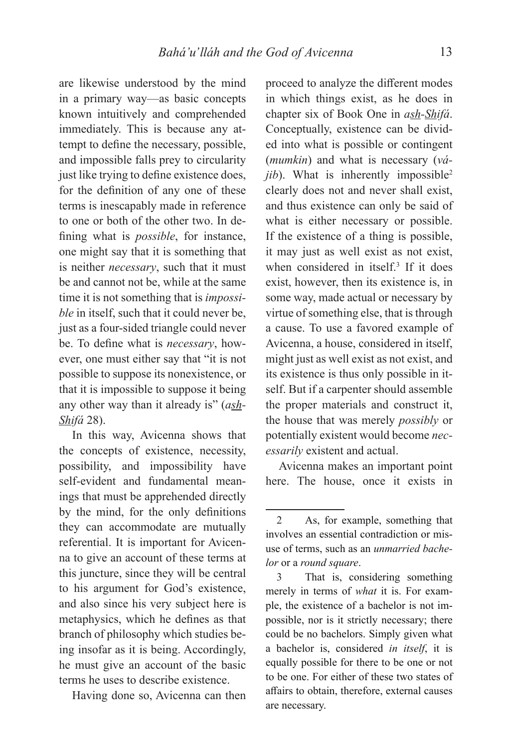are likewise understood by the mind in a primary way—as basic concepts known intuitively and comprehended immediately. This is because any attempt to define the necessary, possible, and impossible falls prey to circularity just like trying to define existence does, for the definition of any one of these terms is inescapably made in reference to one or both of the other two. In defining what is *possible*, for instance, one might say that it is something that is neither *necessary*, such that it must be and cannot not be, while at the same time it is not something that is *impossible* in itself, such that it could never be, just as a four-sided triangle could never be. To define what is *necessary*, however, one must either say that "it is not possible to suppose its nonexistence, or that it is impossible to suppose it being any other way than it already is" (*ash-Shifá* 28).

In this way, Avicenna shows that the concepts of existence, necessity, possibility, and impossibility have self-evident and fundamental meanings that must be apprehended directly by the mind, for the only definitions they can accommodate are mutually referential. It is important for Avicenna to give an account of these terms at this juncture, since they will be central to his argument for God's existence, and also since his very subject here is metaphysics, which he defines as that branch of philosophy which studies being insofar as it is being. Accordingly, he must give an account of the basic terms he uses to describe existence.

Having done so, Avicenna can then proceed to analyze the different modes in which things exist, as he does in chapter six of Book One in *ash-Shifá*. Conceptually, existence can be divided into what is possible or contingent (*mumkin*) and what is necessary (*vájib*). What is inherently impossible[2] clearly does not and never shall exist, and thus existence can only be said of what is either necessary or possible. If the existence of a thing is possible, it may just as well exist as not exist, when considered in itself.[3] If it does exist, however, then its existence is, in some way, made actual or necessary by virtue of something else, that is through a cause. To use a favored example of Avicenna, a house, considered in itself, might just as well exist as not exist, and its existence is thus only possible in itself. But if a carpenter should assemble the proper materials and construct it, the house that was merely *possibly* or potentially existent would become *necessarily* existent and actual.

Avicenna makes an important point here. The house, once it exists in

---

2 As, for example, something that involves an essential contradiction or misuse of terms, such as an *unmarried bachelor* or a *round square*.

3 That is, considering something merely in terms of *what* it is. For example, the existence of a bachelor is not impossible, nor is it strictly necessary; there could be no bachelors. Simply given what a bachelor is, considered *in itself*, it is equally possible for there to be one or not to be one. For either of these two states of affairs to obtain, therefore, external causes are necessary.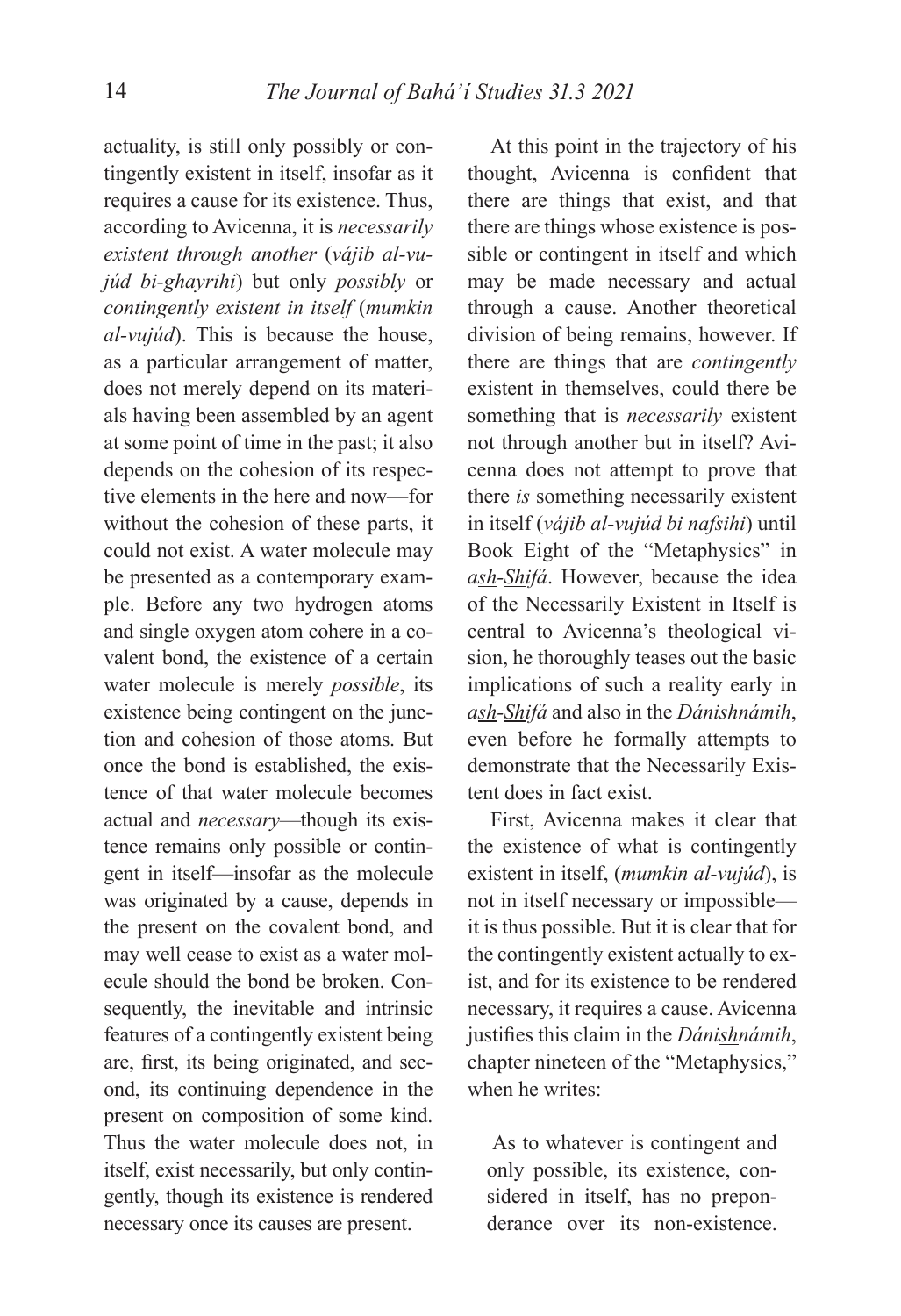actuality, is still only possibly or contingently existent in itself, insofar as it requires a cause for its existence. Thus, according to Avicenna, it is *necessarily existent through another* (*vájib al-vujúd bi-ghayrihi*) but only *possibly* or *contingently existent in itself* (*mumkin al-vujúd*). This is because the house, as a particular arrangement of matter, does not merely depend on its materials having been assembled by an agent at some point of time in the past; it also depends on the cohesion of its respective elements in the here and now—for without the cohesion of these parts, it could not exist. A water molecule may be presented as a contemporary example. Before any two hydrogen atoms and single oxygen atom cohere in a covalent bond, the existence of a certain water molecule is merely *possible*, its existence being contingent on the junction and cohesion of those atoms. But once the bond is established, the existence of that water molecule becomes actual and *necessary*—though its existence remains only possible or contingent in itself—insofar as the molecule was originated by a cause, depends in the present on the covalent bond, and may well cease to exist as a water molecule should the bond be broken. Consequently, the inevitable and intrinsic features of a contingently existent being are, first, its being originated, and second, its continuing dependence in the present on composition of some kind. Thus the water molecule does not, in itself, exist necessarily, but only contingently, though its existence is rendered necessary once its causes are present.

At this point in the trajectory of his thought, Avicenna is confident that there are things that exist, and that there are things whose existence is possible or contingent in itself and which may be made necessary and actual through a cause. Another theoretical division of being remains, however. If there are things that are *contingently* existent in themselves, could there be something that is *necessarily* existent not through another but in itself? Avicenna does not attempt to prove that there *is* something necessarily existent in itself (*vájib al-vujúd bi nafsihi*) until Book Eight of the "Metaphysics" in *ash-Shifá*. However, because the idea of the Necessarily Existent in Itself is central to Avicenna's theological vision, he thoroughly teases out the basic implications of such a reality early in *ash-Shifá* and also in the *Dánishnámih*, even before he formally attempts to demonstrate that the Necessarily Existent does in fact exist.

First, Avicenna makes it clear that the existence of what is contingently existent in itself, (*mumkin al-vujúd*), is not in itself necessary or impossible—it is thus possible. But it is clear that for the contingently existent actually to exist, and for its existence to be rendered necessary, it requires a cause. Avicenna justifies this claim in the *Dánishnámih*, chapter nineteen of the "Metaphysics," when he writes:

> As to whatever is contingent and only possible, its existence, considered in itself, has no preponderance over its non-existence.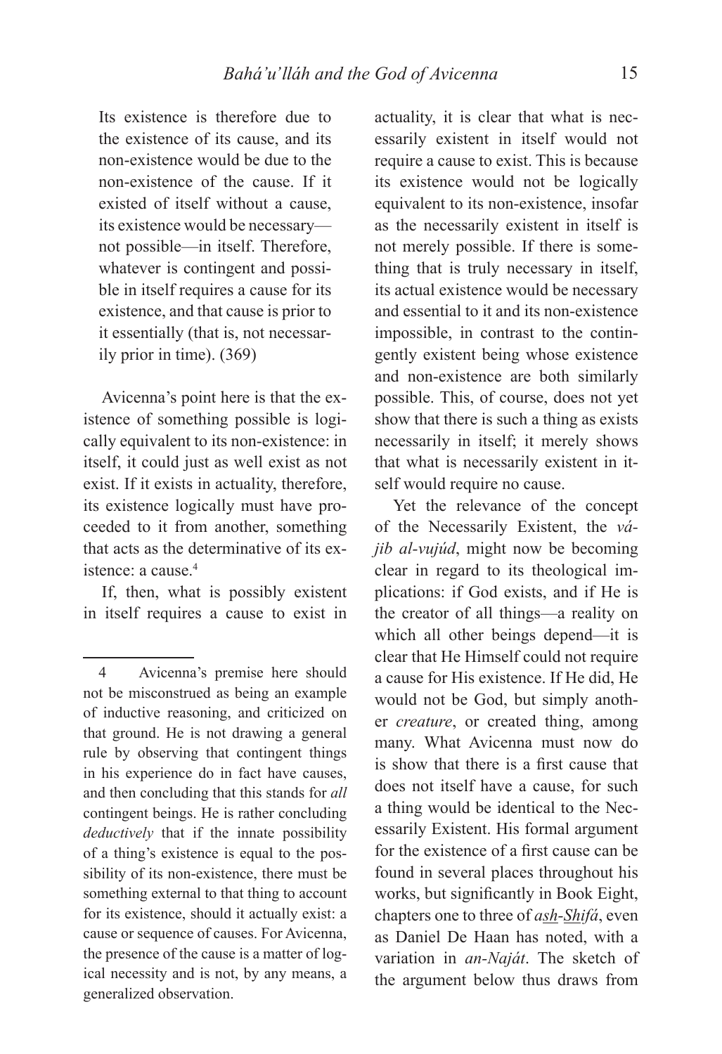> Its existence is therefore due to the existence of its cause, and its non-existence would be due to the non-existence of the cause. If it existed of itself without a cause, its existence would be necessary—not possible—in itself. Therefore, whatever is contingent and possible in itself requires a cause for its existence, and that cause is prior to it essentially (that is, not necessarily prior in time). (369)

Avicenna's point here is that the existence of something possible is logically equivalent to its non-existence: in itself, it could just as well exist as not exist. If it exists in actuality, therefore, its existence logically must have proceeded to it from another, something that acts as the determinative of its existence: a cause.[4]

If, then, what is possibly existent in itself requires a cause to exist in actuality, it is clear that what is necessarily existent in itself would not require a cause to exist. This is because its existence would not be logically equivalent to its non-existence, insofar as the necessarily existent in itself is not merely possible. If there is something that is truly necessary in itself, its actual existence would be necessary and essential to it and its non-existence impossible, in contrast to the contingently existent being whose existence and non-existence are both similarly possible. This, of course, does not yet show that there is such a thing as exists necessarily in itself; it merely shows that what is necessarily existent in itself would require no cause.

Yet the relevance of the concept of the Necessarily Existent, the *vájib al-vujúd*, might now be becoming clear in regard to its theological implications: if God exists, and if He is the creator of all things—a reality on which all other beings depend—it is clear that He Himself could not require a cause for His existence. If He did, He would not be God, but simply another *creature*, or created thing, among many. What Avicenna must now do is show that there is a first cause that does not itself have a cause, for such a thing would be identical to the Necessarily Existent. His formal argument for the existence of a first cause can be found in several places throughout his works, but significantly in Book Eight, chapters one to three of *as͟h-S͟hifá*, even as Daniel De Haan has noted, with a variation in *an-Naját*. The sketch of the argument below thus draws from

---

4 Avicenna's premise here should not be misconstrued as being an example of inductive reasoning, and criticized on that ground. He is not drawing a general rule by observing that contingent things in his experience do in fact have causes, and then concluding that this stands for *all* contingent beings. He is rather concluding *deductively* that if the innate possibility of a thing's existence is equal to the possibility of its non-existence, there must be something external to that thing to account for its existence, should it actually exist: a cause or sequence of causes. For Avicenna, the presence of the cause is a matter of logical necessity and is not, by any means, a generalized observation.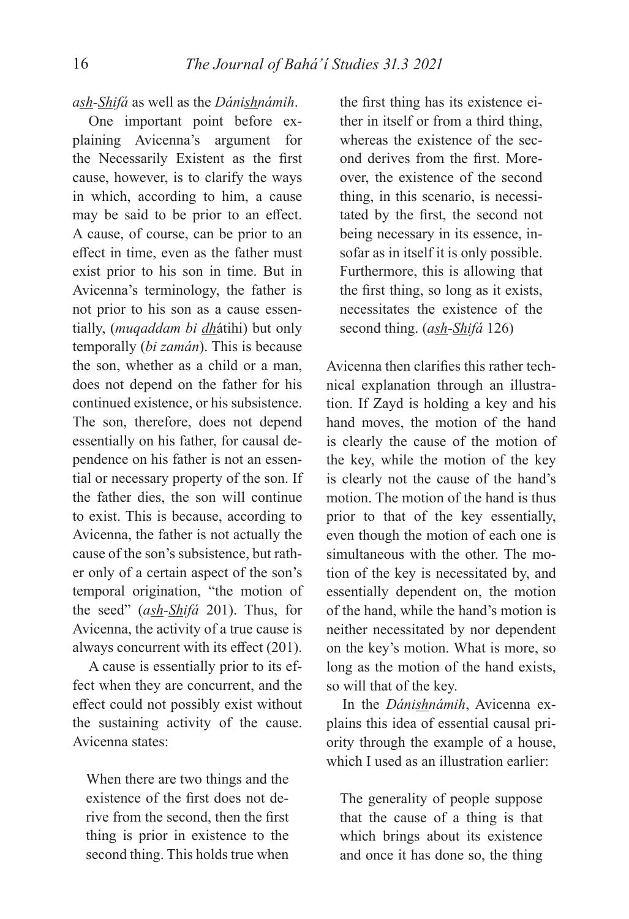*ash-Shifá* as well as the *Dánishnámih*.

One important point before explaining Avicenna's argument for the Necessarily Existent as the first cause, however, is to clarify the ways in which, according to him, a cause may be said to be prior to an effect. A cause, of course, can be prior to an effect in time, even as the father must exist prior to his son in time. But in Avicenna's terminology, the father is not prior to his son as a cause essentially, (*muqaddam bi dhátihi*) but only temporally (*bi zamán*). This is because the son, whether as a child or a man, does not depend on the father for his continued existence, or his subsistence. The son, therefore, does not depend essentially on his father, for causal dependence on his father is not an essential or necessary property of the son. If the father dies, the son will continue to exist. This is because, according to Avicenna, the father is not actually the cause of the son's subsistence, but rather only of a certain aspect of the son's temporal origination, "the motion of the seed" (*ash-Shifá* 201). Thus, for Avicenna, the activity of a true cause is always concurrent with its effect (201).

A cause is essentially prior to its effect when they are concurrent, and the effect could not possibly exist without the sustaining activity of the cause. Avicenna states:

> When there are two things and the existence of the first does not derive from the second, then the first thing is prior in existence to the second thing. This holds true when the first thing has its existence either in itself or from a third thing, whereas the existence of the second derives from the first. Moreover, the existence of the second thing, in this scenario, is necessitated by the first, the second not being necessary in its essence, insofar as in itself it is only possible. Furthermore, this is allowing that the first thing, so long as it exists, necessitates the existence of the second thing. (*ash-Shifá* 126)

Avicenna then clarifies this rather technical explanation through an illustration. If Zayd is holding a key and his hand moves, the motion of the hand is clearly the cause of the motion of the key, while the motion of the key is clearly not the cause of the hand's motion. The motion of the hand is thus prior to that of the key essentially, even though the motion of each one is simultaneous with the other. The motion of the key is necessitated by, and essentially dependent on, the motion of the hand, while the hand's motion is neither necessitated by nor dependent on the key's motion. What is more, so long as the motion of the hand exists, so will that of the key.

In the *Dánishnámih*, Avicenna explains this idea of essential causal priority through the example of a house, which I used as an illustration earlier:

> The generality of people suppose that the cause of a thing is that which brings about its existence and once it has done so, the thing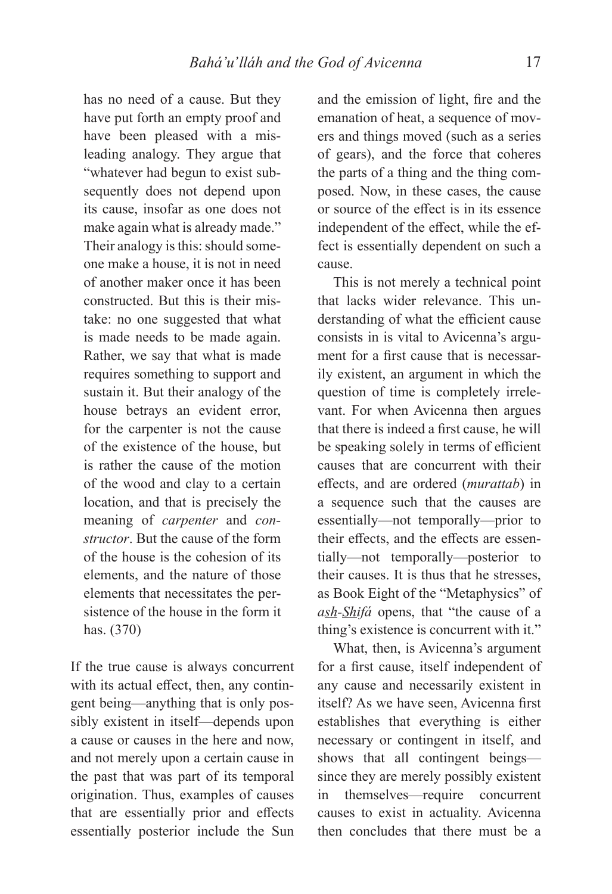> has no need of a cause. But they have put forth an empty proof and have been pleased with a misleading analogy. They argue that "whatever had begun to exist subsequently does not depend upon its cause, insofar as one does not make again what is already made." Their analogy is this: should someone make a house, it is not in need of another maker once it has been constructed. But this is their mistake: no one suggested that what is made needs to be made again. Rather, we say that what is made requires something to support and sustain it. But their analogy of the house betrays an evident error, for the carpenter is not the cause of the existence of the house, but is rather the cause of the motion of the wood and clay to a certain location, and that is precisely the meaning of *carpenter* and *constructor*. But the cause of the form of the house is the cohesion of its elements, and the nature of those elements that necessitates the persistence of the house in the form it has. (370)

If the true cause is always concurrent with its actual effect, then, any contingent being—anything that is only possibly existent in itself—depends upon a cause or causes in the here and now, and not merely upon a certain cause in the past that was part of its temporal origination. Thus, examples of causes that are essentially prior and effects essentially posterior include the Sun and the emission of light, fire and the emanation of heat, a sequence of movers and things moved (such as a series of gears), and the force that coheres the parts of a thing and the thing composed. Now, in these cases, the cause or source of the effect is in its essence independent of the effect, while the effect is essentially dependent on such a cause.

This is not merely a technical point that lacks wider relevance. This understanding of what the efficient cause consists in is vital to Avicenna's argument for a first cause that is necessarily existent, an argument in which the question of time is completely irrelevant. For when Avicenna then argues that there is indeed a first cause, he will be speaking solely in terms of efficient causes that are concurrent with their effects, and are ordered (*murattab*) in a sequence such that the causes are essentially—not temporally—prior to their effects, and the effects are essentially—not temporally—posterior to their causes. It is thus that he stresses, as Book Eight of the "Metaphysics" of *ash-Shifá* opens, that "the cause of a thing's existence is concurrent with it."

What, then, is Avicenna's argument for a first cause, itself independent of any cause and necessarily existent in itself? As we have seen, Avicenna first establishes that everything is either necessary or contingent in itself, and shows that all contingent beings—since they are merely possibly existent in themselves—require concurrent causes to exist in actuality. Avicenna then concludes that there must be a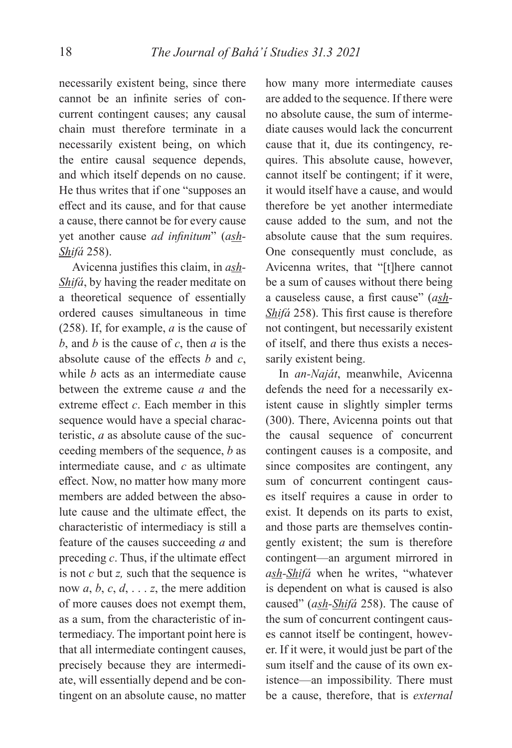necessarily existent being, since there cannot be an infinite series of concurrent contingent causes; any causal chain must therefore terminate in a necessarily existent being, on which the entire causal sequence depends, and which itself depends on no cause. He thus writes that if one "supposes an effect and its cause, and for that cause a cause, there cannot be for every cause yet another cause *ad infinitum*" (*ash-Shifá* 258).

Avicenna justifies this claim, in *ash-Shifá*, by having the reader meditate on a theoretical sequence of essentially ordered causes simultaneous in time (258). If, for example, *a* is the cause of *b*, and *b* is the cause of *c*, then *a* is the absolute cause of the effects *b* and *c*, while *b* acts as an intermediate cause between the extreme cause *a* and the extreme effect *c*. Each member in this sequence would have a special characteristic, *a* as absolute cause of the succeeding members of the sequence, *b* as intermediate cause, and *c* as ultimate effect. Now, no matter how many more members are added between the absolute cause and the ultimate effect, the characteristic of intermediacy is still a feature of the causes succeeding *a* and preceding *c*. Thus, if the ultimate effect is not *c* but *z,* such that the sequence is now *a*, *b*, *c*, *d*, . . . *z*, the mere addition of more causes does not exempt them, as a sum, from the characteristic of intermediacy. The important point here is that all intermediate contingent causes, precisely because they are intermediate, will essentially depend and be contingent on an absolute cause, no matter how many more intermediate causes are added to the sequence. If there were no absolute cause, the sum of intermediate causes would lack the concurrent cause that it, due its contingency, requires. This absolute cause, however, cannot itself be contingent; if it were, it would itself have a cause, and would therefore be yet another intermediate cause added to the sum, and not the absolute cause that the sum requires. One consequently must conclude, as Avicenna writes, that "[t]here cannot be a sum of causes without there being a causeless cause, a first cause" (*ash-Shifá* 258). This first cause is therefore not contingent, but necessarily existent of itself, and there thus exists a necessarily existent being.

In *an-Naját*, meanwhile, Avicenna defends the need for a necessarily existent cause in slightly simpler terms (300). There, Avicenna points out that the causal sequence of concurrent contingent causes is a composite, and since composites are contingent, any sum of concurrent contingent causes itself requires a cause in order to exist. It depends on its parts to exist, and those parts are themselves contingently existent; the sum is therefore contingent—an argument mirrored in *ash-Shifá* when he writes, "whatever is dependent on what is caused is also caused" (*ash-Shifá* 258). The cause of the sum of concurrent contingent causes cannot itself be contingent, however. If it were, it would just be part of the sum itself and the cause of its own existence—an impossibility. There must be a cause, therefore, that is *external*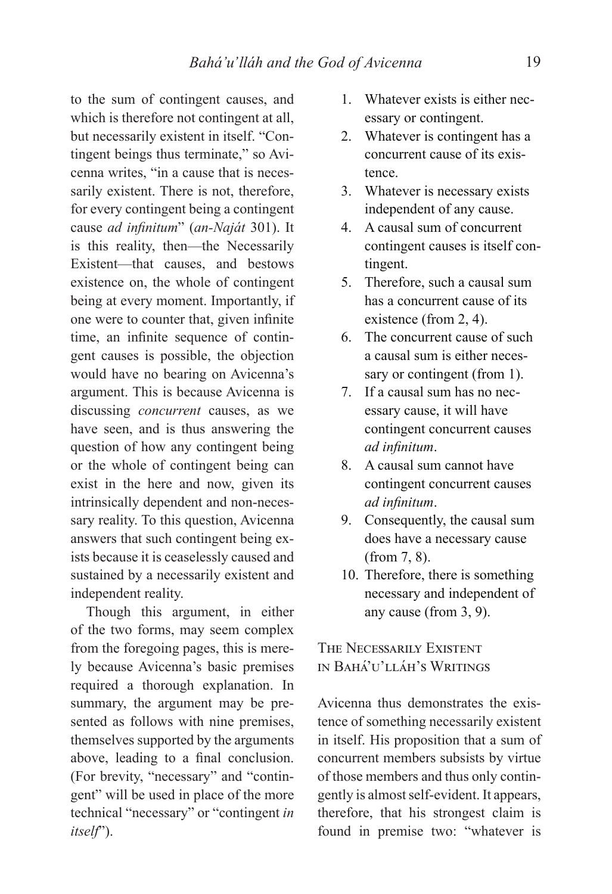to the sum of contingent causes, and which is therefore not contingent at all, but necessarily existent in itself. "Contingent beings thus terminate," so Avicenna writes, "in a cause that is necessarily existent. There is not, therefore, for every contingent being a contingent cause *ad infinitum*" (*an-Naját* 301). It is this reality, then—the Necessarily Existent—that causes, and bestows existence on, the whole of contingent being at every moment. Importantly, if one were to counter that, given infinite time, an infinite sequence of contingent causes is possible, the objection would have no bearing on Avicenna's argument. This is because Avicenna is discussing *concurrent* causes, as we have seen, and is thus answering the question of how any contingent being or the whole of contingent being can exist in the here and now, given its intrinsically dependent and non-necessary reality. To this question, Avicenna answers that such contingent being exists because it is ceaselessly caused and sustained by a necessarily existent and independent reality.

Though this argument, in either of the two forms, may seem complex from the foregoing pages, this is merely because Avicenna's basic premises required a thorough explanation. In summary, the argument may be presented as follows with nine premises, themselves supported by the arguments above, leading to a final conclusion. (For brevity, "necessary" and "contingent" will be used in place of the more technical "necessary" or "contingent *in itself*").

1. Whatever exists is either necessary or contingent.
2. Whatever is contingent has a concurrent cause of its existence.
3. Whatever is necessary exists independent of any cause.
4. A causal sum of concurrent contingent causes is itself contingent.
5. Therefore, such a causal sum has a concurrent cause of its existence (from 2, 4).
6. The concurrent cause of such a causal sum is either necessary or contingent (from 1).
7. If a causal sum has no necessary cause, it will have contingent concurrent causes *ad infinitum*.
8. A causal sum cannot have contingent concurrent causes *ad infinitum*.
9. Consequently, the causal sum does have a necessary cause (from 7, 8).
10. Therefore, there is something necessary and independent of any cause (from 3, 9).

## The Necessarily Existent in Bahá'u'lláh's Writings

Avicenna thus demonstrates the existence of something necessarily existent in itself. His proposition that a sum of concurrent members subsists by virtue of those members and thus only contingently is almost self-evident. It appears, therefore, that his strongest claim is found in premise two: "whatever is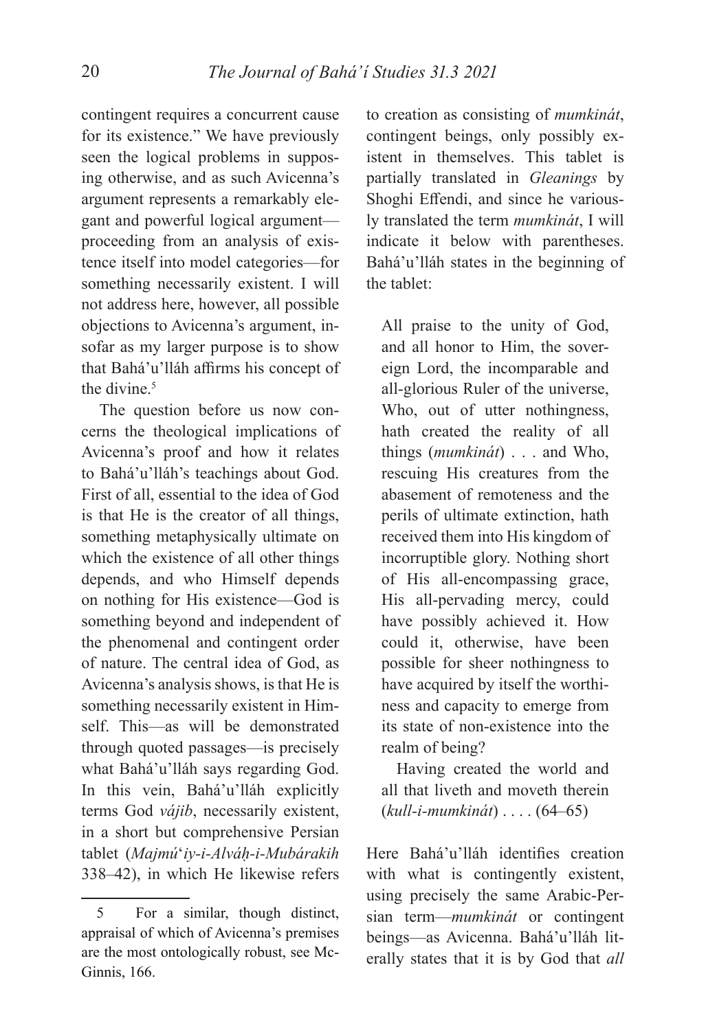contingent requires a concurrent cause for its existence." We have previously seen the logical problems in supposing otherwise, and as such Avicenna's argument represents a remarkably elegant and powerful logical argument—proceeding from an analysis of existence itself into model categories—for something necessarily existent. I will not address here, however, all possible objections to Avicenna's argument, insofar as my larger purpose is to show that Bahá'u'lláh affirms his concept of the divine.[5]

The question before us now concerns the theological implications of Avicenna's proof and how it relates to Bahá'u'lláh's teachings about God. First of all, essential to the idea of God is that He is the creator of all things, something metaphysically ultimate on which the existence of all other things depends, and who Himself depends on nothing for His existence—God is something beyond and independent of the phenomenal and contingent order of nature. The central idea of God, as Avicenna's analysis shows, is that He is something necessarily existent in Himself. This—as will be demonstrated through quoted passages—is precisely what Bahá'u'lláh says regarding God. In this vein, Bahá'u'lláh explicitly terms God *vájib*, necessarily existent, in a short but comprehensive Persian tablet (*Majmú'iy-i-Alváḥ-i-Mubárakih* 338–42), in which He likewise refers to creation as consisting of *mumkinát*, contingent beings, only possibly existent in themselves. This tablet is partially translated in *Gleanings* by Shoghi Effendi, and since he variously translated the term *mumkinát*, I will indicate it below with parentheses. Bahá'u'lláh states in the beginning of the tablet:

> All praise to the unity of God, and all honor to Him, the sovereign Lord, the incomparable and all-glorious Ruler of the universe, Who, out of utter nothingness, hath created the reality of all things (*mumkinát*) . . . and Who, rescuing His creatures from the abasement of remoteness and the perils of ultimate extinction, hath received them into His kingdom of incorruptible glory. Nothing short of His all-encompassing grace, His all-pervading mercy, could have possibly achieved it. How could it, otherwise, have been possible for sheer nothingness to have acquired by itself the worthiness and capacity to emerge from its state of non-existence into the realm of being?
>
> Having created the world and all that liveth and moveth therein (*kull-i-mumkinát*) . . . . (64–65)

Here Bahá'u'lláh identifies creation with what is contingently existent, using precisely the same Arabic-Persian term—*mumkinát* or contingent beings—as Avicenna. Bahá'u'lláh literally states that it is by God that *all*

---

5 For a similar, though distinct, appraisal of which of Avicenna's premises are the most ontologically robust, see McGinnis, 166.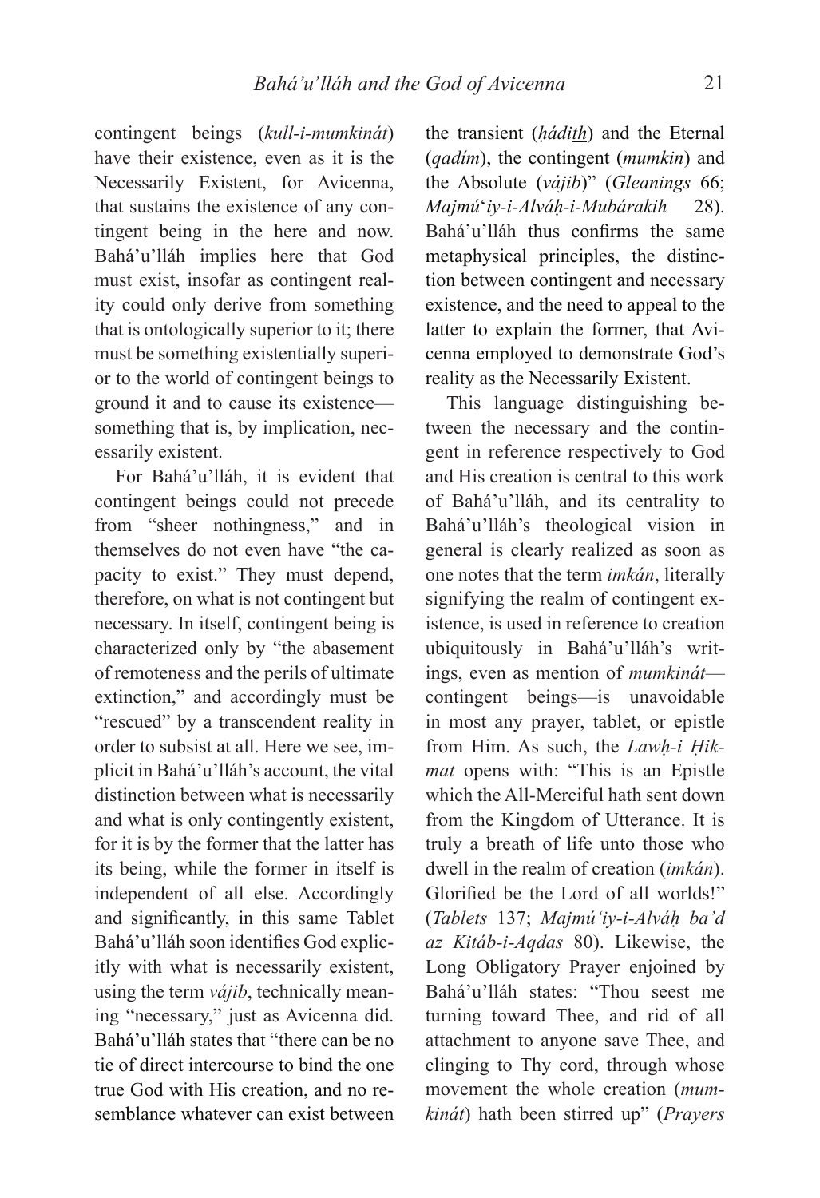contingent beings (*kull-i-mumkinát*) have their existence, even as it is the Necessarily Existent, for Avicenna, that sustains the existence of any contingent being in the here and now. Bahá'u'lláh implies here that God must exist, insofar as contingent reality could only derive from something that is ontologically superior to it; there must be something existentially superior to the world of contingent beings to ground it and to cause its existence—something that is, by implication, necessarily existent.

For Bahá'u'lláh, it is evident that contingent beings could not precede from "sheer nothingness," and in themselves do not even have "the capacity to exist." They must depend, therefore, on what is not contingent but necessary. In itself, contingent being is characterized only by "the abasement of remoteness and the perils of ultimate extinction," and accordingly must be "rescued" by a transcendent reality in order to subsist at all. Here we see, implicit in Bahá'u'lláh's account, the vital distinction between what is necessarily and what is only contingently existent, for it is by the former that the latter has its being, while the former in itself is independent of all else. Accordingly and significantly, in this same Tablet Bahá'u'lláh soon identifies God explicitly with what is necessarily existent, using the term *vájib*, technically meaning "necessary," just as Avicenna did. Bahá'u'lláh states that "there can be no tie of direct intercourse to bind the one true God with His creation, and no resemblance whatever can exist between the transient (*ḥádith*) and the Eternal (*qadím*), the contingent (*mumkin*) and the Absolute (*vájib*)" (*Gleanings* 66; *Majmú'iy-i-Alváḥ-i-Mubárakih* 28). Bahá'u'lláh thus confirms the same metaphysical principles, the distinction between contingent and necessary existence, and the need to appeal to the latter to explain the former, that Avicenna employed to demonstrate God's reality as the Necessarily Existent.

This language distinguishing between the necessary and the contingent in reference respectively to God and His creation is central to this work of Bahá'u'lláh, and its centrality to Bahá'u'lláh's theological vision in general is clearly realized as soon as one notes that the term *imkán*, literally signifying the realm of contingent existence, is used in reference to creation ubiquitously in Bahá'u'lláh's writings, even as mention of *mumkinát*—contingent beings—is unavoidable in most any prayer, tablet, or epistle from Him. As such, the *Lawḥ-i Ḥikmat* opens with: "This is an Epistle which the All-Merciful hath sent down from the Kingdom of Utterance. It is truly a breath of life unto those who dwell in the realm of creation (*imkán*). Glorified be the Lord of all worlds!" (*Tablets* 137; *Majmú'iy-i-Alváḥ ba'd az Kitáb-i-Aqdas* 80). Likewise, the Long Obligatory Prayer enjoined by Bahá'u'lláh states: "Thou seest me turning toward Thee, and rid of all attachment to anyone save Thee, and clinging to Thy cord, through whose movement the whole creation (*mumkinát*) hath been stirred up" (*Prayers*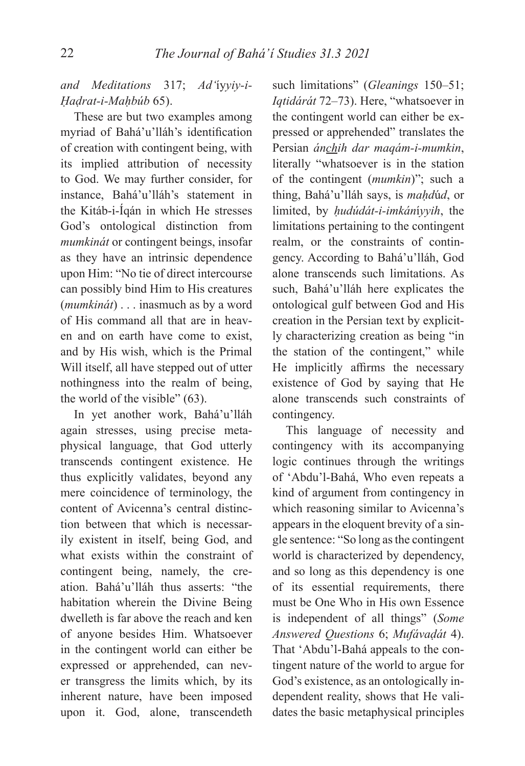*and Meditations* 317; *Ad'íyyiy-i-Ḥaḍrat-i-Maḥbúb* 65).

These are but two examples among myriad of Bahá'u'lláh's identification of creation with contingent being, with its implied attribution of necessity to God. We may further consider, for instance, Bahá'u'lláh's statement in the Kitáb-i-Íqán in which He stresses God's ontological distinction from *mumkinát* or contingent beings, insofar as they have an intrinsic dependence upon Him: "No tie of direct intercourse can possibly bind Him to His creatures (*mumkinát*) . . . inasmuch as by a word of His command all that are in heaven and on earth have come to exist, and by His wish, which is the Primal Will itself, all have stepped out of utter nothingness into the realm of being, the world of the visible" (63).

In yet another work, Bahá'u'lláh again stresses, using precise metaphysical language, that God utterly transcends contingent existence. He thus explicitly validates, beyond any mere coincidence of terminology, the content of Avicenna's central distinction between that which is necessarily existent in itself, being God, and what exists within the constraint of contingent being, namely, the creation. Bahá'u'lláh thus asserts: "the habitation wherein the Divine Being dwelleth is far above the reach and ken of anyone besides Him. Whatsoever in the contingent world can either be expressed or apprehended, can never transgress the limits which, by its inherent nature, have been imposed upon it. God, alone, transcendeth such limitations" (*Gleanings* 150–51; *Iqtidárát* 72–73). Here, "whatsoever in the contingent world can either be expressed or apprehended" translates the Persian *ánchih dar maqám-i-mumkin*, literally "whatsoever is in the station of the contingent (*mumkin*)"; such a thing, Bahá'u'lláh says, is *maḥdúd*, or limited, by *ḥudúdát-i-imkáníyyih*, the limitations pertaining to the contingent realm, or the constraints of contingency. According to Bahá'u'lláh, God alone transcends such limitations. As such, Bahá'u'lláh here explicates the ontological gulf between God and His creation in the Persian text by explicitly characterizing creation as being "in the station of the contingent," while He implicitly affirms the necessary existence of God by saying that He alone transcends such constraints of contingency.

This language of necessity and contingency with its accompanying logic continues through the writings of 'Abdu'l-Bahá, Who even repeats a kind of argument from contingency in which reasoning similar to Avicenna's appears in the eloquent brevity of a single sentence: "So long as the contingent world is characterized by dependency, and so long as this dependency is one of its essential requirements, there must be One Who in His own Essence is independent of all things" (*Some Answered Questions* 6; *Mufávaḍát* 4). That 'Abdu'l-Bahá appeals to the contingent nature of the world to argue for God's existence, as an ontologically independent reality, shows that He validates the basic metaphysical principles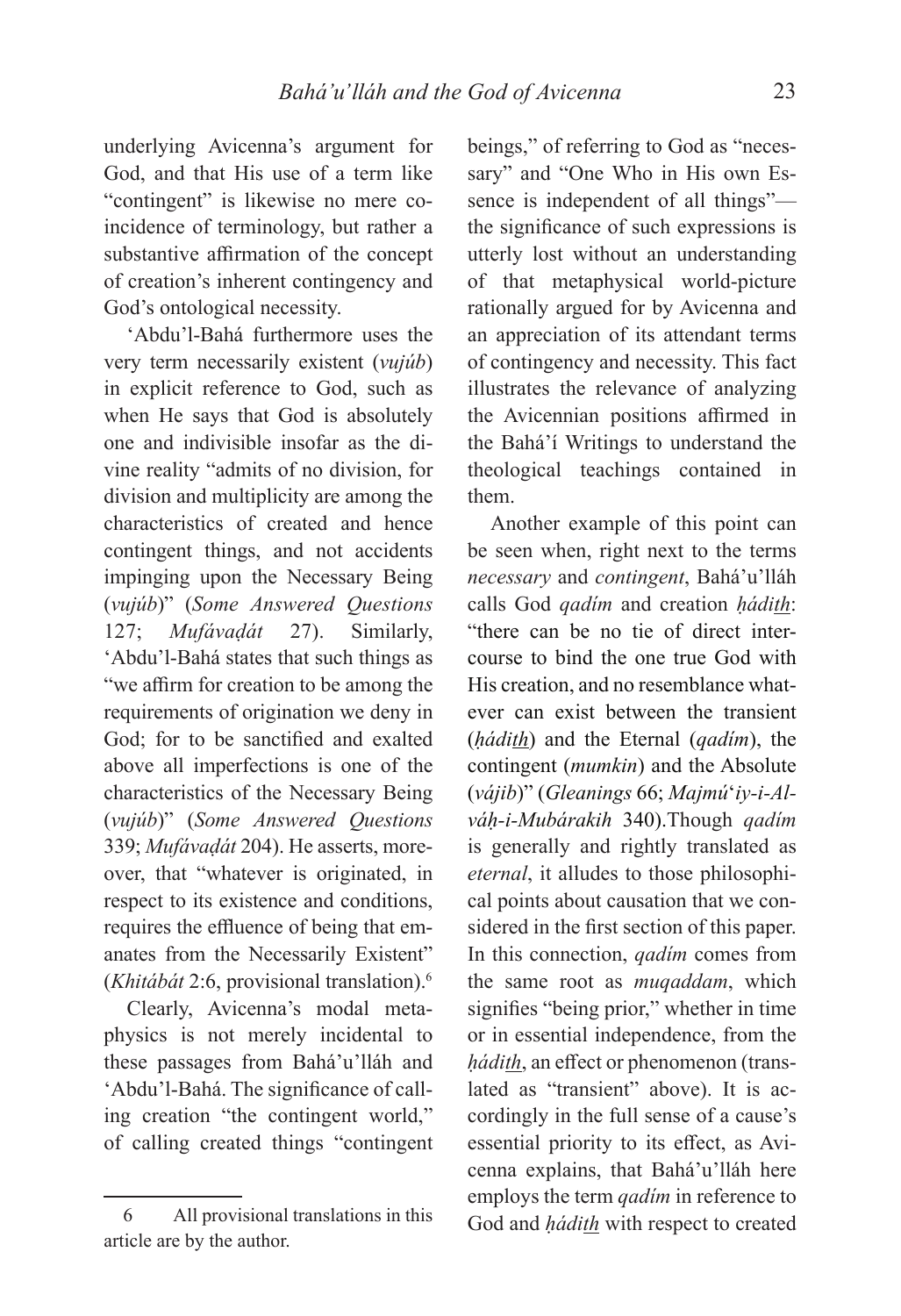underlying Avicenna's argument for God, and that His use of a term like "contingent" is likewise no mere coincidence of terminology, but rather a substantive affirmation of the concept of creation's inherent contingency and God's ontological necessity.

'Abdu'l-Bahá furthermore uses the very term necessarily existent (*vujúb*) in explicit reference to God, such as when He says that God is absolutely one and indivisible insofar as the divine reality "admits of no division, for division and multiplicity are among the characteristics of created and hence contingent things, and not accidents impinging upon the Necessary Being (*vujúb*)" (*Some Answered Questions* 127; *Mufávaḍát* 27). Similarly, 'Abdu'l-Bahá states that such things as "we affirm for creation to be among the requirements of origination we deny in God; for to be sanctified and exalted above all imperfections is one of the characteristics of the Necessary Being (*vujúb*)" (*Some Answered Questions* 339; *Mufávaḍát* 204). He asserts, moreover, that "whatever is originated, in respect to its existence and conditions, requires the effluence of being that emanates from the Necessarily Existent" (*Khitábát* 2:6, provisional translation).[6]

Clearly, Avicenna's modal metaphysics is not merely incidental to these passages from Bahá'u'lláh and 'Abdu'l-Bahá. The significance of calling creation "the contingent world," of calling created things "contingent beings," of referring to God as "necessary" and "One Who in His own Essence is independent of all things"—the significance of such expressions is utterly lost without an understanding of that metaphysical world-picture rationally argued for by Avicenna and an appreciation of its attendant terms of contingency and necessity. This fact illustrates the relevance of analyzing the Avicennian positions affirmed in the Bahá'í Writings to understand the theological teachings contained in them.

Another example of this point can be seen when, right next to the terms *necessary* and *contingent*, Bahá'u'lláh calls God *qadím* and creation *ḥádi<u>th</u>*: "there can be no tie of direct intercourse to bind the one true God with His creation, and no resemblance whatever can exist between the transient (*ḥádi<u>th</u>*) and the Eternal (*qadím*), the contingent (*mumkin*) and the Absolute (*vájib*)" (*Gleanings* 66; *Majmú'iy-i-Alváḥ-i-Mubárakih* 340).Though *qadím* is generally and rightly translated as *eternal*, it alludes to those philosophical points about causation that we considered in the first section of this paper. In this connection, *qadím* comes from the same root as *muqaddam*, which signifies "being prior," whether in time or in essential independence, from the *ḥádi<u>th</u>*, an effect or phenomenon (translated as "transient" above). It is accordingly in the full sense of a cause's essential priority to its effect, as Avicenna explains, that Bahá'u'lláh here employs the term *qadím* in reference to God and *ḥádi<u>th</u>* with respect to created

---

6 All provisional translations in this article are by the author.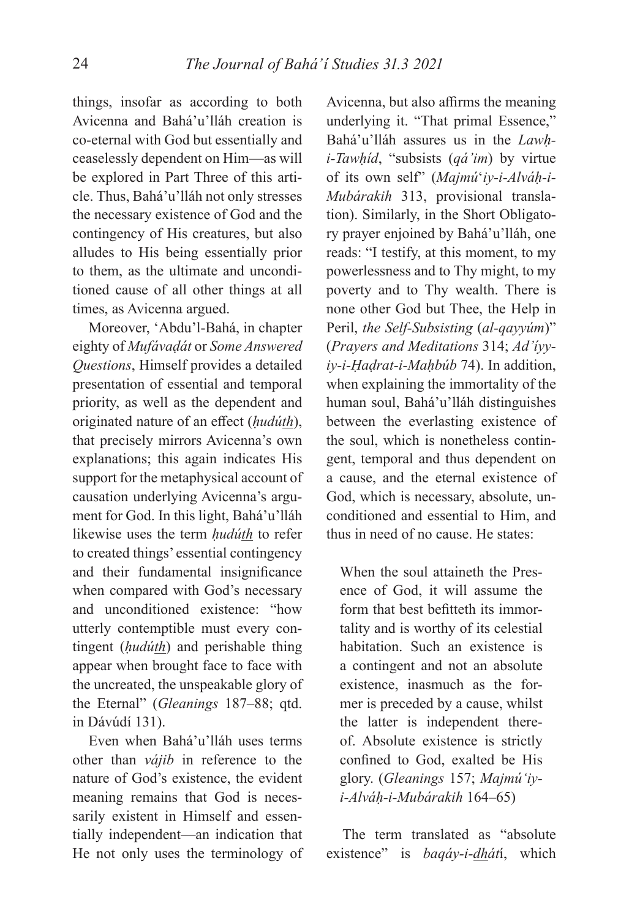things, insofar as according to both Avicenna and Bahá'u'lláh creation is co-eternal with God but essentially and ceaselessly dependent on Him—as will be explored in Part Three of this article. Thus, Bahá'u'lláh not only stresses the necessary existence of God and the contingency of His creatures, but also alludes to His being essentially prior to them, as the ultimate and unconditioned cause of all other things at all times, as Avicenna argued.

Moreover, 'Abdu'l-Bahá, in chapter eighty of *Mufávaḍát* or *Some Answered Questions*, Himself provides a detailed presentation of essential and temporal priority, as well as the dependent and originated nature of an effect (*ḥudú<u>th</u>*), that precisely mirrors Avicenna's own explanations; this again indicates His support for the metaphysical account of causation underlying Avicenna's argument for God. In this light, Bahá'u'lláh likewise uses the term *ḥudú<u>th</u>* to refer to created things' essential contingency and their fundamental insignificance when compared with God's necessary and unconditioned existence: "how utterly contemptible must every contingent (*ḥudú<u>th</u>*) and perishable thing appear when brought face to face with the uncreated, the unspeakable glory of the Eternal" (*Gleanings* 187–88; qtd. in Dávúdí 131).

Even when Bahá'u'lláh uses terms other than *vájib* in reference to the nature of God's existence, the evident meaning remains that God is necessarily existent in Himself and essentially independent—an indication that He not only uses the terminology of Avicenna, but also affirms the meaning underlying it. "That primal Essence," Bahá'u'lláh assures us in the *Lawḥ-i-Tawḥíd*, "subsists (*qá'im*) by virtue of its own self" (*Majmú'iy-i-Alváḥ-i-Mubárakih* 313, provisional translation). Similarly, in the Short Obligatory prayer enjoined by Bahá'u'lláh, one reads: "I testify, at this moment, to my powerlessness and to Thy might, to my poverty and to Thy wealth. There is none other God but Thee, the Help in Peril, *the Self-Subsisting* (*al-qayyúm*)" (*Prayers and Meditations* 314; *Ad'íyy-iy-i-Ḥaḍrat-i-Maḥbúb* 74). In addition, when explaining the immortality of the human soul, Bahá'u'lláh distinguishes between the everlasting existence of the soul, which is nonetheless contingent, temporal and thus dependent on a cause, and the eternal existence of God, which is necessary, absolute, unconditioned and essential to Him, and thus in need of no cause. He states:

> When the soul attaineth the Presence of God, it will assume the form that best befitteth its immortality and is worthy of its celestial habitation. Such an existence is a contingent and not an absolute existence, inasmuch as the former is preceded by a cause, whilst the latter is independent thereof. Absolute existence is strictly confined to God, exalted be His glory. (*Gleanings* 157; *Majmú'iy-i-Alváḥ-i-Mubárakih* 164–65)

The term translated as "absolute existence" is *baqáy-i-<u>dh</u>átí*, which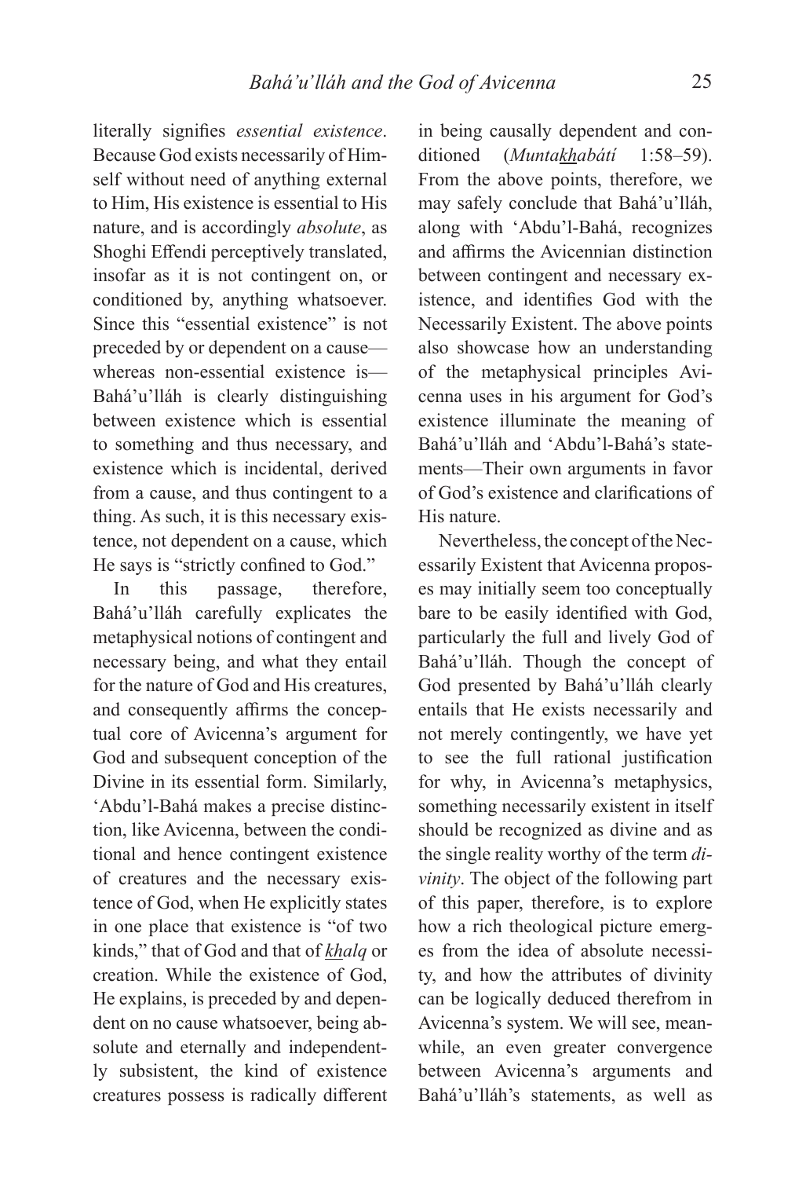literally signifies *essential existence*. Because God exists necessarily of Himself without need of anything external to Him, His existence is essential to His nature, and is accordingly *absolute*, as Shoghi Effendi perceptively translated, insofar as it is not contingent on, or conditioned by, anything whatsoever. Since this "essential existence" is not preceded by or dependent on a cause—whereas non-essential existence is—Bahá'u'lláh is clearly distinguishing between existence which is essential to something and thus necessary, and existence which is incidental, derived from a cause, and thus contingent to a thing. As such, it is this necessary existence, not dependent on a cause, which He says is "strictly confined to God."

In this passage, therefore, Bahá'u'lláh carefully explicates the metaphysical notions of contingent and necessary being, and what they entail for the nature of God and His creatures, and consequently affirms the conceptual core of Avicenna's argument for God and subsequent conception of the Divine in its essential form. Similarly, 'Abdu'l-Bahá makes a precise distinction, like Avicenna, between the conditional and hence contingent existence of creatures and the necessary existence of God, when He explicitly states in one place that existence is "of two kinds," that of God and that of *khalq* or creation. While the existence of God, He explains, is preceded by and dependent on no cause whatsoever, being absolute and eternally and independently subsistent, the kind of existence creatures possess is radically different in being causally dependent and conditioned (*Muntakhabátí* 1:58–59). From the above points, therefore, we may safely conclude that Bahá'u'lláh, along with 'Abdu'l-Bahá, recognizes and affirms the Avicennian distinction between contingent and necessary existence, and identifies God with the Necessarily Existent. The above points also showcase how an understanding of the metaphysical principles Avicenna uses in his argument for God's existence illuminate the meaning of Bahá'u'lláh and 'Abdu'l-Bahá's statements—Their own arguments in favor of God's existence and clarifications of His nature.

Nevertheless, the concept of the Necessarily Existent that Avicenna proposes may initially seem too conceptually bare to be easily identified with God, particularly the full and lively God of Bahá'u'lláh. Though the concept of God presented by Bahá'u'lláh clearly entails that He exists necessarily and not merely contingently, we have yet to see the full rational justification for why, in Avicenna's metaphysics, something necessarily existent in itself should be recognized as divine and as the single reality worthy of the term *divinity*. The object of the following part of this paper, therefore, is to explore how a rich theological picture emerges from the idea of absolute necessity, and how the attributes of divinity can be logically deduced therefrom in Avicenna's system. We will see, meanwhile, an even greater convergence between Avicenna's arguments and Bahá'u'lláh's statements, as well as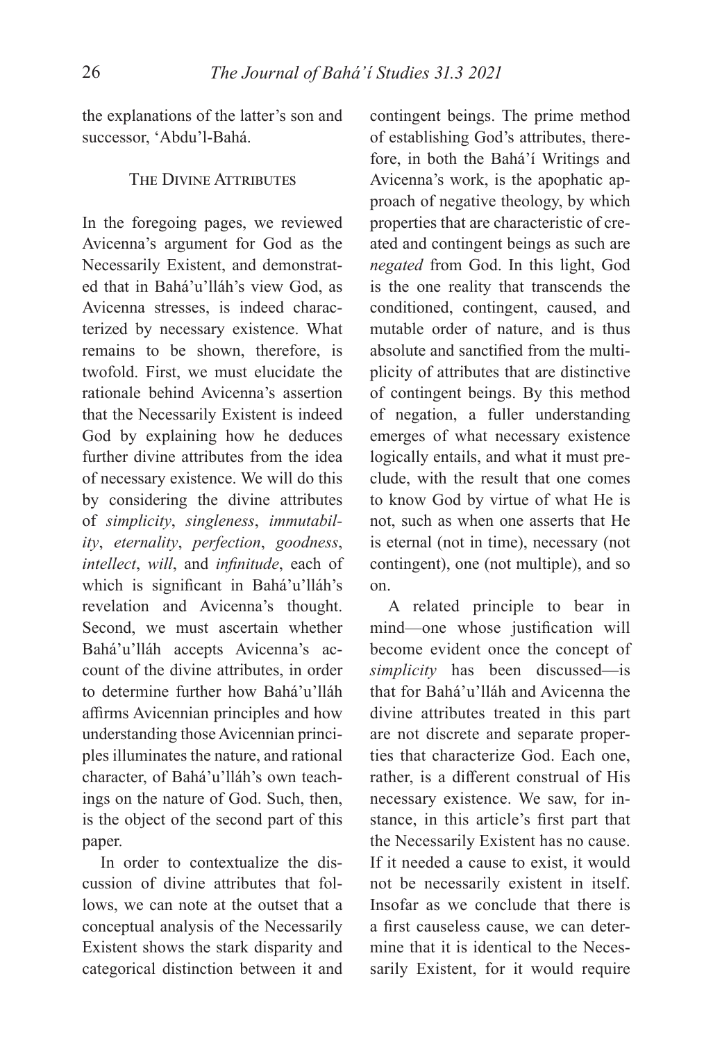the explanations of the latter's son and successor, 'Abdu'l-Bahá.

## The Divine Attributes

In the foregoing pages, we reviewed Avicenna's argument for God as the Necessarily Existent, and demonstrated that in Bahá'u'lláh's view God, as Avicenna stresses, is indeed characterized by necessary existence. What remains to be shown, therefore, is twofold. First, we must elucidate the rationale behind Avicenna's assertion that the Necessarily Existent is indeed God by explaining how he deduces further divine attributes from the idea of necessary existence. We will do this by considering the divine attributes of *simplicity*, *singleness*, *immutability*, *eternality*, *perfection*, *goodness*, *intellect*, *will*, and *infinitude*, each of which is significant in Bahá'u'lláh's revelation and Avicenna's thought. Second, we must ascertain whether Bahá'u'lláh accepts Avicenna's account of the divine attributes, in order to determine further how Bahá'u'lláh affirms Avicennian principles and how understanding those Avicennian principles illuminates the nature, and rational character, of Bahá'u'lláh's own teachings on the nature of God. Such, then, is the object of the second part of this paper.

In order to contextualize the discussion of divine attributes that follows, we can note at the outset that a conceptual analysis of the Necessarily Existent shows the stark disparity and categorical distinction between it and contingent beings. The prime method of establishing God's attributes, therefore, in both the Bahá'í Writings and Avicenna's work, is the apophatic approach of negative theology, by which properties that are characteristic of created and contingent beings as such are *negated* from God. In this light, God is the one reality that transcends the conditioned, contingent, caused, and mutable order of nature, and is thus absolute and sanctified from the multiplicity of attributes that are distinctive of contingent beings. By this method of negation, a fuller understanding emerges of what necessary existence logically entails, and what it must preclude, with the result that one comes to know God by virtue of what He is not, such as when one asserts that He is eternal (not in time), necessary (not contingent), one (not multiple), and so on.

A related principle to bear in mind—one whose justification will become evident once the concept of *simplicity* has been discussed—is that for Bahá'u'lláh and Avicenna the divine attributes treated in this part are not discrete and separate properties that characterize God. Each one, rather, is a different construal of His necessary existence. We saw, for instance, in this article's first part that the Necessarily Existent has no cause. If it needed a cause to exist, it would not be necessarily existent in itself. Insofar as we conclude that there is a first causeless cause, we can determine that it is identical to the Necessarily Existent, for it would require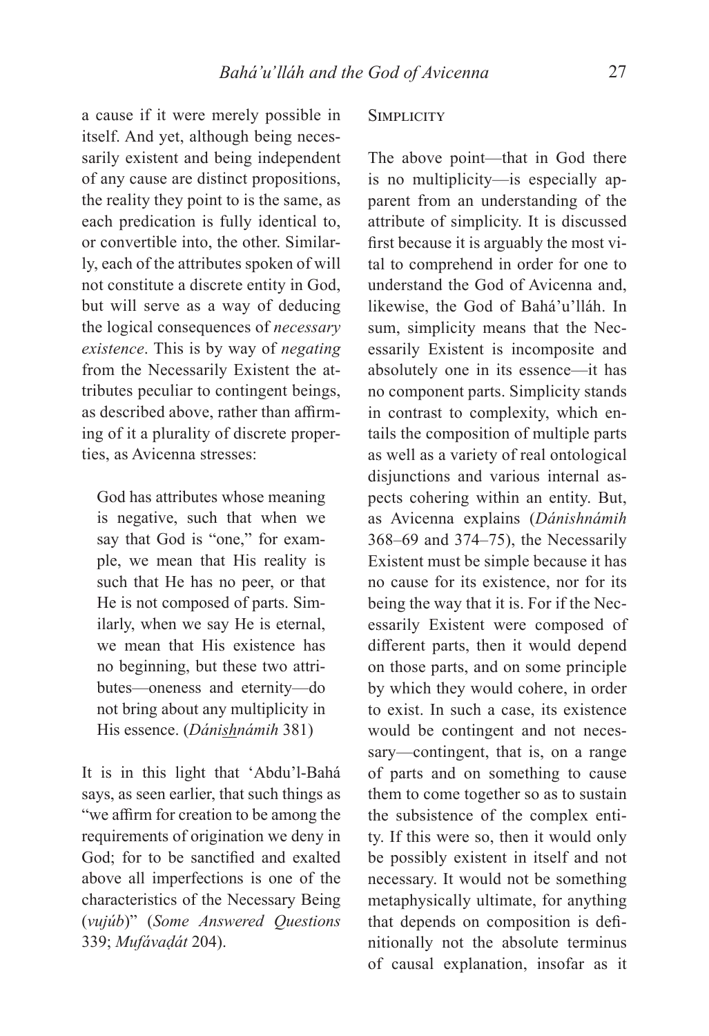a cause if it were merely possible in itself. And yet, although being necessarily existent and being independent of any cause are distinct propositions, the reality they point to is the same, as each predication is fully identical to, or convertible into, the other. Similarly, each of the attributes spoken of will not constitute a discrete entity in God, but will serve as a way of deducing the logical consequences of *necessary existence*. This is by way of *negating* from the Necessarily Existent the attributes peculiar to contingent beings, as described above, rather than affirming of it a plurality of discrete properties, as Avicenna stresses:

> God has attributes whose meaning is negative, such that when we say that God is "one," for example, we mean that His reality is such that He has no peer, or that He is not composed of parts. Similarly, when we say He is eternal, we mean that His existence has no beginning, but these two attributes—oneness and eternity—do not bring about any multiplicity in His essence. (*Dánishnámih* 381)

It is in this light that 'Abdu'l-Bahá says, as seen earlier, that such things as "we affirm for creation to be among the requirements of origination we deny in God; for to be sanctified and exalted above all imperfections is one of the characteristics of the Necessary Being (*vujúb*)" (*Some Answered Questions* 339; *Mufávaḍát* 204).

## Simplicity

The above point—that in God there is no multiplicity—is especially apparent from an understanding of the attribute of simplicity. It is discussed first because it is arguably the most vital to comprehend in order for one to understand the God of Avicenna and, likewise, the God of Bahá'u'lláh. In sum, simplicity means that the Necessarily Existent is incomposite and absolutely one in its essence—it has no component parts. Simplicity stands in contrast to complexity, which entails the composition of multiple parts as well as a variety of real ontological disjunctions and various internal aspects cohering within an entity. But, as Avicenna explains (*Dánishnámih* 368–69 and 374–75), the Necessarily Existent must be simple because it has no cause for its existence, nor for its being the way that it is. For if the Necessarily Existent were composed of different parts, then it would depend on those parts, and on some principle by which they would cohere, in order to exist. In such a case, its existence would be contingent and not necessary—contingent, that is, on a range of parts and on something to cause them to come together so as to sustain the subsistence of the complex entity. If this were so, then it would only be possibly existent in itself and not necessary. It would not be something metaphysically ultimate, for anything that depends on composition is definitionally not the absolute terminus of causal explanation, insofar as it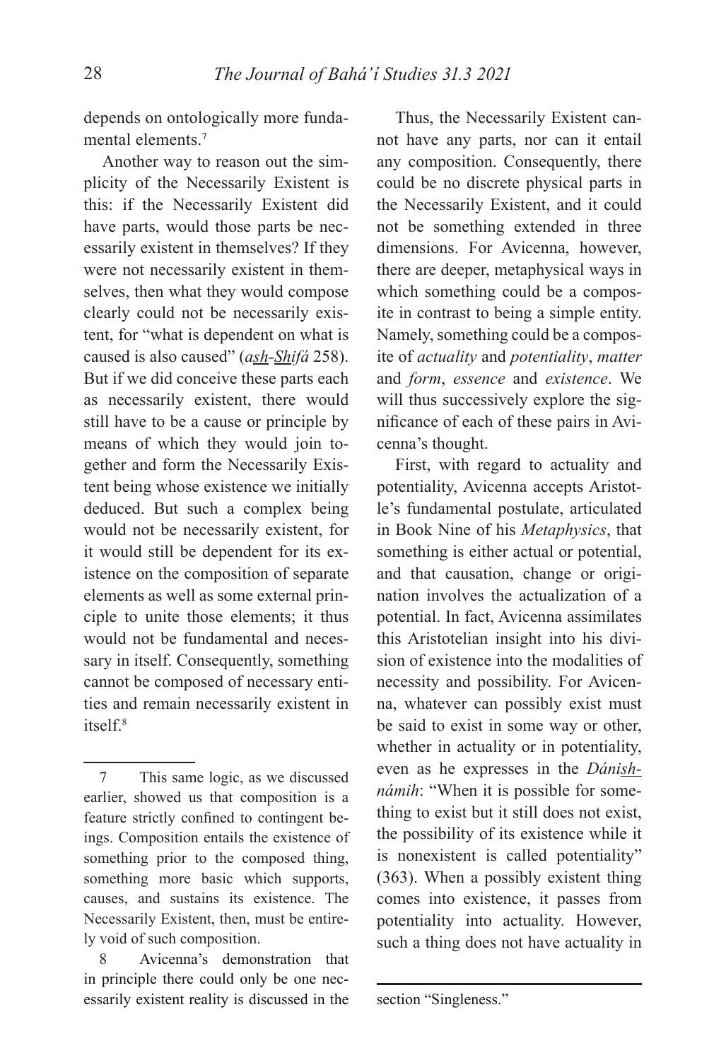depends on ontologically more fundamental elements.[7]

Another way to reason out the simplicity of the Necessarily Existent is this: if the Necessarily Existent did have parts, would those parts be necessarily existent in themselves? If they were not necessarily existent in themselves, then what they would compose clearly could not be necessarily existent, for "what is dependent on what is caused is also caused" (*ash-Shifá* 258). But if we did conceive these parts each as necessarily existent, there would still have to be a cause or principle by means of which they would join together and form the Necessarily Existent being whose existence we initially deduced. But such a complex being would not be necessarily existent, for it would still be dependent for its existence on the composition of separate elements as well as some external principle to unite those elements; it thus would not be fundamental and necessary in itself. Consequently, something cannot be composed of necessary entities and remain necessarily existent in itself.[8]

Thus, the Necessarily Existent cannot have any parts, nor can it entail any composition. Consequently, there could be no discrete physical parts in the Necessarily Existent, and it could not be something extended in three dimensions. For Avicenna, however, there are deeper, metaphysical ways in which something could be a composite in contrast to being a simple entity. Namely, something could be a composite of *actuality* and *potentiality*, *matter* and *form*, *essence* and *existence*. We will thus successively explore the significance of each of these pairs in Avicenna's thought.

First, with regard to actuality and potentiality, Avicenna accepts Aristotle's fundamental postulate, articulated in Book Nine of his *Metaphysics*, that something is either actual or potential, and that causation, change or origination involves the actualization of a potential. In fact, Avicenna assimilates this Aristotelian insight into his division of existence into the modalities of necessity and possibility. For Avicenna, whatever can possibly exist must be said to exist in some way or other, whether in actuality or in potentiality, even as he expresses in the *Dánishnámih*: "When it is possible for something to exist but it still does not exist, the possibility of its existence while it is nonexistent is called potentiality" (363). When a possibly existent thing comes into existence, it passes from potentiality into actuality. However, such a thing does not have actuality in

---

7 This same logic, as we discussed earlier, showed us that composition is a feature strictly confined to contingent beings. Composition entails the existence of something prior to the composed thing, something more basic which supports, causes, and sustains its existence. The Necessarily Existent, then, must be entirely void of such composition.

8 Avicenna's demonstration that in principle there could only be one necessarily existent reality is discussed in the section "Singleness."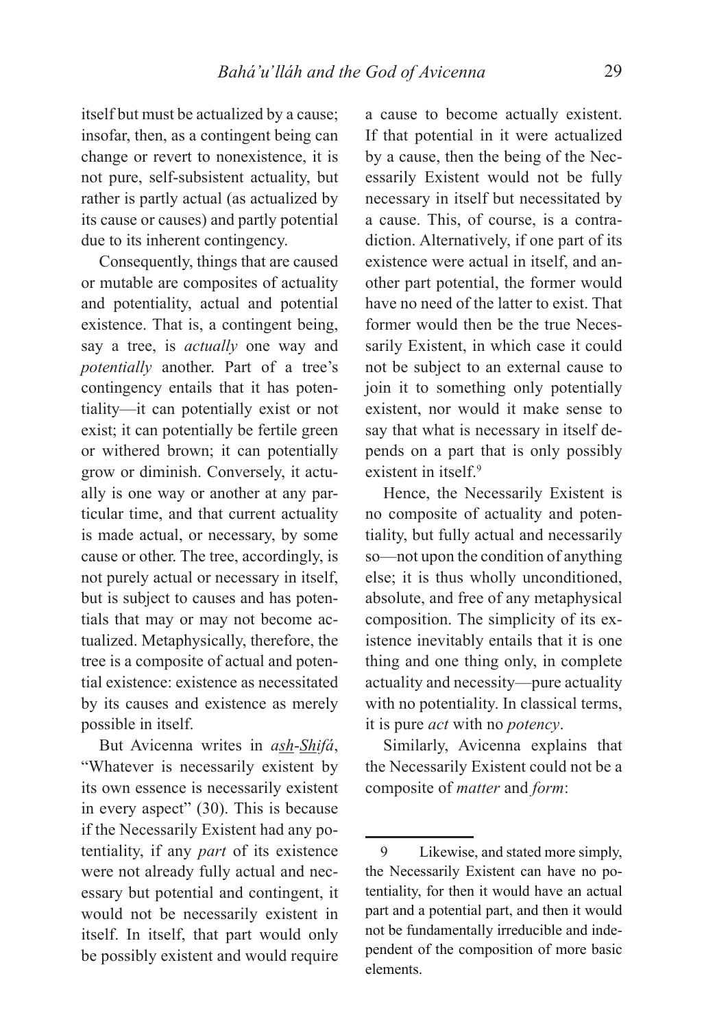itself but must be actualized by a cause; insofar, then, as a contingent being can change or revert to nonexistence, it is not pure, self-subsistent actuality, but rather is partly actual (as actualized by its cause or causes) and partly potential due to its inherent contingency.

Consequently, things that are caused or mutable are composites of actuality and potentiality, actual and potential existence. That is, a contingent being, say a tree, is *actually* one way and *potentially* another. Part of a tree's contingency entails that it has potentiality—it can potentially exist or not exist; it can potentially be fertile green or withered brown; it can potentially grow or diminish. Conversely, it actually is one way or another at any particular time, and that current actuality is made actual, or necessary, by some cause or other. The tree, accordingly, is not purely actual or necessary in itself, but is subject to causes and has potentials that may or may not become actualized. Metaphysically, therefore, the tree is a composite of actual and potential existence: existence as necessitated by its causes and existence as merely possible in itself.

But Avicenna writes in *ash-Shifá*, "Whatever is necessarily existent by its own essence is necessarily existent in every aspect" (30). This is because if the Necessarily Existent had any potentiality, if any *part* of its existence were not already fully actual and necessary but potential and contingent, it would not be necessarily existent in itself. In itself, that part would only be possibly existent and would require a cause to become actually existent. If that potential in it were actualized by a cause, then the being of the Necessarily Existent would not be fully necessary in itself but necessitated by a cause. This, of course, is a contradiction. Alternatively, if one part of its existence were actual in itself, and another part potential, the former would have no need of the latter to exist. That former would then be the true Necessarily Existent, in which case it could not be subject to an external cause to join it to something only potentially existent, nor would it make sense to say that what is necessary in itself depends on a part that is only possibly existent in itself.[9]

Hence, the Necessarily Existent is no composite of actuality and potentiality, but fully actual and necessarily so—not upon the condition of anything else; it is thus wholly unconditioned, absolute, and free of any metaphysical composition. The simplicity of its existence inevitably entails that it is one thing and one thing only, in complete actuality and necessity—pure actuality with no potentiality. In classical terms, it is pure *act* with no *potency*.

Similarly, Avicenna explains that the Necessarily Existent could not be a composite of *matter* and *form*:

---

9 Likewise, and stated more simply, the Necessarily Existent can have no potentiality, for then it would have an actual part and a potential part, and then it would not be fundamentally irreducible and independent of the composition of more basic elements.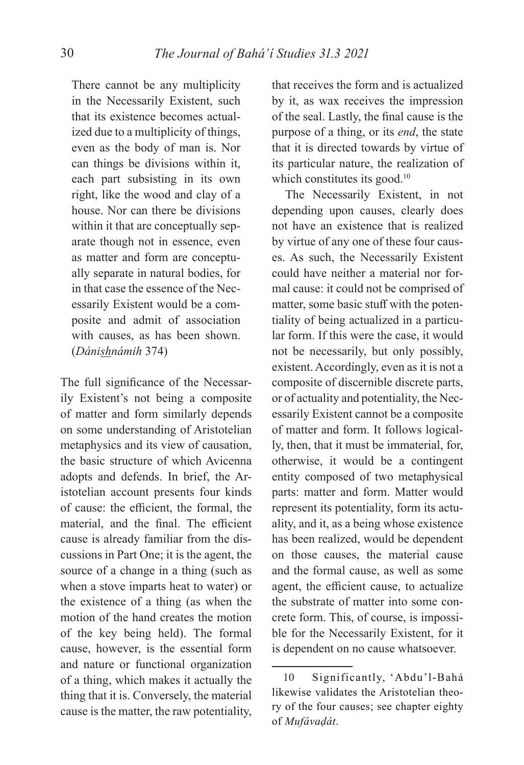> There cannot be any multiplicity in the Necessarily Existent, such that its existence becomes actualized due to a multiplicity of things, even as the body of man is. Nor can things be divisions within it, each part subsisting in its own right, like the wood and clay of a house. Nor can there be divisions within it that are conceptually separate though not in essence, even as matter and form are conceptually separate in natural bodies, for in that case the essence of the Necessarily Existent would be a composite and admit of association with causes, as has been shown. (*Dáni<u>sh</u>námih* 374)

The full significance of the Necessarily Existent's not being a composite of matter and form similarly depends on some understanding of Aristotelian metaphysics and its view of causation, the basic structure of which Avicenna adopts and defends. In brief, the Aristotelian account presents four kinds of cause: the efficient, the formal, the material, and the final. The efficient cause is already familiar from the discussions in Part One; it is the agent, the source of a change in a thing (such as when a stove imparts heat to water) or the existence of a thing (as when the motion of the hand creates the motion of the key being held). The formal cause, however, is the essential form and nature or functional organization of a thing, which makes it actually the thing that it is. Conversely, the material cause is the matter, the raw potentiality, that receives the form and is actualized by it, as wax receives the impression of the seal. Lastly, the final cause is the purpose of a thing, or its *end*, the state that it is directed towards by virtue of its particular nature, the realization of which constitutes its good.[10]

The Necessarily Existent, in not depending upon causes, clearly does not have an existence that is realized by virtue of any one of these four causes. As such, the Necessarily Existent could have neither a material nor formal cause: it could not be comprised of matter, some basic stuff with the potentiality of being actualized in a particular form. If this were the case, it would not be necessarily, but only possibly, existent. Accordingly, even as it is not a composite of discernible discrete parts, or of actuality and potentiality, the Necessarily Existent cannot be a composite of matter and form. It follows logically, then, that it must be immaterial, for, otherwise, it would be a contingent entity composed of two metaphysical parts: matter and form. Matter would represent its potentiality, form its actuality, and it, as a being whose existence has been realized, would be dependent on those causes, the material cause and the formal cause, as well as some agent, the efficient cause, to actualize the substrate of matter into some concrete form. This, of course, is impossible for the Necessarily Existent, for it is dependent on no cause whatsoever.

---

10 Significantly, 'Abdu'l-Bahá likewise validates the Aristotelian theory of the four causes; see chapter eighty of *Mufávaḍát*.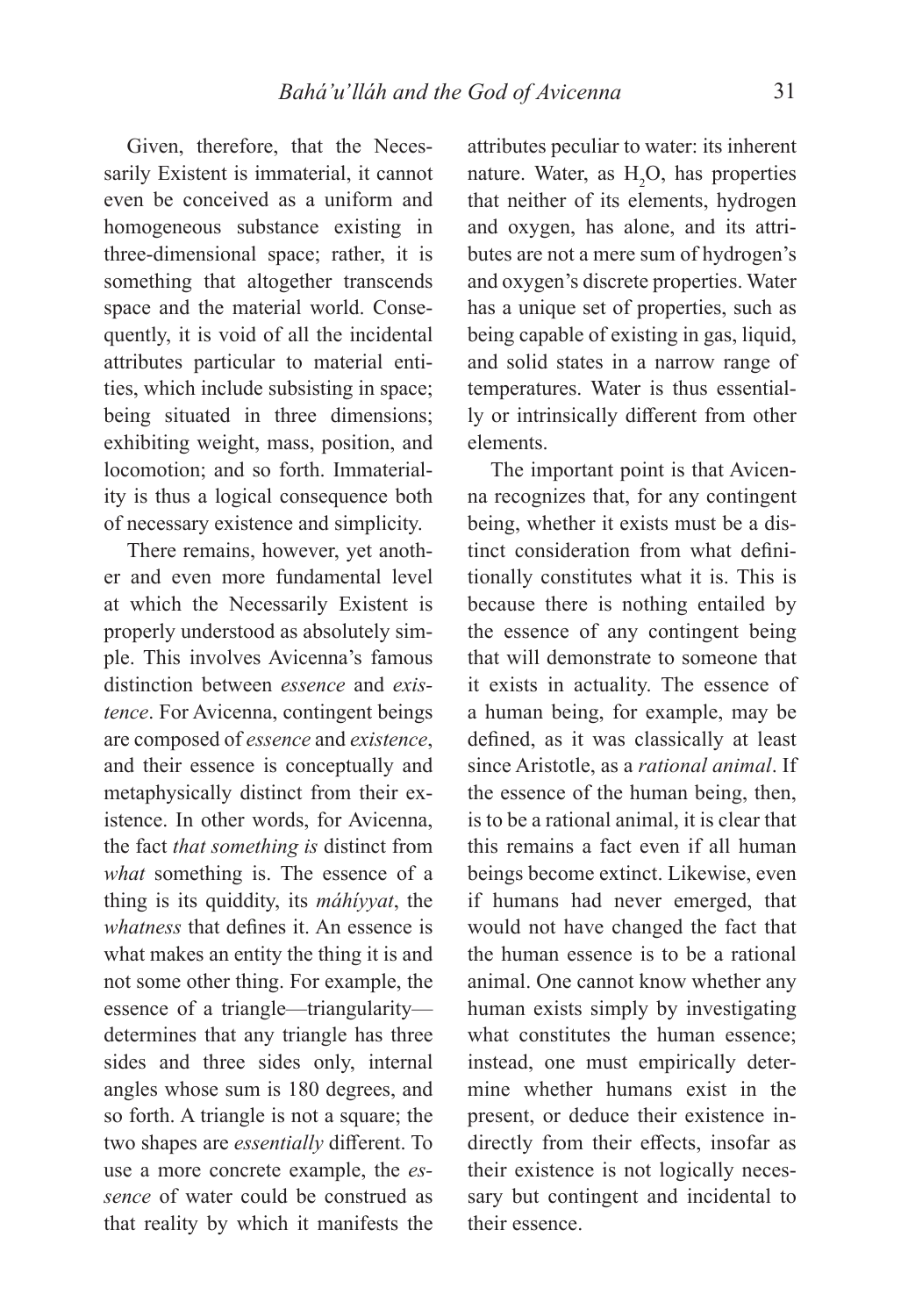Given, therefore, that the Necessarily Existent is immaterial, it cannot even be conceived as a uniform and homogeneous substance existing in three-dimensional space; rather, it is something that altogether transcends space and the material world. Consequently, it is void of all the incidental attributes particular to material entities, which include subsisting in space; being situated in three dimensions; exhibiting weight, mass, position, and locomotion; and so forth. Immateriality is thus a logical consequence both of necessary existence and simplicity.

There remains, however, yet another and even more fundamental level at which the Necessarily Existent is properly understood as absolutely simple. This involves Avicenna's famous distinction between *essence* and *existence*. For Avicenna, contingent beings are composed of *essence* and *existence*, and their essence is conceptually and metaphysically distinct from their existence. In other words, for Avicenna, the fact *that something is* distinct from *what* something is. The essence of a thing is its quiddity, its *máhíyyat*, the *whatness* that defines it. An essence is what makes an entity the thing it is and not some other thing. For example, the essence of a triangle—triangularity—determines that any triangle has three sides and three sides only, internal angles whose sum is 180 degrees, and so forth. A triangle is not a square; the two shapes are *essentially* different. To use a more concrete example, the *essence* of water could be construed as that reality by which it manifests the attributes peculiar to water: its inherent nature. Water, as $H_2O$, has properties that neither of its elements, hydrogen and oxygen, has alone, and its attributes are not a mere sum of hydrogen's and oxygen's discrete properties. Water has a unique set of properties, such as being capable of existing in gas, liquid, and solid states in a narrow range of temperatures. Water is thus essentially or intrinsically different from other elements.

The important point is that Avicenna recognizes that, for any contingent being, whether it exists must be a distinct consideration from what definitionally constitutes what it is. This is because there is nothing entailed by the essence of any contingent being that will demonstrate to someone that it exists in actuality. The essence of a human being, for example, may be defined, as it was classically at least since Aristotle, as a *rational animal*. If the essence of the human being, then, is to be a rational animal, it is clear that this remains a fact even if all human beings become extinct. Likewise, even if humans had never emerged, that would not have changed the fact that the human essence is to be a rational animal. One cannot know whether any human exists simply by investigating what constitutes the human essence; instead, one must empirically determine whether humans exist in the present, or deduce their existence indirectly from their effects, insofar as their existence is not logically necessary but contingent and incidental to their essence.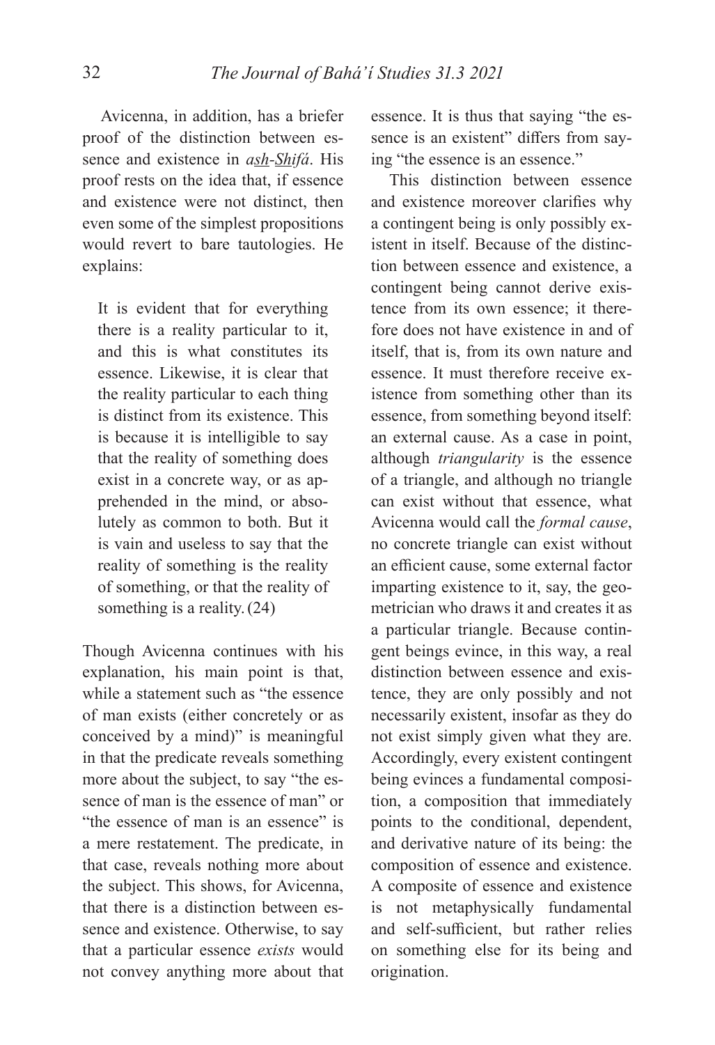Avicenna, in addition, has a briefer proof of the distinction between essence and existence in *ash-Shifá*. His proof rests on the idea that, if essence and existence were not distinct, then even some of the simplest propositions would revert to bare tautologies. He explains:

> It is evident that for everything there is a reality particular to it, and this is what constitutes its essence. Likewise, it is clear that the reality particular to each thing is distinct from its existence. This is because it is intelligible to say that the reality of something does exist in a concrete way, or as apprehended in the mind, or absolutely as common to both. But it is vain and useless to say that the reality of something is the reality of something, or that the reality of something is a reality. (24)

Though Avicenna continues with his explanation, his main point is that, while a statement such as "the essence of man exists (either concretely or as conceived by a mind)" is meaningful in that the predicate reveals something more about the subject, to say "the essence of man is the essence of man" or "the essence of man is an essence" is a mere restatement. The predicate, in that case, reveals nothing more about the subject. This shows, for Avicenna, that there is a distinction between essence and existence. Otherwise, to say that a particular essence *exists* would not convey anything more about that essence. It is thus that saying "the essence is an existent" differs from saying "the essence is an essence."

This distinction between essence and existence moreover clarifies why a contingent being is only possibly existent in itself. Because of the distinction between essence and existence, a contingent being cannot derive existence from its own essence; it therefore does not have existence in and of itself, that is, from its own nature and essence. It must therefore receive existence from something other than its essence, from something beyond itself: an external cause. As a case in point, although *triangularity* is the essence of a triangle, and although no triangle can exist without that essence, what Avicenna would call the *formal cause*, no concrete triangle can exist without an efficient cause, some external factor imparting existence to it, say, the geometrician who draws it and creates it as a particular triangle. Because contingent beings evince, in this way, a real distinction between essence and existence, they are only possibly and not necessarily existent, insofar as they do not exist simply given what they are. Accordingly, every existent contingent being evinces a fundamental composition, a composition that immediately points to the conditional, dependent, and derivative nature of its being: the composition of essence and existence. A composite of essence and existence is not metaphysically fundamental and self-sufficient, but rather relies on something else for its being and origination.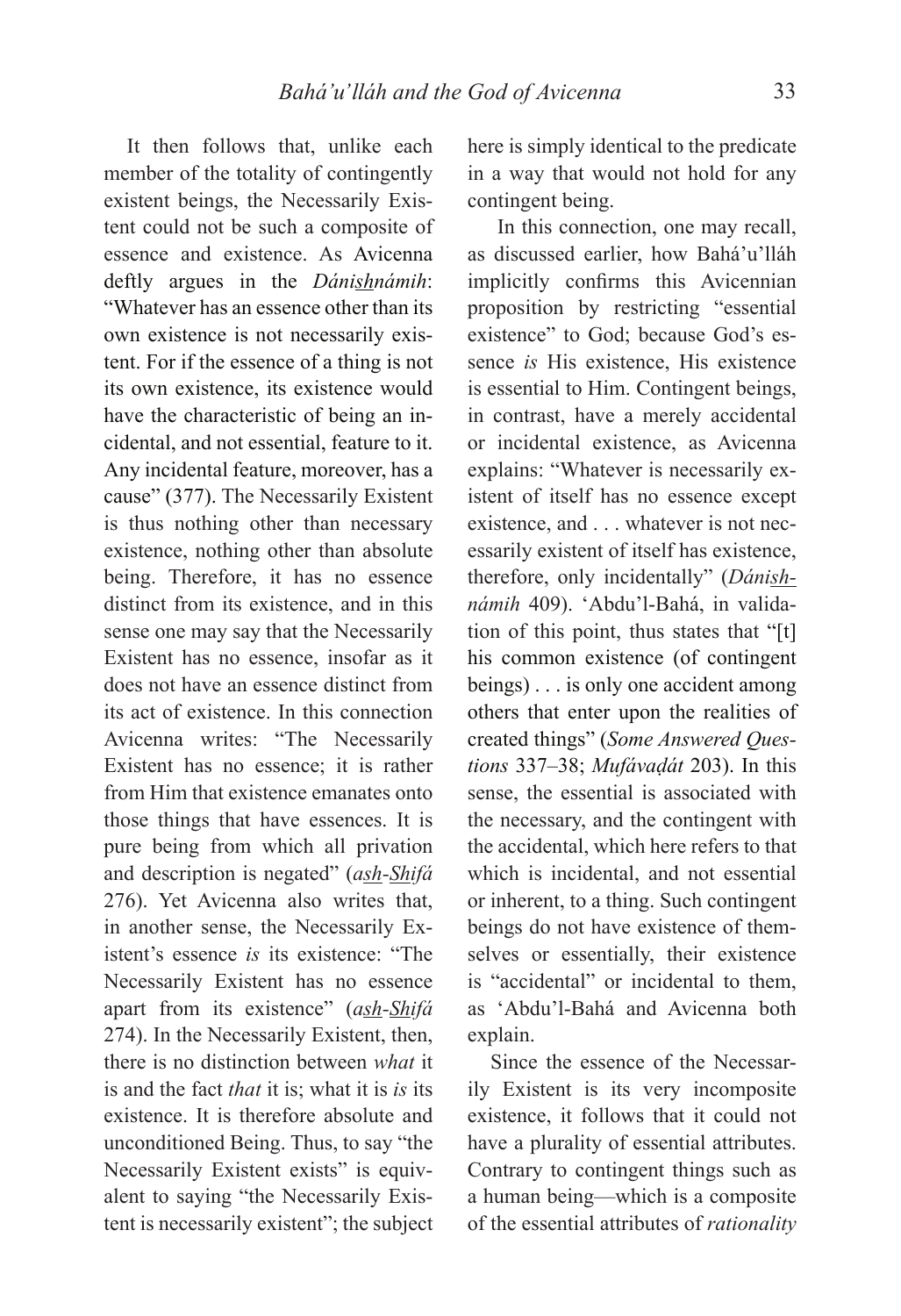It then follows that, unlike each member of the totality of contingently existent beings, the Necessarily Existent could not be such a composite of essence and existence. As Avicenna deftly argues in the *Dánishnámih*: "Whatever has an essence other than its own existence is not necessarily existent. For if the essence of a thing is not its own existence, its existence would have the characteristic of being an incidental, and not essential, feature to it. Any incidental feature, moreover, has a cause" (377). The Necessarily Existent is thus nothing other than necessary existence, nothing other than absolute being. Therefore, it has no essence distinct from its existence, and in this sense one may say that the Necessarily Existent has no essence, insofar as it does not have an essence distinct from its act of existence. In this connection Avicenna writes: "The Necessarily Existent has no essence; it is rather from Him that existence emanates onto those things that have essences. It is pure being from which all privation and description is negated" (*ash-Shifá* 276). Yet Avicenna also writes that, in another sense, the Necessarily Existent's essence *is* its existence: "The Necessarily Existent has no essence apart from its existence" (*ash-Shifá* 274). In the Necessarily Existent, then, there is no distinction between *what* it is and the fact *that* it is; what it is *is* its existence. It is therefore absolute and unconditioned Being. Thus, to say "the Necessarily Existent exists" is equivalent to saying "the Necessarily Existent is necessarily existent"; the subject here is simply identical to the predicate in a way that would not hold for any contingent being.

In this connection, one may recall, as discussed earlier, how Bahá'u'lláh implicitly confirms this Avicennian proposition by restricting "essential existence" to God; because God's essence *is* His existence, His existence is essential to Him. Contingent beings, in contrast, have a merely accidental or incidental existence, as Avicenna explains: "Whatever is necessarily existent of itself has no essence except existence, and . . . whatever is not necessarily existent of itself has existence, therefore, only incidentally" (*Dánishnámih* 409). 'Abdu'l-Bahá, in validation of this point, thus states that "[t]his common existence (of contingent beings) . . . is only one accident among others that enter upon the realities of created things" (*Some Answered Questions* 337–38; *Mufávaḍát* 203). In this sense, the essential is associated with the necessary, and the contingent with the accidental, which here refers to that which is incidental, and not essential or inherent, to a thing. Such contingent beings do not have existence of themselves or essentially, their existence is "accidental" or incidental to them, as 'Abdu'l-Bahá and Avicenna both explain.

Since the essence of the Necessarily Existent is its very incomposite existence, it follows that it could not have a plurality of essential attributes. Contrary to contingent things such as a human being—which is a composite of the essential attributes of *rationality*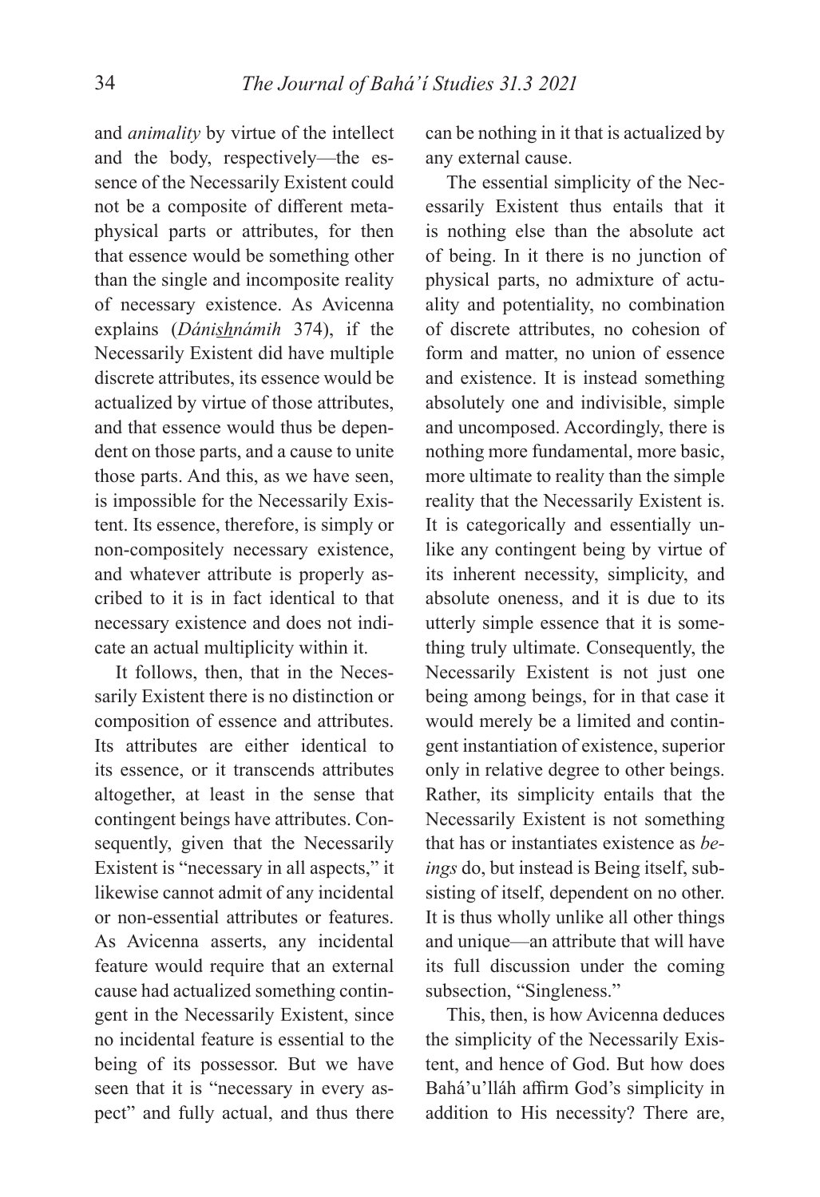and *animality* by virtue of the intellect and the body, respectively—the essence of the Necessarily Existent could not be a composite of different metaphysical parts or attributes, for then that essence would be something other than the single and incomposite reality of necessary existence. As Avicenna explains (*Dáni<u>sh</u>námih* 374), if the Necessarily Existent did have multiple discrete attributes, its essence would be actualized by virtue of those attributes, and that essence would thus be dependent on those parts, and a cause to unite those parts. And this, as we have seen, is impossible for the Necessarily Existent. Its essence, therefore, is simply or non-compositely necessary existence, and whatever attribute is properly ascribed to it is in fact identical to that necessary existence and does not indicate an actual multiplicity within it.

It follows, then, that in the Necessarily Existent there is no distinction or composition of essence and attributes. Its attributes are either identical to its essence, or it transcends attributes altogether, at least in the sense that contingent beings have attributes. Consequently, given that the Necessarily Existent is "necessary in all aspects," it likewise cannot admit of any incidental or non-essential attributes or features. As Avicenna asserts, any incidental feature would require that an external cause had actualized something contingent in the Necessarily Existent, since no incidental feature is essential to the being of its possessor. But we have seen that it is "necessary in every aspect" and fully actual, and thus there can be nothing in it that is actualized by any external cause.

The essential simplicity of the Necessarily Existent thus entails that it is nothing else than the absolute act of being. In it there is no junction of physical parts, no admixture of actuality and potentiality, no combination of discrete attributes, no cohesion of form and matter, no union of essence and existence. It is instead something absolutely one and indivisible, simple and uncomposed. Accordingly, there is nothing more fundamental, more basic, more ultimate to reality than the simple reality that the Necessarily Existent is. It is categorically and essentially unlike any contingent being by virtue of its inherent necessity, simplicity, and absolute oneness, and it is due to its utterly simple essence that it is something truly ultimate. Consequently, the Necessarily Existent is not just one being among beings, for in that case it would merely be a limited and contingent instantiation of existence, superior only in relative degree to other beings. Rather, its simplicity entails that the Necessarily Existent is not something that has or instantiates existence as *beings* do, but instead is Being itself, subsisting of itself, dependent on no other. It is thus wholly unlike all other things and unique—an attribute that will have its full discussion under the coming subsection, "Singleness."

This, then, is how Avicenna deduces the simplicity of the Necessarily Existent, and hence of God. But how does Bahá'u'lláh affirm God's simplicity in addition to His necessity? There are,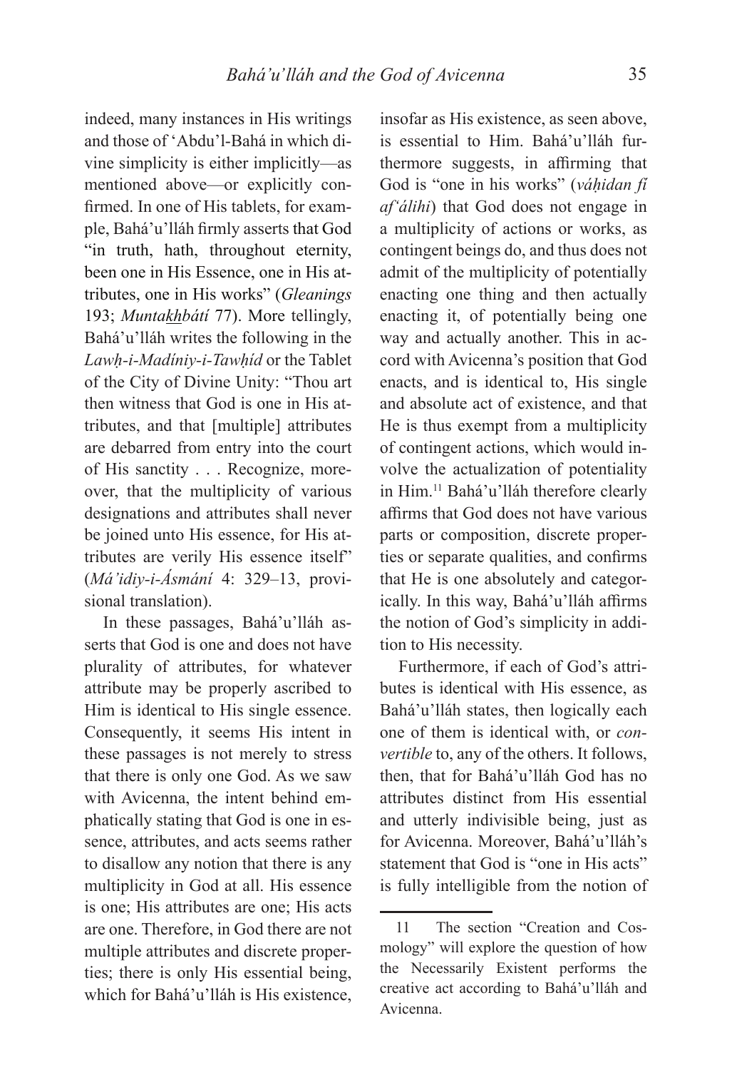indeed, many instances in His writings and those of 'Abdu'l-Bahá in which divine simplicity is either implicitly—as mentioned above—or explicitly confirmed. In one of His tablets, for example, Bahá'u'lláh firmly asserts that God "in truth, hath, throughout eternity, been one in His Essence, one in His attributes, one in His works" (*Gleanings* 193; *Muntakhbátí* 77). More tellingly, Bahá'u'lláh writes the following in the *Lawḥ-i-Madíniy-i-Tawḥíd* or the Tablet of the City of Divine Unity: "Thou art then witness that God is one in His attributes, and that [multiple] attributes are debarred from entry into the court of His sanctity . . . Recognize, moreover, that the multiplicity of various designations and attributes shall never be joined unto His essence, for His attributes are verily His essence itself" (*Má'idiy-i-Ásmání* 4: 329–13, provisional translation).

In these passages, Bahá'u'lláh asserts that God is one and does not have plurality of attributes, for whatever attribute may be properly ascribed to Him is identical to His single essence. Consequently, it seems His intent in these passages is not merely to stress that there is only one God. As we saw with Avicenna, the intent behind emphatically stating that God is one in essence, attributes, and acts seems rather to disallow any notion that there is any multiplicity in God at all. His essence is one; His attributes are one; His acts are one. Therefore, in God there are not multiple attributes and discrete properties; there is only His essential being, which for Bahá'u'lláh is His existence, insofar as His existence, as seen above, is essential to Him. Bahá'u'lláh furthermore suggests, in affirming that God is "one in his works" (*váḥidan fí af'álihi*) that God does not engage in a multiplicity of actions or works, as contingent beings do, and thus does not admit of the multiplicity of potentially enacting one thing and then actually enacting it, of potentially being one way and actually another. This in accord with Avicenna's position that God enacts, and is identical to, His single and absolute act of existence, and that He is thus exempt from a multiplicity of contingent actions, which would involve the actualization of potentiality in Him.[11] Bahá'u'lláh therefore clearly affirms that God does not have various parts or composition, discrete properties or separate qualities, and confirms that He is one absolutely and categorically. In this way, Bahá'u'lláh affirms the notion of God's simplicity in addition to His necessity.

Furthermore, if each of God's attributes is identical with His essence, as Bahá'u'lláh states, then logically each one of them is identical with, or *convertible* to, any of the others. It follows, then, that for Bahá'u'lláh God has no attributes distinct from His essential and utterly indivisible being, just as for Avicenna. Moreover, Bahá'u'lláh's statement that God is "one in His acts" is fully intelligible from the notion of

11 The section "Creation and Cosmology" will explore the question of how the Necessarily Existent performs the creative act according to Bahá'u'lláh and Avicenna.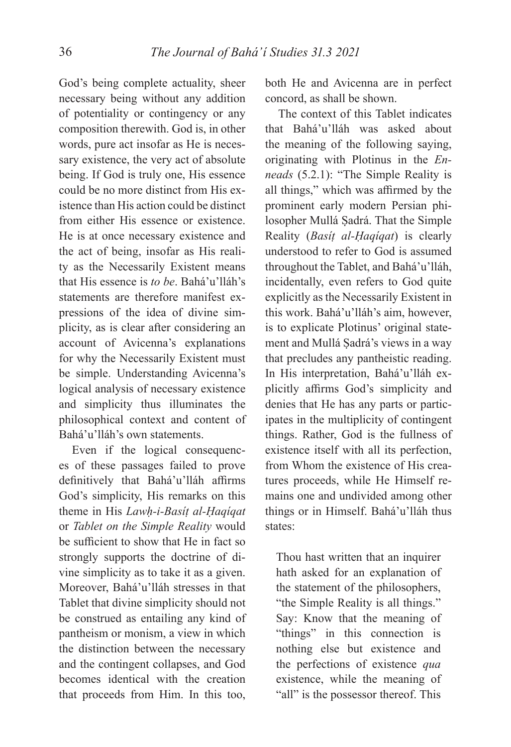God's being complete actuality, sheer necessary being without any addition of potentiality or contingency or any composition therewith. God is, in other words, pure act insofar as He is necessary existence, the very act of absolute being. If God is truly one, His essence could be no more distinct from His existence than His action could be distinct from either His essence or existence. He is at once necessary existence and the act of being, insofar as His reality as the Necessarily Existent means that His essence is *to be*. Bahá'u'lláh's statements are therefore manifest expressions of the idea of divine simplicity, as is clear after considering an account of Avicenna's explanations for why the Necessarily Existent must be simple. Understanding Avicenna's logical analysis of necessary existence and simplicity thus illuminates the philosophical context and content of Bahá'u'lláh's own statements.

Even if the logical consequences of these passages failed to prove definitively that Bahá'u'lláh affirms God's simplicity, His remarks on this theme in His *Lawḥ-i-Basíṭ al-Ḥaqíqat* or *Tablet on the Simple Reality* would be sufficient to show that He in fact so strongly supports the doctrine of divine simplicity as to take it as a given. Moreover, Bahá'u'lláh stresses in that Tablet that divine simplicity should not be construed as entailing any kind of pantheism or monism, a view in which the distinction between the necessary and the contingent collapses, and God becomes identical with the creation that proceeds from Him. In this too, both He and Avicenna are in perfect concord, as shall be shown.

The context of this Tablet indicates that Bahá'u'lláh was asked about the meaning of the following saying, originating with Plotinus in the *Enneads* (5.2.1): "The Simple Reality is all things," which was affirmed by the prominent early modern Persian philosopher Mullá Ṣadrá. That the Simple Reality (*Basíṭ al-Ḥaqíqat*) is clearly understood to refer to God is assumed throughout the Tablet, and Bahá'u'lláh, incidentally, even refers to God quite explicitly as the Necessarily Existent in this work. Bahá'u'lláh's aim, however, is to explicate Plotinus' original statement and Mullá Ṣadrá's views in a way that precludes any pantheistic reading. In His interpretation, Bahá'u'lláh explicitly affirms God's simplicity and denies that He has any parts or participates in the multiplicity of contingent things. Rather, God is the fullness of existence itself with all its perfection, from Whom the existence of His creatures proceeds, while He Himself remains one and undivided among other things or in Himself. Bahá'u'lláh thus states:

> Thou hast written that an inquirer hath asked for an explanation of the statement of the philosophers, "the Simple Reality is all things." Say: Know that the meaning of "things" in this connection is nothing else but existence and the perfections of existence *qua* existence, while the meaning of "all" is the possessor thereof. This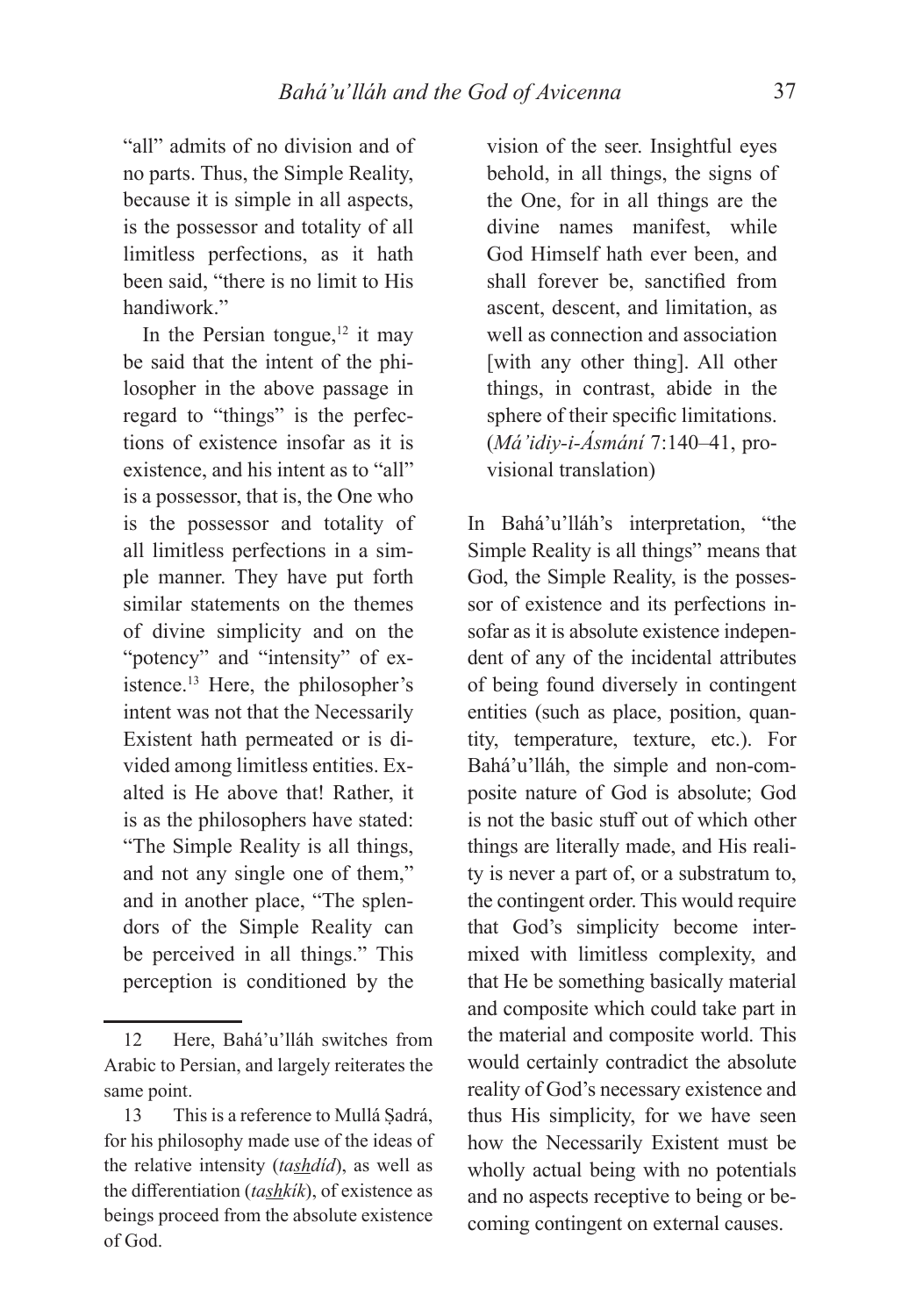"all" admits of no division and of no parts. Thus, the Simple Reality, because it is simple in all aspects, is the possessor and totality of all limitless perfections, as it hath been said, "there is no limit to His handiwork."

In the Persian tongue,[12] it may be said that the intent of the philosopher in the above passage in regard to "things" is the perfections of existence insofar as it is existence, and his intent as to "all" is a possessor, that is, the One who is the possessor and totality of all limitless perfections in a simple manner. They have put forth similar statements on the themes of divine simplicity and on the "potency" and "intensity" of existence.[13] Here, the philosopher's intent was not that the Necessarily Existent hath permeated or is divided among limitless entities. Exalted is He above that! Rather, it is as the philosophers have stated: "The Simple Reality is all things, and not any single one of them," and in another place, "The splendors of the Simple Reality can be perceived in all things." This perception is conditioned by the vision of the seer. Insightful eyes behold, in all things, the signs of the One, for in all things are the divine names manifest, while God Himself hath ever been, and shall forever be, sanctified from ascent, descent, and limitation, as well as connection and association [with any other thing]. All other things, in contrast, abide in the sphere of their specific limitations. (*Má'idiy-i-Ásmání* 7:140–41, provisional translation)

In Bahá'u'lláh's interpretation, "the Simple Reality is all things" means that God, the Simple Reality, is the possessor of existence and its perfections insofar as it is absolute existence independent of any of the incidental attributes of being found diversely in contingent entities (such as place, position, quantity, temperature, texture, etc.). For Bahá'u'lláh, the simple and non-composite nature of God is absolute; God is not the basic stuff out of which other things are literally made, and His reality is never a part of, or a substratum to, the contingent order. This would require that God's simplicity become intermixed with limitless complexity, and that He be something basically material and composite which could take part in the material and composite world. This would certainly contradict the absolute reality of God's necessary existence and thus His simplicity, for we have seen how the Necessarily Existent must be wholly actual being with no potentials and no aspects receptive to being or becoming contingent on external causes.

---

12 Here, Bahá'u'lláh switches from Arabic to Persian, and largely reiterates the same point.

13 This is a reference to Mullá Ṣadrá, for his philosophy made use of the ideas of the relative intensity (*tas͟hdíd*), as well as the differentiation (*tas͟hkík*), of existence as beings proceed from the absolute existence of God.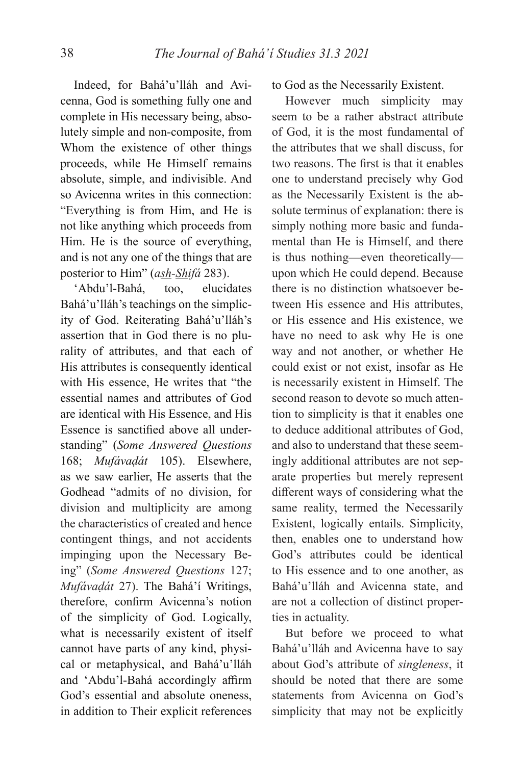Indeed, for Bahá'u'lláh and Avicenna, God is something fully one and complete in His necessary being, absolutely simple and non-composite, from Whom the existence of other things proceeds, while He Himself remains absolute, simple, and indivisible. And so Avicenna writes in this connection: "Everything is from Him, and He is not like anything which proceeds from Him. He is the source of everything, and is not any one of the things that are posterior to Him" (*ash-Shifá* 283).

'Abdu'l-Bahá, too, elucidates Bahá'u'lláh's teachings on the simplicity of God. Reiterating Bahá'u'lláh's assertion that in God there is no plurality of attributes, and that each of His attributes is consequently identical with His essence, He writes that "the essential names and attributes of God are identical with His Essence, and His Essence is sanctified above all understanding" (*Some Answered Questions* 168; *Mufávaḍát* 105). Elsewhere, as we saw earlier, He asserts that the Godhead "admits of no division, for division and multiplicity are among the characteristics of created and hence contingent things, and not accidents impinging upon the Necessary Being" (*Some Answered Questions* 127; *Mufávaḍát* 27). The Bahá'í Writings, therefore, confirm Avicenna's notion of the simplicity of God. Logically, what is necessarily existent of itself cannot have parts of any kind, physical or metaphysical, and Bahá'u'lláh and 'Abdu'l-Bahá accordingly affirm God's essential and absolute oneness, in addition to Their explicit references to God as the Necessarily Existent.

However much simplicity may seem to be a rather abstract attribute of God, it is the most fundamental of the attributes that we shall discuss, for two reasons. The first is that it enables one to understand precisely why God as the Necessarily Existent is the absolute terminus of explanation: there is simply nothing more basic and fundamental than He is Himself, and there is thus nothing—even theoretically—upon which He could depend. Because there is no distinction whatsoever between His essence and His attributes, or His essence and His existence, we have no need to ask why He is one way and not another, or whether He could exist or not exist, insofar as He is necessarily existent in Himself. The second reason to devote so much attention to simplicity is that it enables one to deduce additional attributes of God, and also to understand that these seemingly additional attributes are not separate properties but merely represent different ways of considering what the same reality, termed the Necessarily Existent, logically entails. Simplicity, then, enables one to understand how God's attributes could be identical to His essence and to one another, as Bahá'u'lláh and Avicenna state, and are not a collection of distinct properties in actuality.

But before we proceed to what Bahá'u'lláh and Avicenna have to say about God's attribute of *singleness*, it should be noted that there are some statements from Avicenna on God's simplicity that may not be explicitly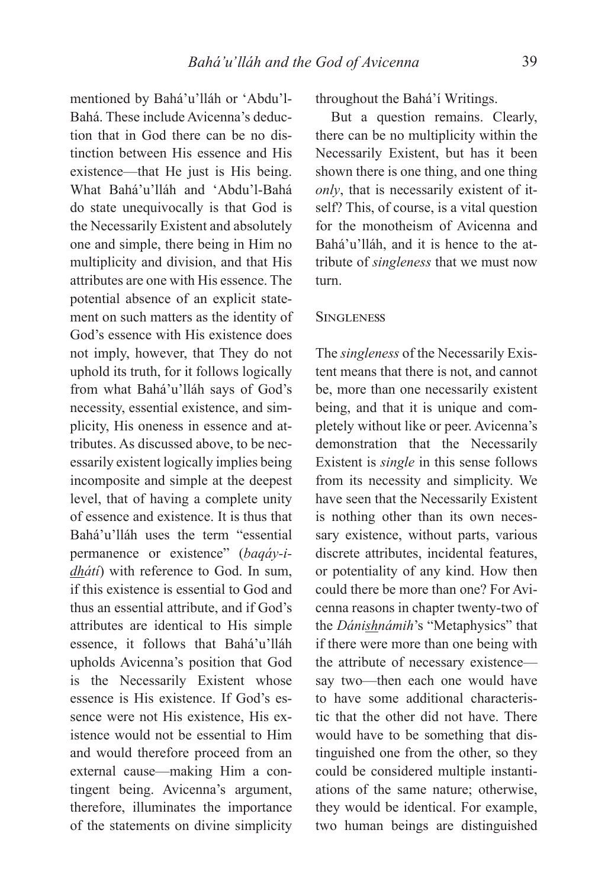mentioned by Bahá'u'lláh or 'Abdu'l-Bahá. These include Avicenna's deduction that in God there can be no distinction between His essence and His existence—that He just is His being. What Bahá'u'lláh and 'Abdu'l-Bahá do state unequivocally is that God is the Necessarily Existent and absolutely one and simple, there being in Him no multiplicity and division, and that His attributes are one with His essence. The potential absence of an explicit statement on such matters as the identity of God's essence with His existence does not imply, however, that They do not uphold its truth, for it follows logically from what Bahá'u'lláh says of God's necessity, essential existence, and simplicity, His oneness in essence and attributes. As discussed above, to be necessarily existent logically implies being incomposite and simple at the deepest level, that of having a complete unity of essence and existence. It is thus that Bahá'u'lláh uses the term "essential permanence or existence" (*baqáy-i-dhátí*) with reference to God. In sum, if this existence is essential to God and thus an essential attribute, and if God's attributes are identical to His simple essence, it follows that Bahá'u'lláh upholds Avicenna's position that God is the Necessarily Existent whose essence is His existence. If God's essence were not His existence, His existence would not be essential to Him and would therefore proceed from an external cause—making Him a contingent being. Avicenna's argument, therefore, illuminates the importance of the statements on divine simplicity throughout the Bahá'í Writings.

But a question remains. Clearly, there can be no multiplicity within the Necessarily Existent, but has it been shown there is one thing, and one thing *only*, that is necessarily existent of itself? This, of course, is a vital question for the monotheism of Avicenna and Bahá'u'lláh, and it is hence to the attribute of *singleness* that we must now turn.

## Singleness

The *singleness* of the Necessarily Existent means that there is not, and cannot be, more than one necessarily existent being, and that it is unique and completely without like or peer. Avicenna's demonstration that the Necessarily Existent is *single* in this sense follows from its necessity and simplicity. We have seen that the Necessarily Existent is nothing other than its own necessary existence, without parts, various discrete attributes, incidental features, or potentiality of any kind. How then could there be more than one? For Avicenna reasons in chapter twenty-two of the *Dánishnámih*'s "Metaphysics" that if there were more than one being with the attribute of necessary existence—say two—then each one would have to have some additional characteristic that the other did not have. There would have to be something that distinguished one from the other, so they could be considered multiple instantiations of the same nature; otherwise, they would be identical. For example, two human beings are distinguished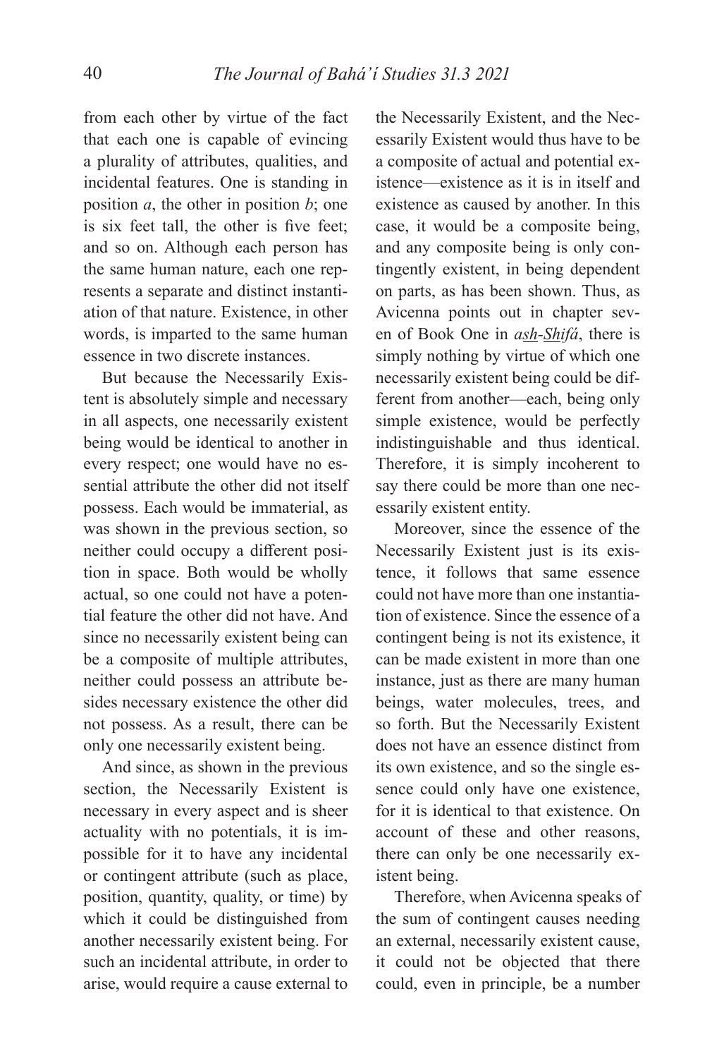from each other by virtue of the fact that each one is capable of evincing a plurality of attributes, qualities, and incidental features. One is standing in position *a*, the other in position *b*; one is six feet tall, the other is five feet; and so on. Although each person has the same human nature, each one represents a separate and distinct instantiation of that nature. Existence, in other words, is imparted to the same human essence in two discrete instances.

But because the Necessarily Existent is absolutely simple and necessary in all aspects, one necessarily existent being would be identical to another in every respect; one would have no essential attribute the other did not itself possess. Each would be immaterial, as was shown in the previous section, so neither could occupy a different position in space. Both would be wholly actual, so one could not have a potential feature the other did not have. And since no necessarily existent being can be a composite of multiple attributes, neither could possess an attribute besides necessary existence the other did not possess. As a result, there can be only one necessarily existent being.

And since, as shown in the previous section, the Necessarily Existent is necessary in every aspect and is sheer actuality with no potentials, it is impossible for it to have any incidental or contingent attribute (such as place, position, quantity, quality, or time) by which it could be distinguished from another necessarily existent being. For such an incidental attribute, in order to arise, would require a cause external to the Necessarily Existent, and the Necessarily Existent would thus have to be a composite of actual and potential existence—existence as it is in itself and existence as caused by another. In this case, it would be a composite being, and any composite being is only contingently existent, in being dependent on parts, as has been shown. Thus, as Avicenna points out in chapter seven of Book One in *ash-Shifá*, there is simply nothing by virtue of which one necessarily existent being could be different from another—each, being only simple existence, would be perfectly indistinguishable and thus identical. Therefore, it is simply incoherent to say there could be more than one necessarily existent entity.

Moreover, since the essence of the Necessarily Existent just is its existence, it follows that same essence could not have more than one instantiation of existence. Since the essence of a contingent being is not its existence, it can be made existent in more than one instance, just as there are many human beings, water molecules, trees, and so forth. But the Necessarily Existent does not have an essence distinct from its own existence, and so the single essence could only have one existence, for it is identical to that existence. On account of these and other reasons, there can only be one necessarily existent being.

Therefore, when Avicenna speaks of the sum of contingent causes needing an external, necessarily existent cause, it could not be objected that there could, even in principle, be a number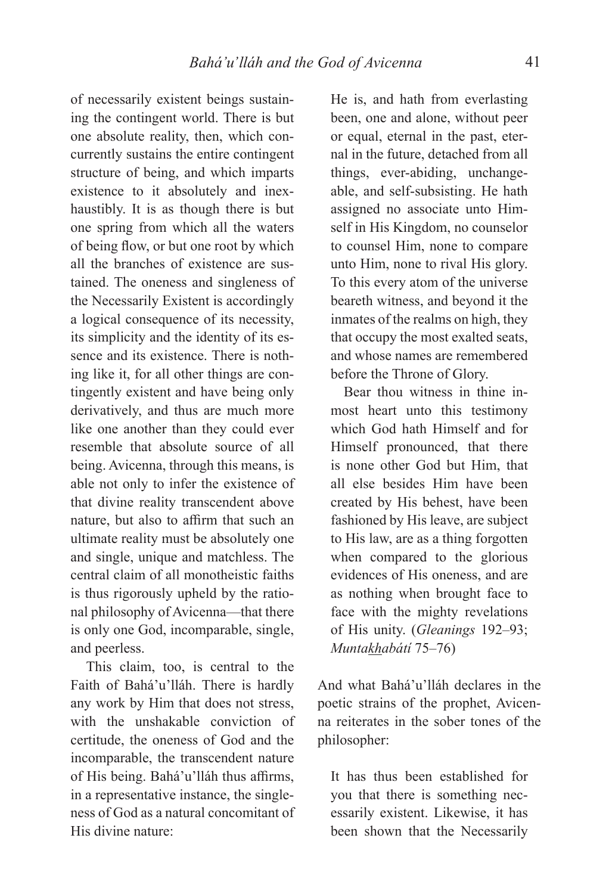of necessarily existent beings sustaining the contingent world. There is but one absolute reality, then, which concurrently sustains the entire contingent structure of being, and which imparts existence to it absolutely and inexhaustibly. It is as though there is but one spring from which all the waters of being flow, or but one root by which all the branches of existence are sustained. The oneness and singleness of the Necessarily Existent is accordingly a logical consequence of its necessity, its simplicity and the identity of its essence and its existence. There is nothing like it, for all other things are contingently existent and have being only derivatively, and thus are much more like one another than they could ever resemble that absolute source of all being. Avicenna, through this means, is able not only to infer the existence of that divine reality transcendent above nature, but also to affirm that such an ultimate reality must be absolutely one and single, unique and matchless. The central claim of all monotheistic faiths is thus rigorously upheld by the rational philosophy of Avicenna—that there is only one God, incomparable, single, and peerless.

This claim, too, is central to the Faith of Bahá'u'lláh. There is hardly any work by Him that does not stress, with the unshakable conviction of certitude, the oneness of God and the incomparable, the transcendent nature of His being. Bahá'u'lláh thus affirms, in a representative instance, the singleness of God as a natural concomitant of His divine nature:

> He is, and hath from everlasting been, one and alone, without peer or equal, eternal in the past, eternal in the future, detached from all things, ever-abiding, unchangeable, and self-subsisting. He hath assigned no associate unto Himself in His Kingdom, no counselor to counsel Him, none to compare unto Him, none to rival His glory. To this every atom of the universe beareth witness, and beyond it the inmates of the realms on high, they that occupy the most exalted seats, and whose names are remembered before the Throne of Glory.
>
> Bear thou witness in thine inmost heart unto this testimony which God hath Himself and for Himself pronounced, that there is none other God but Him, that all else besides Him have been created by His behest, have been fashioned by His leave, are subject to His law, are as a thing forgotten when compared to the glorious evidences of His oneness, and are as nothing when brought face to face with the mighty revelations of His unity. (*Gleanings* 192–93; *Muntakhabátí* 75–76)

And what Bahá'u'lláh declares in the poetic strains of the prophet, Avicenna reiterates in the sober tones of the philosopher:

> It has thus been established for you that there is something necessarily existent. Likewise, it has been shown that the Necessarily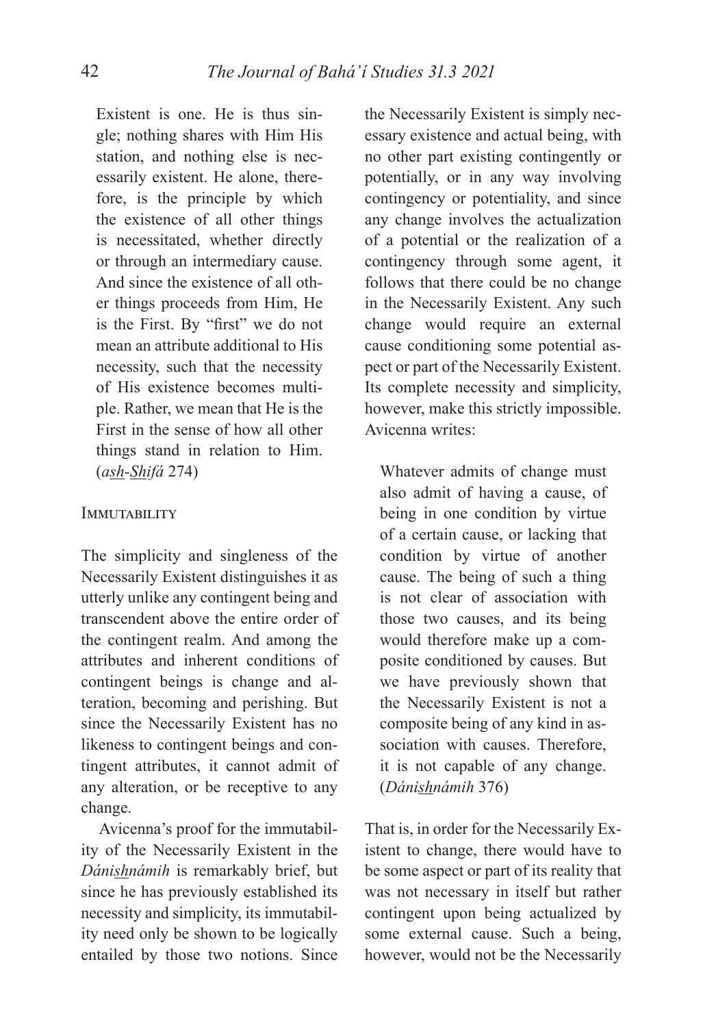Existent is one. He is thus single; nothing shares with Him His station, and nothing else is necessarily existent. He alone, therefore, is the principle by which the existence of all other things is necessitated, whether directly or through an intermediary cause. And since the existence of all other things proceeds from Him, He is the First. By "first" we do not mean an attribute additional to His necessity, such that the necessity of His existence becomes multiple. Rather, we mean that He is the First in the sense of how all other things stand in relation to Him. (*ash-Shifá* 274)

### Immutability

The simplicity and singleness of the Necessarily Existent distinguishes it as utterly unlike any contingent being and transcendent above the entire order of the contingent realm. And among the attributes and inherent conditions of contingent beings is change and alteration, becoming and perishing. But since the Necessarily Existent has no likeness to contingent beings and contingent attributes, it cannot admit of any alteration, or be receptive to any change.

Avicenna's proof for the immutability of the Necessarily Existent in the *Dánishnámih* is remarkably brief, but since he has previously established its necessity and simplicity, its immutability need only be shown to be logically entailed by those two notions. Since the Necessarily Existent is simply necessary existence and actual being, with no other part existing contingently or potentially, or in any way involving contingency or potentiality, and since any change involves the actualization of a potential or the realization of a contingency through some agent, it follows that there could be no change in the Necessarily Existent. Any such change would require an external cause conditioning some potential aspect or part of the Necessarily Existent. Its complete necessity and simplicity, however, make this strictly impossible. Avicenna writes:

> Whatever admits of change must also admit of having a cause, of being in one condition by virtue of a certain cause, or lacking that condition by virtue of another cause. The being of such a thing is not clear of association with those two causes, and its being would therefore make up a composite conditioned by causes. But we have previously shown that the Necessarily Existent is not a composite being of any kind in association with causes. Therefore, it is not capable of any change. (*Dánishnámih* 376)

That is, in order for the Necessarily Existent to change, there would have to be some aspect or part of its reality that was not necessary in itself but rather contingent upon being actualized by some external cause. Such a being, however, would not be the Necessarily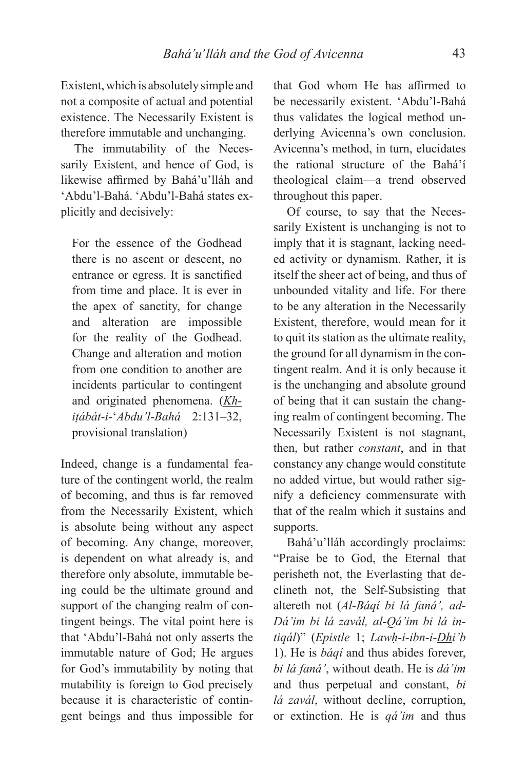Existent, which is absolutely simple and not a composite of actual and potential existence. The Necessarily Existent is therefore immutable and unchanging.

The immutability of the Necessarily Existent, and hence of God, is likewise affirmed by Bahá'u'lláh and 'Abdu'l-Bahá. 'Abdu'l-Bahá states explicitly and decisively:

> For the essence of the Godhead there is no ascent or descent, no entrance or egress. It is sanctified from time and place. It is ever in the apex of sanctity, for change and alteration are impossible for the reality of the Godhead. Change and alteration and motion from one condition to another are incidents particular to contingent and originated phenomena. (*Khiṭábát-i-'Abdu'l-Bahá* 2:131–32, provisional translation)

Indeed, change is a fundamental feature of the contingent world, the realm of becoming, and thus is far removed from the Necessarily Existent, which is absolute being without any aspect of becoming. Any change, moreover, is dependent on what already is, and therefore only absolute, immutable being could be the ultimate ground and support of the changing realm of contingent beings. The vital point here is that 'Abdu'l-Bahá not only asserts the immutable nature of God; He argues for God's immutability by noting that mutability is foreign to God precisely because it is characteristic of contingent beings and thus impossible for that God whom He has affirmed to be necessarily existent. 'Abdu'l-Bahá thus validates the logical method underlying Avicenna's own conclusion. Avicenna's method, in turn, elucidates the rational structure of the Bahá'í theological claim—a trend observed throughout this paper.

Of course, to say that the Necessarily Existent is unchanging is not to imply that it is stagnant, lacking needed activity or dynamism. Rather, it is itself the sheer act of being, and thus of unbounded vitality and life. For there to be any alteration in the Necessarily Existent, therefore, would mean for it to quit its station as the ultimate reality, the ground for all dynamism in the contingent realm. And it is only because it is the unchanging and absolute ground of being that it can sustain the changing realm of contingent becoming. The Necessarily Existent is not stagnant, then, but rather *constant*, and in that constancy any change would constitute no added virtue, but would rather signify a deficiency commensurate with that of the realm which it sustains and supports.

Bahá'u'lláh accordingly proclaims: "Praise be to God, the Eternal that perisheth not, the Everlasting that declineth not, the Self-Subsisting that altereth not (*Al-Báqí bi lá faná', ad-Dá'im bi lá zavál, al-Qá'im bi lá intiqál*)" (*Epistle* 1; *Lawḥ-i-ibn-i-Dhi'b* 1). He is *báqí* and thus abides forever, *bi lá faná'*, without death. He is *dá'im* and thus perpetual and constant, *bi lá zavál*, without decline, corruption, or extinction. He is *qá'im* and thus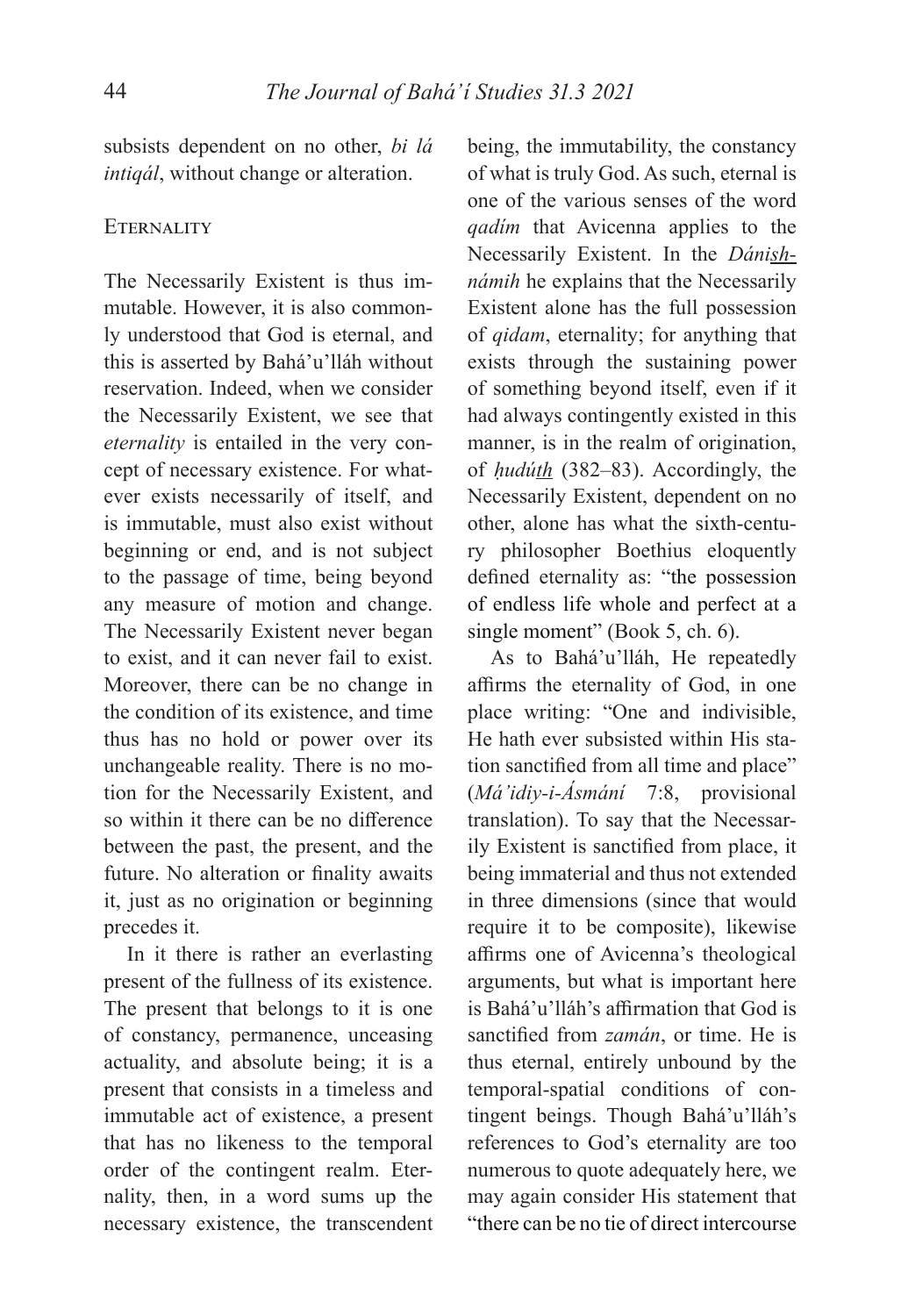subsists dependent on no other, *bi lá intiqál*, without change or alteration.

## Eternality

The Necessarily Existent is thus immutable. However, it is also commonly understood that God is eternal, and this is asserted by Bahá'u'lláh without reservation. Indeed, when we consider the Necessarily Existent, we see that *eternality* is entailed in the very concept of necessary existence. For whatever exists necessarily of itself, and is immutable, must also exist without beginning or end, and is not subject to the passage of time, being beyond any measure of motion and change. The Necessarily Existent never began to exist, and it can never fail to exist. Moreover, there can be no change in the condition of its existence, and time thus has no hold or power over its unchangeable reality. There is no motion for the Necessarily Existent, and so within it there can be no difference between the past, the present, and the future. No alteration or finality awaits it, just as no origination or beginning precedes it.

In it there is rather an everlasting present of the fullness of its existence. The present that belongs to it is one of constancy, permanence, unceasing actuality, and absolute being; it is a present that consists in a timeless and immutable act of existence, a present that has no likeness to the temporal order of the contingent realm. Eternality, then, in a word sums up the necessary existence, the transcendent being, the immutability, the constancy of what is truly God. As such, eternal is one of the various senses of the word *qadím* that Avicenna applies to the Necessarily Existent. In the *Dánishnámih* he explains that the Necessarily Existent alone has the full possession of *qidam*, eternality; for anything that exists through the sustaining power of something beyond itself, even if it had always contingently existed in this manner, is in the realm of origination, of *ḥudúth* (382–83). Accordingly, the Necessarily Existent, dependent on no other, alone has what the sixth-century philosopher Boethius eloquently defined eternality as: "the possession of endless life whole and perfect at a single moment" (Book 5, ch. 6).

As to Bahá'u'lláh, He repeatedly affirms the eternality of God, in one place writing: "One and indivisible, He hath ever subsisted within His station sanctified from all time and place" (*Má'idiy-i-Ásmání* 7:8, provisional translation). To say that the Necessarily Existent is sanctified from place, it being immaterial and thus not extended in three dimensions (since that would require it to be composite), likewise affirms one of Avicenna's theological arguments, but what is important here is Bahá'u'lláh's affirmation that God is sanctified from *zamán*, or time. He is thus eternal, entirely unbound by the temporal-spatial conditions of contingent beings. Though Bahá'u'lláh's references to God's eternality are too numerous to quote adequately here, we may again consider His statement that "there can be no tie of direct intercourse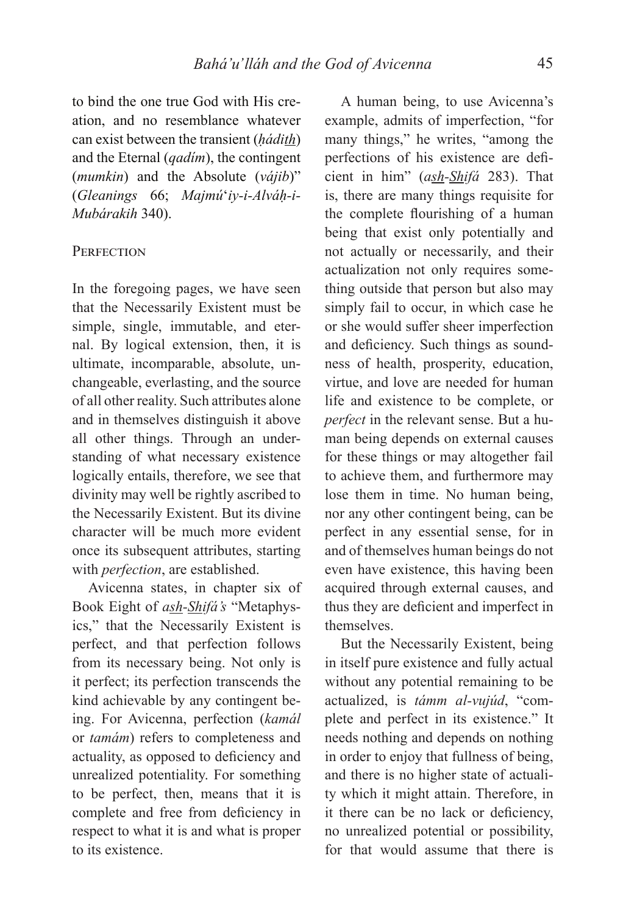to bind the one true God with His creation, and no resemblance whatever can exist between the transient (*ḥádi<u>th</u>*) and the Eternal (*qadím*), the contingent (*mumkin*) and the Absolute (*vájib*)" (*Gleanings* 66; *Majmú'iy-i-Alváḥ-i-Mubárakih* 340).

## Perfection

In the foregoing pages, we have seen that the Necessarily Existent must be simple, single, immutable, and eternal. By logical extension, then, it is ultimate, incomparable, absolute, unchangeable, everlasting, and the source of all other reality. Such attributes alone and in themselves distinguish it above all other things. Through an understanding of what necessary existence logically entails, therefore, we see that divinity may well be rightly ascribed to the Necessarily Existent. But its divine character will be much more evident once its subsequent attributes, starting with *perfection*, are established.

Avicenna states, in chapter six of Book Eight of *a<u>sh</u>-<u>Sh</u>ifá's* "Metaphysics," that the Necessarily Existent is perfect, and that perfection follows from its necessary being. Not only is it perfect; its perfection transcends the kind achievable by any contingent being. For Avicenna, perfection (*kamál* or *tamám*) refers to completeness and actuality, as opposed to deficiency and unrealized potentiality. For something to be perfect, then, means that it is complete and free from deficiency in respect to what it is and what is proper to its existence.

A human being, to use Avicenna's example, admits of imperfection, "for many things," he writes, "among the perfections of his existence are deficient in him" (*a<u>sh</u>-<u>Sh</u>ifá* 283). That is, there are many things requisite for the complete flourishing of a human being that exist only potentially and not actually or necessarily, and their actualization not only requires something outside that person but also may simply fail to occur, in which case he or she would suffer sheer imperfection and deficiency. Such things as soundness of health, prosperity, education, virtue, and love are needed for human life and existence to be complete, or *perfect* in the relevant sense. But a human being depends on external causes for these things or may altogether fail to achieve them, and furthermore may lose them in time. No human being, nor any other contingent being, can be perfect in any essential sense, for in and of themselves human beings do not even have existence, this having been acquired through external causes, and thus they are deficient and imperfect in themselves.

But the Necessarily Existent, being in itself pure existence and fully actual without any potential remaining to be actualized, is *támm al-vujúd*, "complete and perfect in its existence." It needs nothing and depends on nothing in order to enjoy that fullness of being, and there is no higher state of actuality which it might attain. Therefore, in it there can be no lack or deficiency, no unrealized potential or possibility, for that would assume that there is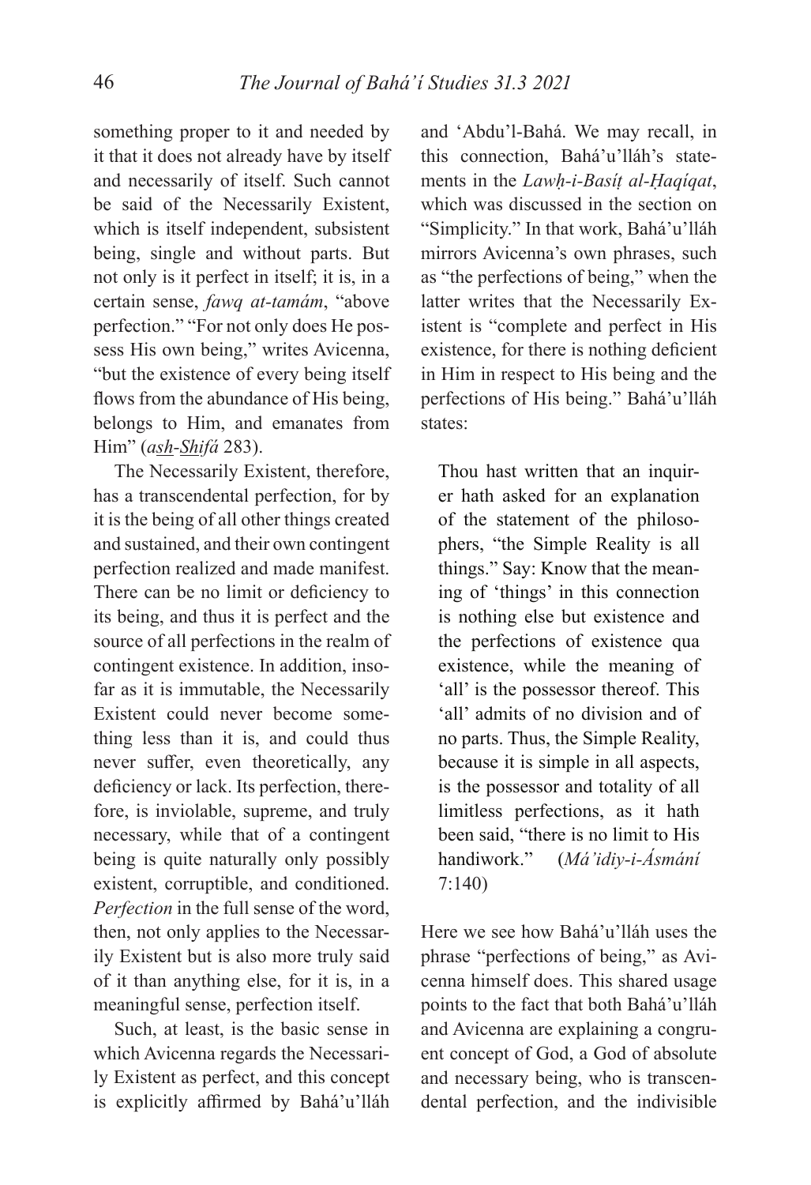something proper to it and needed by it that it does not already have by itself and necessarily of itself. Such cannot be said of the Necessarily Existent, which is itself independent, subsistent being, single and without parts. But not only is it perfect in itself; it is, in a certain sense, *fawq at-tamám*, "above perfection." "For not only does He possess His own being," writes Avicenna, "but the existence of every being itself flows from the abundance of His being, belongs to Him, and emanates from Him" (*ash-Shifá* 283).

The Necessarily Existent, therefore, has a transcendental perfection, for by it is the being of all other things created and sustained, and their own contingent perfection realized and made manifest. There can be no limit or deficiency to its being, and thus it is perfect and the source of all perfections in the realm of contingent existence. In addition, insofar as it is immutable, the Necessarily Existent could never become something less than it is, and could thus never suffer, even theoretically, any deficiency or lack. Its perfection, therefore, is inviolable, supreme, and truly necessary, while that of a contingent being is quite naturally only possibly existent, corruptible, and conditioned. *Perfection* in the full sense of the word, then, not only applies to the Necessarily Existent but is also more truly said of it than anything else, for it is, in a meaningful sense, perfection itself.

Such, at least, is the basic sense in which Avicenna regards the Necessarily Existent as perfect, and this concept is explicitly affirmed by Bahá'u'lláh and 'Abdu'l-Bahá. We may recall, in this connection, Bahá'u'lláh's statements in the *Lawḥ-i-Basíṭ al-Ḥaqíqat*, which was discussed in the section on "Simplicity." In that work, Bahá'u'lláh mirrors Avicenna's own phrases, such as "the perfections of being," when the latter writes that the Necessarily Existent is "complete and perfect in His existence, for there is nothing deficient in Him in respect to His being and the perfections of His being." Bahá'u'lláh states:

> Thou hast written that an inquirer hath asked for an explanation of the statement of the philosophers, "the Simple Reality is all things." Say: Know that the meaning of 'things' in this connection is nothing else but existence and the perfections of existence qua existence, while the meaning of 'all' is the possessor thereof. This 'all' admits of no division and of no parts. Thus, the Simple Reality, because it is simple in all aspects, is the possessor and totality of all limitless perfections, as it hath been said, "there is no limit to His handiwork." (*Má'idiy-i-Ásmání* 7:140)

Here we see how Bahá'u'lláh uses the phrase "perfections of being," as Avicenna himself does. This shared usage points to the fact that both Bahá'u'lláh and Avicenna are explaining a congruent concept of God, a God of absolute and necessary being, who is transcendental perfection, and the indivisible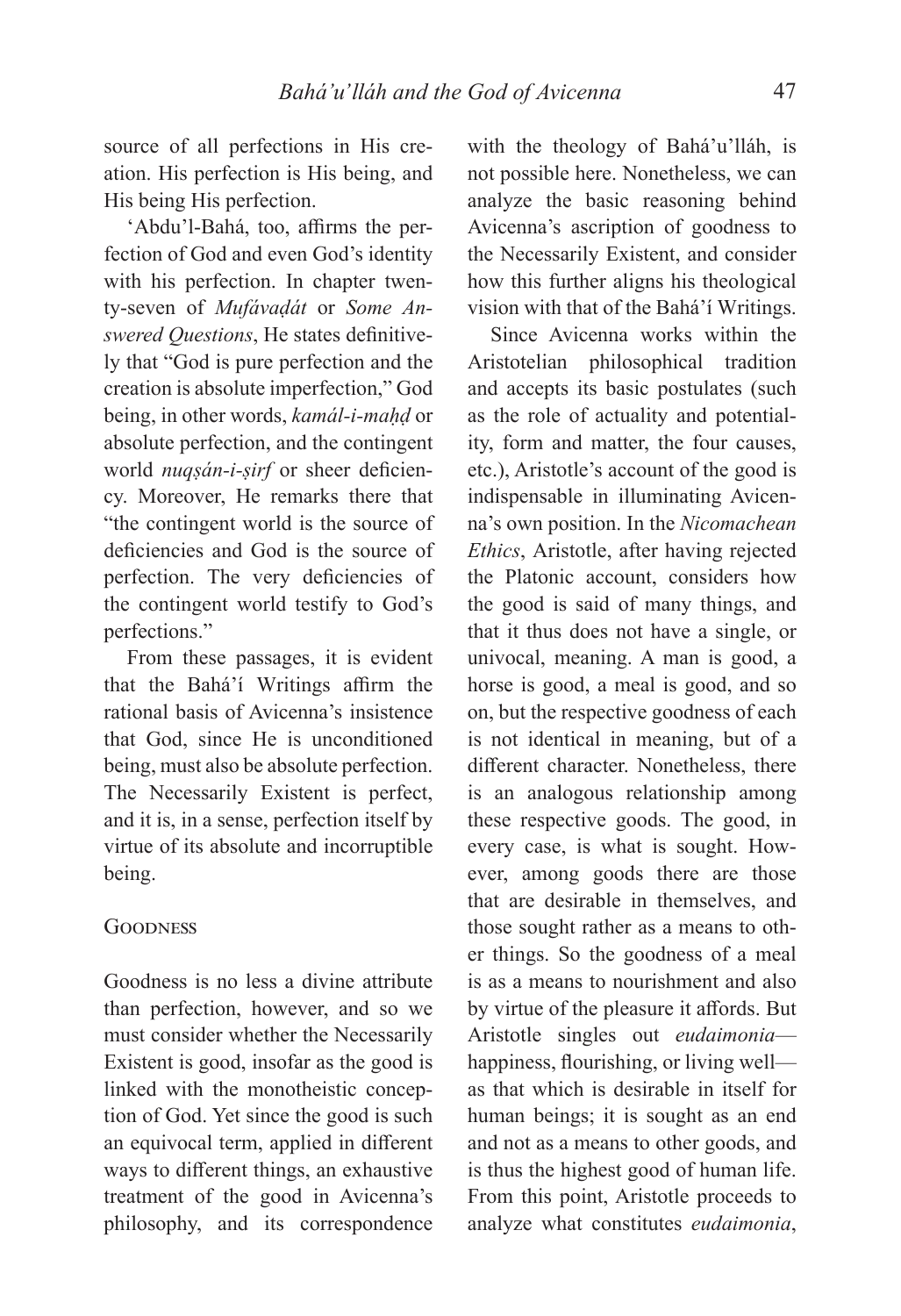source of all perfections in His creation. His perfection is His being, and His being His perfection.

'Abdu'l-Bahá, too, affirms the perfection of God and even God's identity with his perfection. In chapter twenty-seven of *Mufávaḍát* or *Some Answered Questions*, He states definitively that "God is pure perfection and the creation is absolute imperfection," God being, in other words, *kamál-i-maḥḍ* or absolute perfection, and the contingent world *nuqṣán-i-ṣirf* or sheer deficiency. Moreover, He remarks there that "the contingent world is the source of deficiencies and God is the source of perfection. The very deficiencies of the contingent world testify to God's perfections."

From these passages, it is evident that the Bahá'í Writings affirm the rational basis of Avicenna's insistence that God, since He is unconditioned being, must also be absolute perfection. The Necessarily Existent is perfect, and it is, in a sense, perfection itself by virtue of its absolute and incorruptible being.

## Goodness

Goodness is no less a divine attribute than perfection, however, and so we must consider whether the Necessarily Existent is good, insofar as the good is linked with the monotheistic conception of God. Yet since the good is such an equivocal term, applied in different ways to different things, an exhaustive treatment of the good in Avicenna's philosophy, and its correspondence with the theology of Bahá'u'lláh, is not possible here. Nonetheless, we can analyze the basic reasoning behind Avicenna's ascription of goodness to the Necessarily Existent, and consider how this further aligns his theological vision with that of the Bahá'í Writings.

Since Avicenna works within the Aristotelian philosophical tradition and accepts its basic postulates (such as the role of actuality and potentiality, form and matter, the four causes, etc.), Aristotle's account of the good is indispensable in illuminating Avicenna's own position. In the *Nicomachean Ethics*, Aristotle, after having rejected the Platonic account, considers how the good is said of many things, and that it thus does not have a single, or univocal, meaning. A man is good, a horse is good, a meal is good, and so on, but the respective goodness of each is not identical in meaning, but of a different character. Nonetheless, there is an analogous relationship among these respective goods. The good, in every case, is what is sought. However, among goods there are those that are desirable in themselves, and those sought rather as a means to other things. So the goodness of a meal is as a means to nourishment and also by virtue of the pleasure it affords. But Aristotle singles out *eudaimonia*—happiness, flourishing, or living well—as that which is desirable in itself for human beings; it is sought as an end and not as a means to other goods, and is thus the highest good of human life. From this point, Aristotle proceeds to analyze what constitutes *eudaimonia*,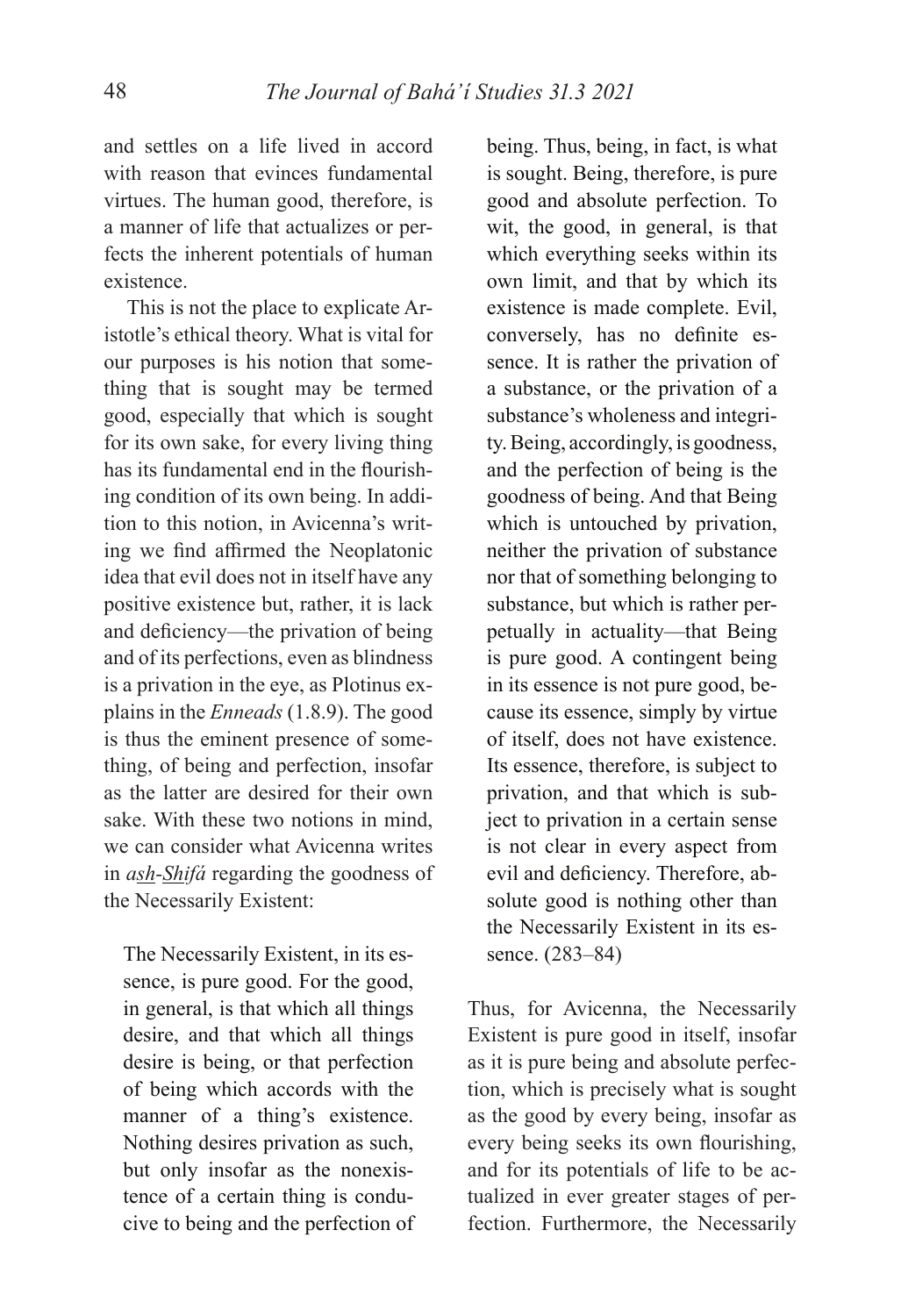and settles on a life lived in accord with reason that evinces fundamental virtues. The human good, therefore, is a manner of life that actualizes or perfects the inherent potentials of human existence.

This is not the place to explicate Aristotle's ethical theory. What is vital for our purposes is his notion that something that is sought may be termed good, especially that which is sought for its own sake, for every living thing has its fundamental end in the flourishing condition of its own being. In addition to this notion, in Avicenna's writing we find affirmed the Neoplatonic idea that evil does not in itself have any positive existence but, rather, it is lack and deficiency—the privation of being and of its perfections, even as blindness is a privation in the eye, as Plotinus explains in the *Enneads* (1.8.9). The good is thus the eminent presence of something, of being and perfection, insofar as the latter are desired for their own sake. With these two notions in mind, we can consider what Avicenna writes in *ash-Shifá* regarding the goodness of the Necessarily Existent:

> The Necessarily Existent, in its essence, is pure good. For the good, in general, is that which all things desire, and that which all things desire is being, or that perfection of being which accords with the manner of a thing's existence. Nothing desires privation as such, but only insofar as the nonexistence of a certain thing is conducive to being and the perfection of being. Thus, being, in fact, is what is sought. Being, therefore, is pure good and absolute perfection. To wit, the good, in general, is that which everything seeks within its own limit, and that by which its existence is made complete. Evil, conversely, has no definite essence. It is rather the privation of a substance, or the privation of a substance's wholeness and integrity. Being, accordingly, is goodness, and the perfection of being is the goodness of being. And that Being which is untouched by privation, neither the privation of substance nor that of something belonging to substance, but which is rather perpetually in actuality—that Being is pure good. A contingent being in its essence is not pure good, because its essence, simply by virtue of itself, does not have existence. Its essence, therefore, is subject to privation, and that which is subject to privation in a certain sense is not clear in every aspect from evil and deficiency. Therefore, absolute good is nothing other than the Necessarily Existent in its essence. (283–84)

Thus, for Avicenna, the Necessarily Existent is pure good in itself, insofar as it is pure being and absolute perfection, which is precisely what is sought as the good by every being, insofar as every being seeks its own flourishing, and for its potentials of life to be actualized in ever greater stages of perfection. Furthermore, the Necessarily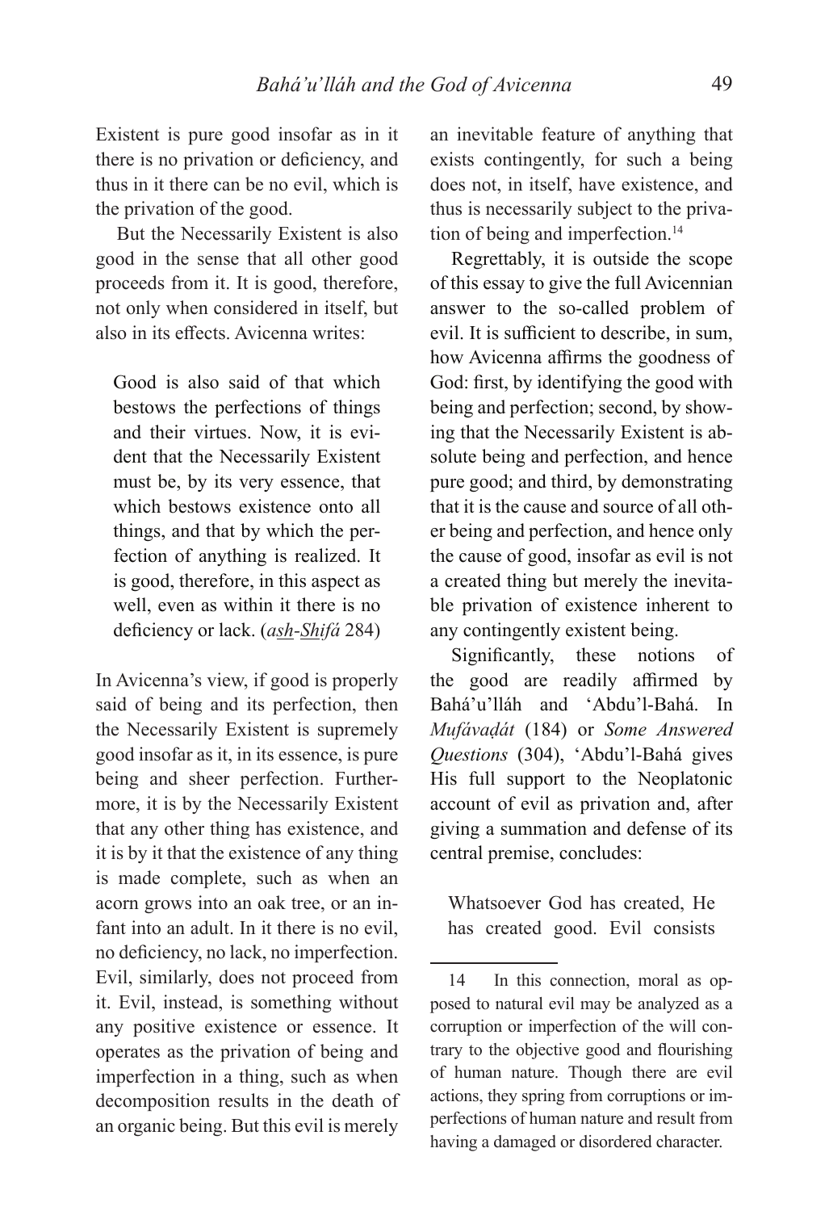Existent is pure good insofar as in it there is no privation or deficiency, and thus in it there can be no evil, which is the privation of the good.

But the Necessarily Existent is also good in the sense that all other good proceeds from it. It is good, therefore, not only when considered in itself, but also in its effects. Avicenna writes:

> Good is also said of that which bestows the perfections of things and their virtues. Now, it is evident that the Necessarily Existent must be, by its very essence, that which bestows existence onto all things, and that by which the perfection of anything is realized. It is good, therefore, in this aspect as well, even as within it there is no deficiency or lack. (*ash-Shifá* 284)

In Avicenna's view, if good is properly said of being and its perfection, then the Necessarily Existent is supremely good insofar as it, in its essence, is pure being and sheer perfection. Furthermore, it is by the Necessarily Existent that any other thing has existence, and it is by it that the existence of any thing is made complete, such as when an acorn grows into an oak tree, or an infant into an adult. In it there is no evil, no deficiency, no lack, no imperfection. Evil, similarly, does not proceed from it. Evil, instead, is something without any positive existence or essence. It operates as the privation of being and imperfection in a thing, such as when decomposition results in the death of an organic being. But this evil is merely an inevitable feature of anything that exists contingently, for such a being does not, in itself, have existence, and thus is necessarily subject to the privation of being and imperfection.[14]

Regrettably, it is outside the scope of this essay to give the full Avicennian answer to the so-called problem of evil. It is sufficient to describe, in sum, how Avicenna affirms the goodness of God: first, by identifying the good with being and perfection; second, by showing that the Necessarily Existent is absolute being and perfection, and hence pure good; and third, by demonstrating that it is the cause and source of all other being and perfection, and hence only the cause of good, insofar as evil is not a created thing but merely the inevitable privation of existence inherent to any contingently existent being.

Significantly, these notions of the good are readily affirmed by Bahá'u'lláh and 'Abdu'l-Bahá. In *Mufávaḍát* (184) or *Some Answered Questions* (304), 'Abdu'l-Bahá gives His full support to the Neoplatonic account of evil as privation and, after giving a summation and defense of its central premise, concludes:

> Whatsoever God has created, He has created good. Evil consists

---

14 In this connection, moral as opposed to natural evil may be analyzed as a corruption or imperfection of the will contrary to the objective good and flourishing of human nature. Though there are evil actions, they spring from corruptions or imperfections of human nature and result from having a damaged or disordered character.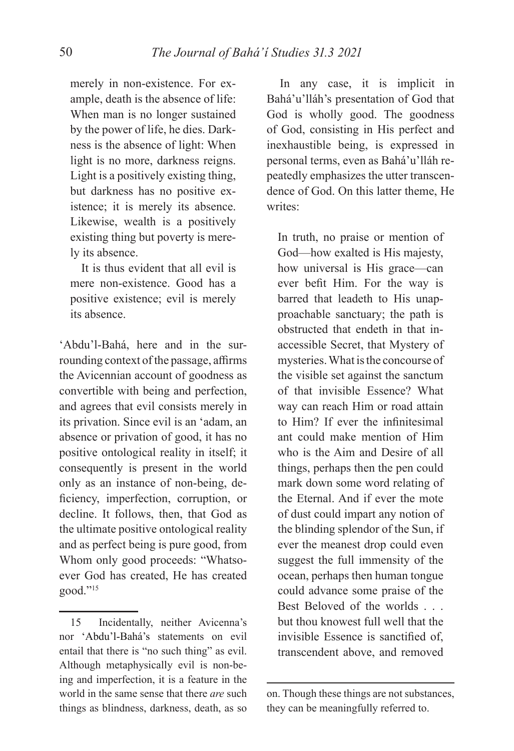> merely in non-existence. For example, death is the absence of life: When man is no longer sustained by the power of life, he dies. Darkness is the absence of light: When light is no more, darkness reigns. Light is a positively existing thing, but darkness has no positive existence; it is merely its absence. Likewise, wealth is a positively existing thing but poverty is merely its absence.
>
> It is thus evident that all evil is mere non-existence. Good has a positive existence; evil is merely its absence.

'Abdu'l-Bahá, here and in the surrounding context of the passage, affirms the Avicennian account of goodness as convertible with being and perfection, and agrees that evil consists merely in its privation. Since evil is an 'adam, an absence or privation of good, it has no positive ontological reality in itself; it consequently is present in the world only as an instance of non-being, deficiency, imperfection, corruption, or decline. It follows, then, that God as the ultimate positive ontological reality and as perfect being is pure good, from Whom only good proceeds: "Whatsoever God has created, He has created good."[15]

In any case, it is implicit in Bahá'u'lláh's presentation of God that God is wholly good. The goodness of God, consisting in His perfect and inexhaustible being, is expressed in personal terms, even as Bahá'u'lláh repeatedly emphasizes the utter transcendence of God. On this latter theme, He writes:

> In truth, no praise or mention of God—how exalted is His majesty, how universal is His grace—can ever befit Him. For the way is barred that leadeth to His unapproachable sanctuary; the path is obstructed that endeth in that inaccessible Secret, that Mystery of mysteries. What is the concourse of the visible set against the sanctum of that invisible Essence? What way can reach Him or road attain to Him? If ever the infinitesimal ant could make mention of Him who is the Aim and Desire of all things, perhaps then the pen could mark down some word relating of the Eternal. And if ever the mote of dust could impart any notion of the blinding splendor of the Sun, if ever the meanest drop could even suggest the full immensity of the ocean, perhaps then human tongue could advance some praise of the Best Beloved of the worlds . . . but thou knowest full well that the invisible Essence is sanctified of, transcendent above, and removed

15 Incidentally, neither Avicenna's nor 'Abdu'l-Bahá's statements on evil entail that there is "no such thing" as evil. Although metaphysically evil is non-being and imperfection, it is a feature in the world in the same sense that there *are* such things as blindness, darkness, death, as so on. Though these things are not substances, they can be meaningfully referred to.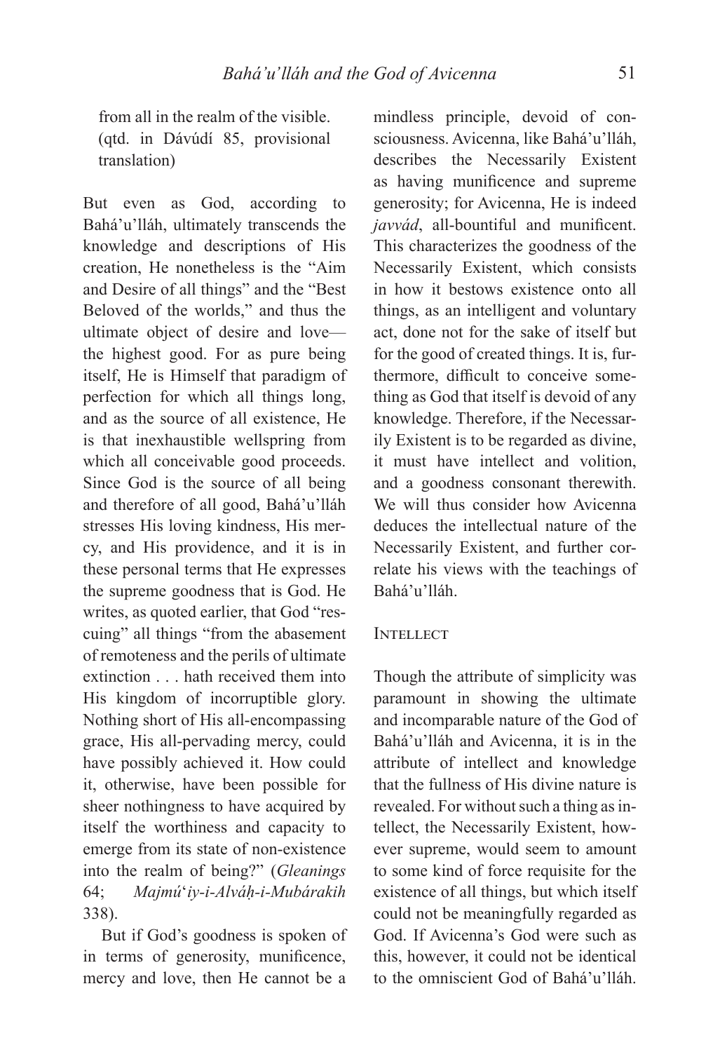from all in the realm of the visible. (qtd. in Dávúdí 85, provisional translation)

But even as God, according to Bahá'u'lláh, ultimately transcends the knowledge and descriptions of His creation, He nonetheless is the "Aim and Desire of all things" and the "Best Beloved of the worlds," and thus the ultimate object of desire and love—the highest good. For as pure being itself, He is Himself that paradigm of perfection for which all things long, and as the source of all existence, He is that inexhaustible wellspring from which all conceivable good proceeds. Since God is the source of all being and therefore of all good, Bahá'u'lláh stresses His loving kindness, His mercy, and His providence, and it is in these personal terms that He expresses the supreme goodness that is God. He writes, as quoted earlier, that God "rescuing" all things "from the abasement of remoteness and the perils of ultimate extinction . . . hath received them into His kingdom of incorruptible glory. Nothing short of His all-encompassing grace, His all-pervading mercy, could have possibly achieved it. How could it, otherwise, have been possible for sheer nothingness to have acquired by itself the worthiness and capacity to emerge from its state of non-existence into the realm of being?" (*Gleanings* 64; *Majmú*'*iy-i-Alváḥ-i-Mubárakih* 338).

But if God's goodness is spoken of in terms of generosity, munificence, mercy and love, then He cannot be a mindless principle, devoid of consciousness. Avicenna, like Bahá'u'lláh, describes the Necessarily Existent as having munificence and supreme generosity; for Avicenna, He is indeed *javvád*, all-bountiful and munificent. This characterizes the goodness of the Necessarily Existent, which consists in how it bestows existence onto all things, as an intelligent and voluntary act, done not for the sake of itself but for the good of created things. It is, furthermore, difficult to conceive something as God that itself is devoid of any knowledge. Therefore, if the Necessarily Existent is to be regarded as divine, it must have intellect and volition, and a goodness consonant therewith. We will thus consider how Avicenna deduces the intellectual nature of the Necessarily Existent, and further correlate his views with the teachings of Bahá'u'lláh.

## Intellect

Though the attribute of simplicity was paramount in showing the ultimate and incomparable nature of the God of Bahá'u'lláh and Avicenna, it is in the attribute of intellect and knowledge that the fullness of His divine nature is revealed. For without such a thing as intellect, the Necessarily Existent, however supreme, would seem to amount to some kind of force requisite for the existence of all things, but which itself could not be meaningfully regarded as God. If Avicenna's God were such as this, however, it could not be identical to the omniscient God of Bahá'u'lláh.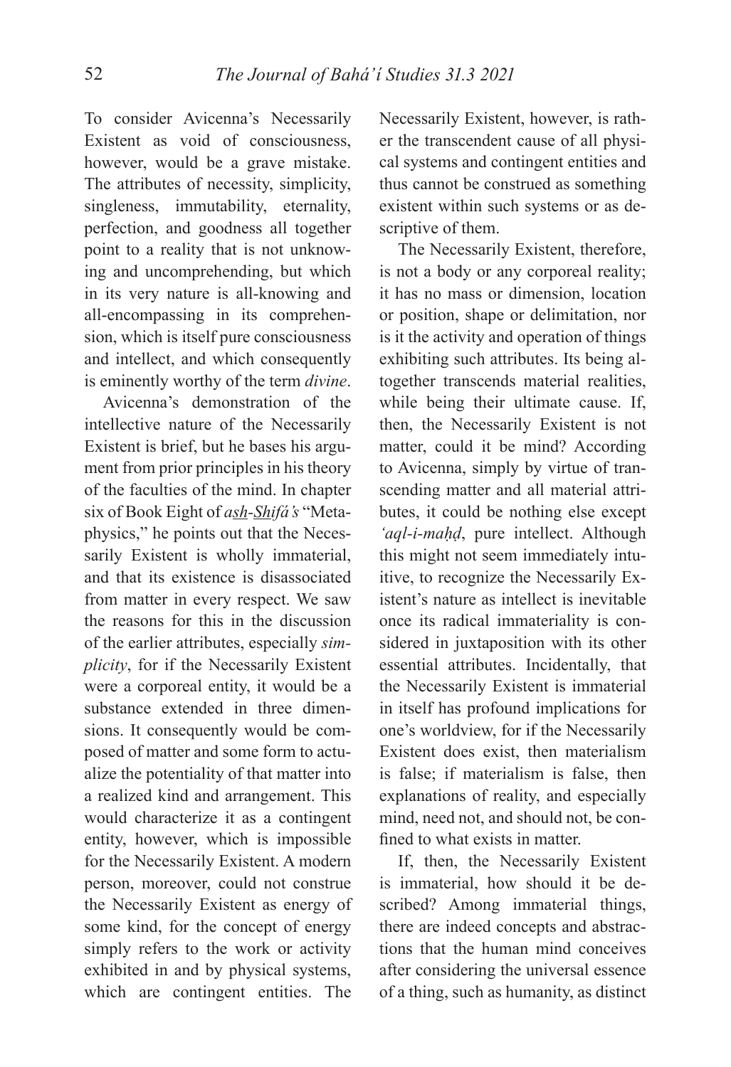To consider Avicenna's Necessarily Existent as void of consciousness, however, would be a grave mistake. The attributes of necessity, simplicity, singleness, immutability, eternality, perfection, and goodness all together point to a reality that is not unknowing and uncomprehending, but which in its very nature is all-knowing and all-encompassing in its comprehension, which is itself pure consciousness and intellect, and which consequently is eminently worthy of the term *divine*.

Avicenna's demonstration of the intellective nature of the Necessarily Existent is brief, but he bases his argument from prior principles in his theory of the faculties of the mind. In chapter six of Book Eight of *ash-Shifá's* "Metaphysics," he points out that the Necessarily Existent is wholly immaterial, and that its existence is disassociated from matter in every respect. We saw the reasons for this in the discussion of the earlier attributes, especially *simplicity*, for if the Necessarily Existent were a corporeal entity, it would be a substance extended in three dimensions. It consequently would be composed of matter and some form to actualize the potentiality of that matter into a realized kind and arrangement. This would characterize it as a contingent entity, however, which is impossible for the Necessarily Existent. A modern person, moreover, could not construe the Necessarily Existent as energy of some kind, for the concept of energy simply refers to the work or activity exhibited in and by physical systems, which are contingent entities. The Necessarily Existent, however, is rather the transcendent cause of all physical systems and contingent entities and thus cannot be construed as something existent within such systems or as descriptive of them.

The Necessarily Existent, therefore, is not a body or any corporeal reality; it has no mass or dimension, location or position, shape or delimitation, nor is it the activity and operation of things exhibiting such attributes. Its being altogether transcends material realities, while being their ultimate cause. If, then, the Necessarily Existent is not matter, could it be mind? According to Avicenna, simply by virtue of transcending matter and all material attributes, it could be nothing else except *'aql-i-maḥḍ*, pure intellect. Although this might not seem immediately intuitive, to recognize the Necessarily Existent's nature as intellect is inevitable once its radical immateriality is considered in juxtaposition with its other essential attributes. Incidentally, that the Necessarily Existent is immaterial in itself has profound implications for one's worldview, for if the Necessarily Existent does exist, then materialism is false; if materialism is false, then explanations of reality, and especially mind, need not, and should not, be confined to what exists in matter.

If, then, the Necessarily Existent is immaterial, how should it be described? Among immaterial things, there are indeed concepts and abstractions that the human mind conceives after considering the universal essence of a thing, such as humanity, as distinct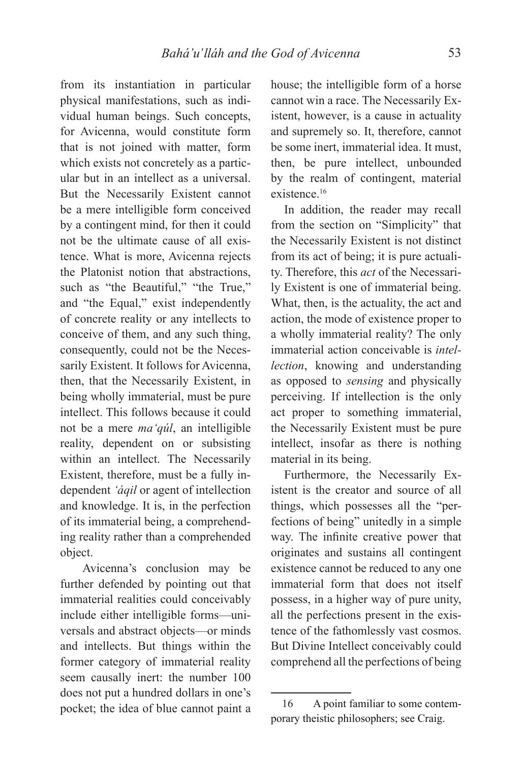from its instantiation in particular physical manifestations, such as individual human beings. Such concepts, for Avicenna, would constitute form that is not joined with matter, form which exists not concretely as a particular but in an intellect as a universal. But the Necessarily Existent cannot be a mere intelligible form conceived by a contingent mind, for then it could not be the ultimate cause of all existence. What is more, Avicenna rejects the Platonist notion that abstractions, such as "the Beautiful," "the True," and "the Equal," exist independently of concrete reality or any intellects to conceive of them, and any such thing, consequently, could not be the Necessarily Existent. It follows for Avicenna, then, that the Necessarily Existent, in being wholly immaterial, must be pure intellect. This follows because it could not be a mere *ma'qúl*, an intelligible reality, dependent on or subsisting within an intellect. The Necessarily Existent, therefore, must be a fully independent *'áqil* or agent of intellection and knowledge. It is, in the perfection of its immaterial being, a comprehending reality rather than a comprehended object.

Avicenna's conclusion may be further defended by pointing out that immaterial realities could conceivably include either intelligible forms—universals and abstract objects—or minds and intellects. But things within the former category of immaterial reality seem causally inert: the number 100 does not put a hundred dollars in one's pocket; the idea of blue cannot paint a house; the intelligible form of a horse cannot win a race. The Necessarily Existent, however, is a cause in actuality and supremely so. It, therefore, cannot be some inert, immaterial idea. It must, then, be pure intellect, unbounded by the realm of contingent, material existence.[16]

In addition, the reader may recall from the section on "Simplicity" that the Necessarily Existent is not distinct from its act of being; it is pure actuality. Therefore, this *act* of the Necessarily Existent is one of immaterial being. What, then, is the actuality, the act and action, the mode of existence proper to a wholly immaterial reality? The only immaterial action conceivable is *intellection*, knowing and understanding as opposed to *sensing* and physically perceiving. If intellection is the only act proper to something immaterial, the Necessarily Existent must be pure intellect, insofar as there is nothing material in its being.

Furthermore, the Necessarily Existent is the creator and source of all things, which possesses all the "perfections of being" unitedly in a simple way. The infinite creative power that originates and sustains all contingent existence cannot be reduced to any one immaterial form that does not itself possess, in a higher way of pure unity, all the perfections present in the existence of the fathomlessly vast cosmos. But Divine Intellect conceivably could comprehend all the perfections of being

---

16 A point familiar to some contemporary theistic philosophers; see Craig.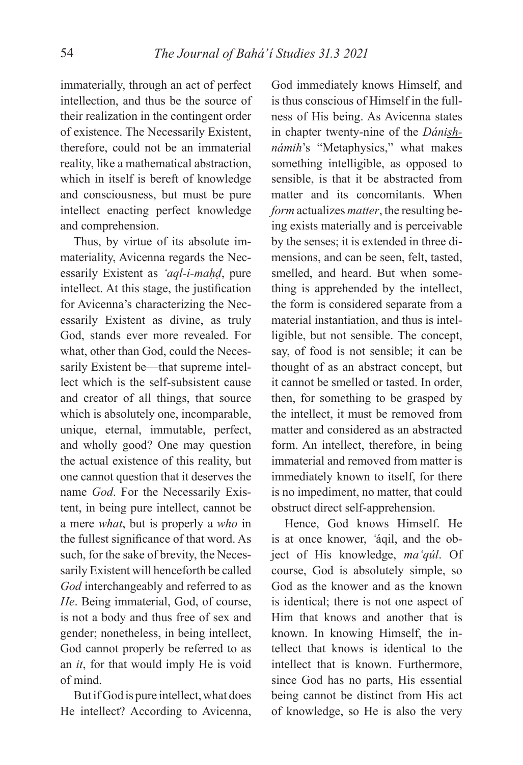immaterially, through an act of perfect intellection, and thus be the source of their realization in the contingent order of existence. The Necessarily Existent, therefore, could not be an immaterial reality, like a mathematical abstraction, which in itself is bereft of knowledge and consciousness, but must be pure intellect enacting perfect knowledge and comprehension.

Thus, by virtue of its absolute immateriality, Avicenna regards the Necessarily Existent as *'aql-i-maḥḍ*, pure intellect. At this stage, the justification for Avicenna's characterizing the Necessarily Existent as divine, as truly God, stands ever more revealed. For what, other than God, could the Necessarily Existent be—that supreme intellect which is the self-subsistent cause and creator of all things, that source which is absolutely one, incomparable, unique, eternal, immutable, perfect, and wholly good? One may question the actual existence of this reality, but one cannot question that it deserves the name *God*. For the Necessarily Existent, in being pure intellect, cannot be a mere *what*, but is properly a *who* in the fullest significance of that word. As such, for the sake of brevity, the Necessarily Existent will henceforth be called *God* interchangeably and referred to as *He*. Being immaterial, God, of course, is not a body and thus free of sex and gender; nonetheless, in being intellect, God cannot properly be referred to as an *it*, for that would imply He is void of mind.

But if God is pure intellect, what does He intellect? According to Avicenna, God immediately knows Himself, and is thus conscious of Himself in the fullness of His being. As Avicenna states in chapter twenty-nine of the *Dánish-námih*'s "Metaphysics," what makes something intelligible, as opposed to sensible, is that it be abstracted from matter and its concomitants. When *form* actualizes *matter*, the resulting being exists materially and is perceivable by the senses; it is extended in three dimensions, and can be seen, felt, tasted, smelled, and heard. But when something is apprehended by the intellect, the form is considered separate from a material instantiation, and thus is intelligible, but not sensible. The concept, say, of food is not sensible; it can be thought of as an abstract concept, but it cannot be smelled or tasted. In order, then, for something to be grasped by the intellect, it must be removed from matter and considered as an abstracted form. An intellect, therefore, in being immaterial and removed from matter is immediately known to itself, for there is no impediment, no matter, that could obstruct direct self-apprehension.

Hence, God knows Himself. He is at once knower, *'áqil*, and the object of His knowledge, *ma'qúl*. Of course, God is absolutely simple, so God as the knower and as the known is identical; there is not one aspect of Him that knows and another that is known. In knowing Himself, the intellect that knows is identical to the intellect that is known. Furthermore, since God has no parts, His essential being cannot be distinct from His act of knowledge, so He is also the very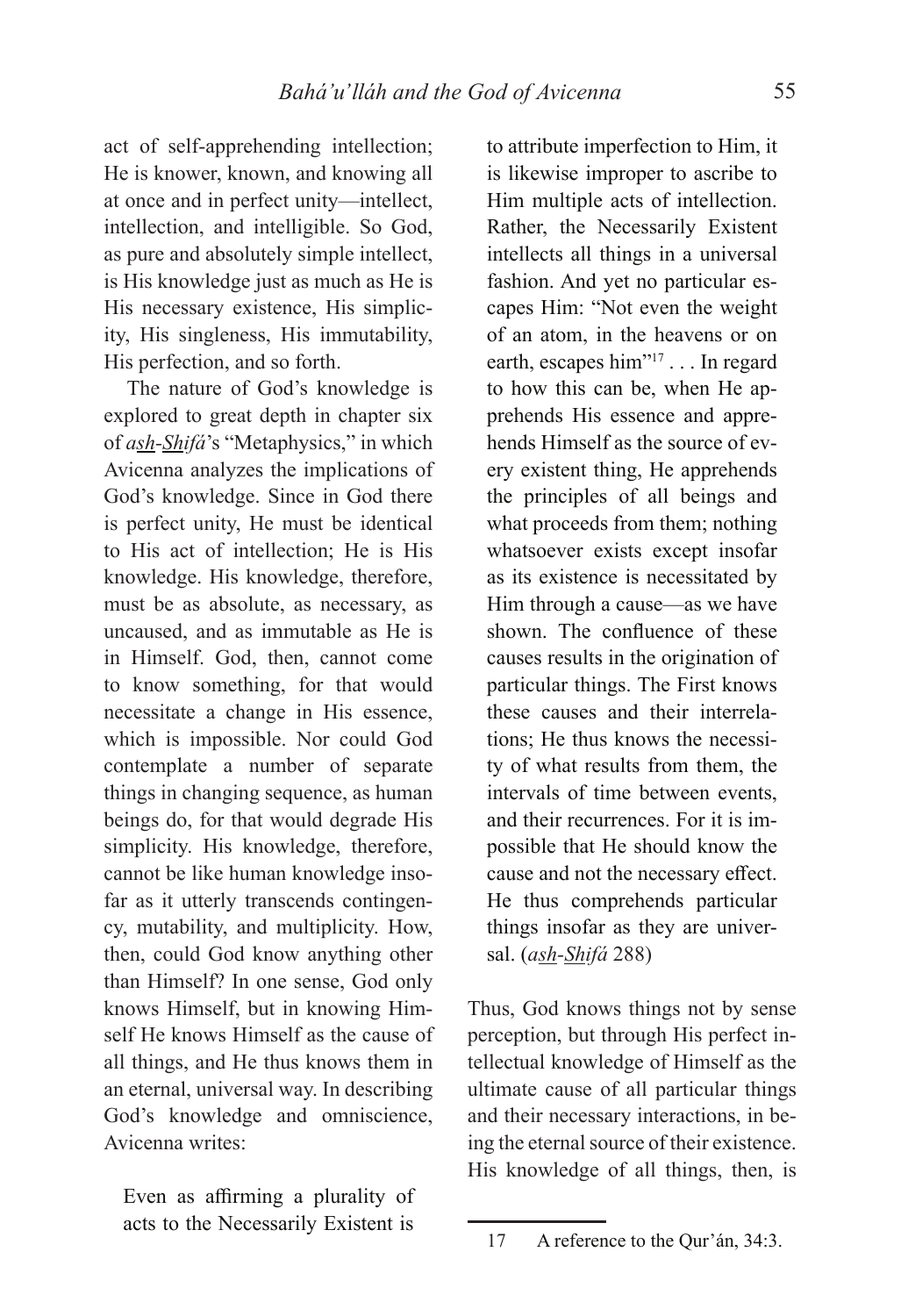act of self-apprehending intellection; He is knower, known, and knowing all at once and in perfect unity—intellect, intellection, and intelligible. So God, as pure and absolutely simple intellect, is His knowledge just as much as He is His necessary existence, His simplicity, His singleness, His immutability, His perfection, and so forth.

The nature of God's knowledge is explored to great depth in chapter six of *ash-Shifá*'s "Metaphysics," in which Avicenna analyzes the implications of God's knowledge. Since in God there is perfect unity, He must be identical to His act of intellection; He is His knowledge. His knowledge, therefore, must be as absolute, as necessary, as uncaused, and as immutable as He is in Himself. God, then, cannot come to know something, for that would necessitate a change in His essence, which is impossible. Nor could God contemplate a number of separate things in changing sequence, as human beings do, for that would degrade His simplicity. His knowledge, therefore, cannot be like human knowledge insofar as it utterly transcends contingency, mutability, and multiplicity. How, then, could God know anything other than Himself? In one sense, God only knows Himself, but in knowing Himself He knows Himself as the cause of all things, and He thus knows them in an eternal, universal way. In describing God's knowledge and omniscience, Avicenna writes:

> Even as affirming a plurality of acts to the Necessarily Existent is to attribute imperfection to Him, it is likewise improper to ascribe to Him multiple acts of intellection. Rather, the Necessarily Existent intellects all things in a universal fashion. And yet no particular escapes Him: "Not even the weight of an atom, in the heavens or on earth, escapes him"[17] . . . In regard to how this can be, when He apprehends His essence and apprehends Himself as the source of every existent thing, He apprehends the principles of all beings and what proceeds from them; nothing whatsoever exists except insofar as its existence is necessitated by Him through a cause—as we have shown. The confluence of these causes results in the origination of particular things. The First knows these causes and their interrelations; He thus knows the necessity of what results from them, the intervals of time between events, and their recurrences. For it is impossible that He should know the cause and not the necessary effect. He thus comprehends particular things insofar as they are universal. (*ash-Shifá* 288)

Thus, God knows things not by sense perception, but through His perfect intellectual knowledge of Himself as the ultimate cause of all particular things and their necessary interactions, in being the eternal source of their existence. His knowledge of all things, then, is

17 A reference to the Qur'án, 34:3.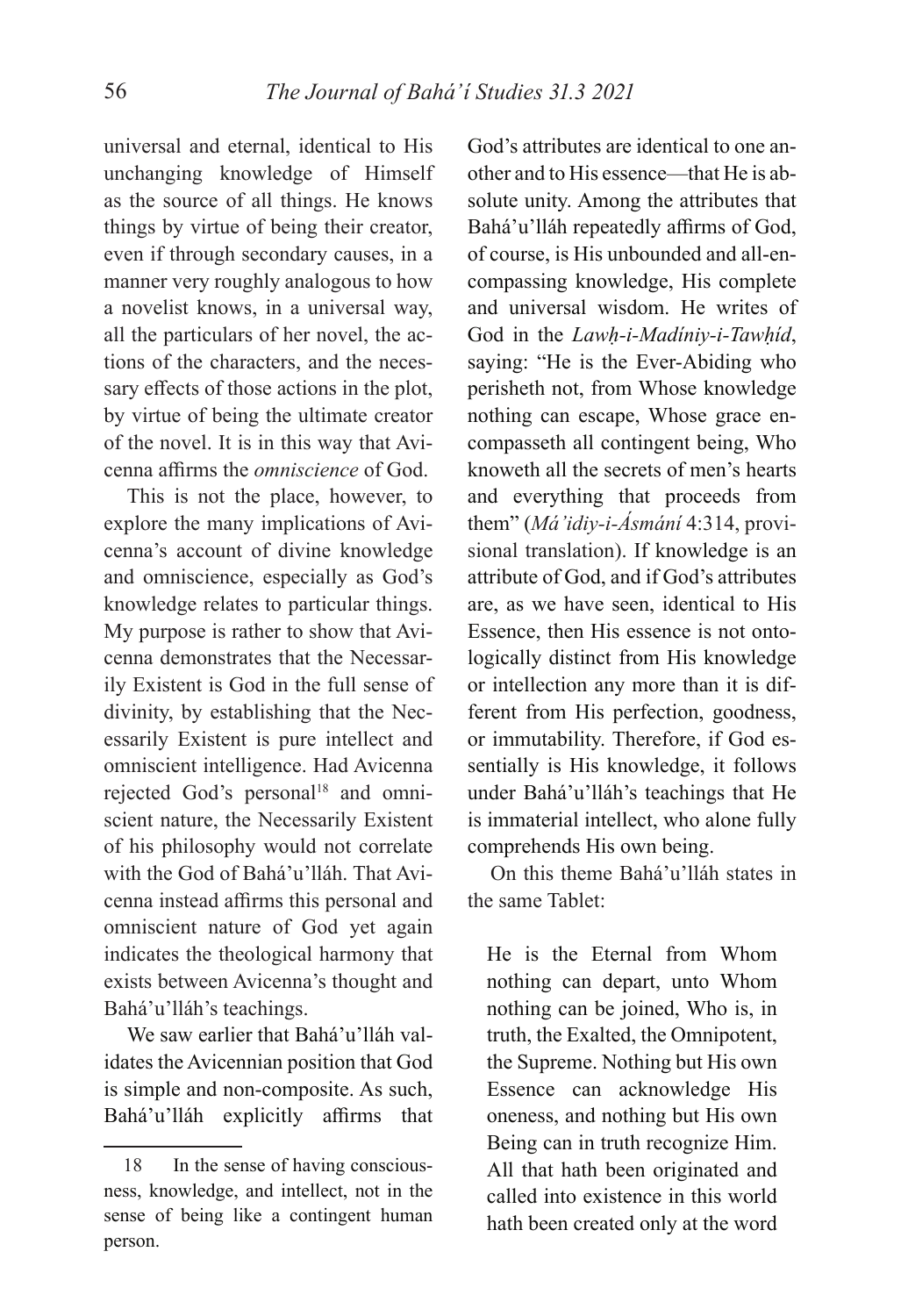universal and eternal, identical to His unchanging knowledge of Himself as the source of all things. He knows things by virtue of being their creator, even if through secondary causes, in a manner very roughly analogous to how a novelist knows, in a universal way, all the particulars of her novel, the actions of the characters, and the necessary effects of those actions in the plot, by virtue of being the ultimate creator of the novel. It is in this way that Avicenna affirms the *omniscience* of God.

This is not the place, however, to explore the many implications of Avicenna's account of divine knowledge and omniscience, especially as God's knowledge relates to particular things. My purpose is rather to show that Avicenna demonstrates that the Necessarily Existent is God in the full sense of divinity, by establishing that the Necessarily Existent is pure intellect and omniscient intelligence. Had Avicenna rejected God's personal[18] and omniscient nature, the Necessarily Existent of his philosophy would not correlate with the God of Bahá'u'lláh. That Avicenna instead affirms this personal and omniscient nature of God yet again indicates the theological harmony that exists between Avicenna's thought and Bahá'u'lláh's teachings.

We saw earlier that Bahá'u'lláh validates the Avicennian position that God is simple and non-composite. As such, Bahá'u'lláh explicitly affirms that God's attributes are identical to one another and to His essence—that He is absolute unity. Among the attributes that Bahá'u'lláh repeatedly affirms of God, of course, is His unbounded and all-encompassing knowledge, His complete and universal wisdom. He writes of God in the *Lawḥ-i-Madíniy-i-Tawḥíd*, saying: "He is the Ever-Abiding who perisheth not, from Whose knowledge nothing can escape, Whose grace encompasseth all contingent being, Who knoweth all the secrets of men's hearts and everything that proceeds from them" (*Má'idiy-i-Ásmání* 4:314, provisional translation). If knowledge is an attribute of God, and if God's attributes are, as we have seen, identical to His Essence, then His essence is not ontologically distinct from His knowledge or intellection any more than it is different from His perfection, goodness, or immutability. Therefore, if God essentially is His knowledge, it follows under Bahá'u'lláh's teachings that He is immaterial intellect, who alone fully comprehends His own being.

On this theme Bahá'u'lláh states in the same Tablet:

> He is the Eternal from Whom nothing can depart, unto Whom nothing can be joined, Who is, in truth, the Exalted, the Omnipotent, the Supreme. Nothing but His own Essence can acknowledge His oneness, and nothing but His own Being can in truth recognize Him. All that hath been originated and called into existence in this world hath been created only at the word

---

18 In the sense of having consciousness, knowledge, and intellect, not in the sense of being like a contingent human person.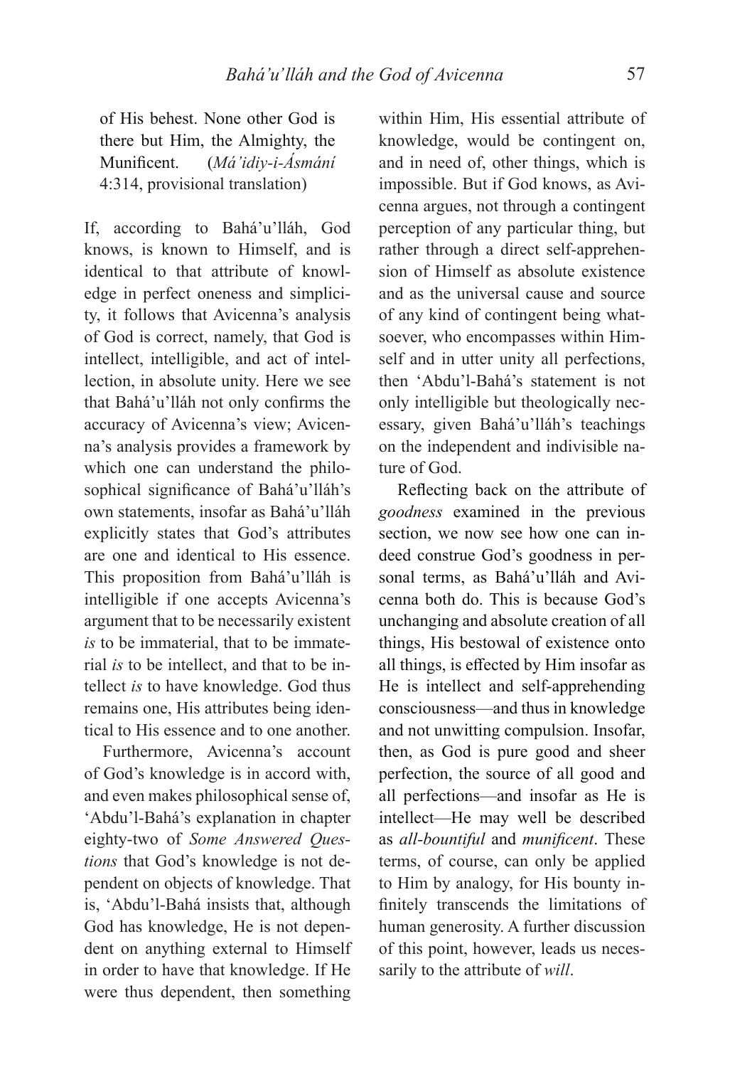> of His behest. None other God is there but Him, the Almighty, the Munificent. (*Má'idiy-i-Ásmání* 4:314, provisional translation)

If, according to Bahá'u'lláh, God knows, is known to Himself, and is identical to that attribute of knowledge in perfect oneness and simplicity, it follows that Avicenna's analysis of God is correct, namely, that God is intellect, intelligible, and act of intellection, in absolute unity. Here we see that Bahá'u'lláh not only confirms the accuracy of Avicenna's view; Avicenna's analysis provides a framework by which one can understand the philosophical significance of Bahá'u'lláh's own statements, insofar as Bahá'u'lláh explicitly states that God's attributes are one and identical to His essence. This proposition from Bahá'u'lláh is intelligible if one accepts Avicenna's argument that to be necessarily existent *is* to be immaterial, that to be immaterial *is* to be intellect, and that to be intellect *is* to have knowledge. God thus remains one, His attributes being identical to His essence and to one another.

Furthermore, Avicenna's account of God's knowledge is in accord with, and even makes philosophical sense of, 'Abdu'l-Bahá's explanation in chapter eighty-two of *Some Answered Questions* that God's knowledge is not dependent on objects of knowledge. That is, 'Abdu'l-Bahá insists that, although God has knowledge, He is not dependent on anything external to Himself in order to have that knowledge. If He were thus dependent, then something within Him, His essential attribute of knowledge, would be contingent on, and in need of, other things, which is impossible. But if God knows, as Avicenna argues, not through a contingent perception of any particular thing, but rather through a direct self-apprehension of Himself as absolute existence and as the universal cause and source of any kind of contingent being whatsoever, who encompasses within Himself and in utter unity all perfections, then 'Abdu'l-Bahá's statement is not only intelligible but theologically necessary, given Bahá'u'lláh's teachings on the independent and indivisible nature of God.

Reflecting back on the attribute of *goodness* examined in the previous section, we now see how one can indeed construe God's goodness in personal terms, as Bahá'u'lláh and Avicenna both do. This is because God's unchanging and absolute creation of all things, His bestowal of existence onto all things, is effected by Him insofar as He is intellect and self-apprehending consciousness—and thus in knowledge and not unwitting compulsion. Insofar, then, as God is pure good and sheer perfection, the source of all good and all perfections—and insofar as He is intellect—He may well be described as *all-bountiful* and *munificent*. These terms, of course, can only be applied to Him by analogy, for His bounty infinitely transcends the limitations of human generosity. A further discussion of this point, however, leads us necessarily to the attribute of *will*.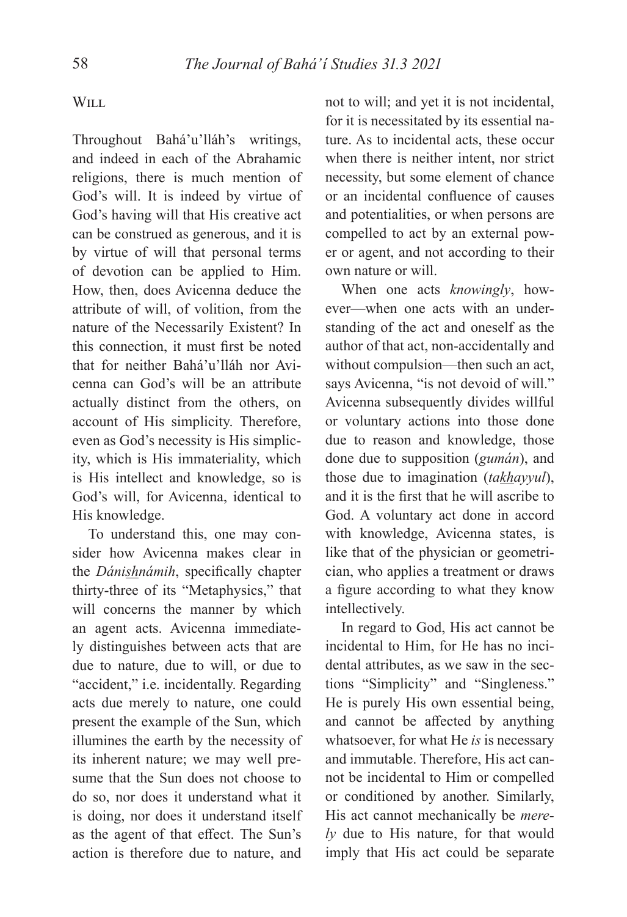## Will

Throughout Bahá'u'lláh's writings, and indeed in each of the Abrahamic religions, there is much mention of God's will. It is indeed by virtue of God's having will that His creative act can be construed as generous, and it is by virtue of will that personal terms of devotion can be applied to Him. How, then, does Avicenna deduce the attribute of will, of volition, from the nature of the Necessarily Existent? In this connection, it must first be noted that for neither Bahá'u'lláh nor Avicenna can God's will be an attribute actually distinct from the others, on account of His simplicity. Therefore, even as God's necessity is His simplicity, which is His immateriality, which is His intellect and knowledge, so is God's will, for Avicenna, identical to His knowledge.

To understand this, one may consider how Avicenna makes clear in the *Dánishnámih*, specifically chapter thirty-three of its "Metaphysics," that will concerns the manner by which an agent acts. Avicenna immediately distinguishes between acts that are due to nature, due to will, or due to "accident," i.e. incidentally. Regarding acts due merely to nature, one could present the example of the Sun, which illumines the earth by the necessity of its inherent nature; we may well presume that the Sun does not choose to do so, nor does it understand what it is doing, nor does it understand itself as the agent of that effect. The Sun's action is therefore due to nature, and not to will; and yet it is not incidental, for it is necessitated by its essential nature. As to incidental acts, these occur when there is neither intent, nor strict necessity, but some element of chance or an incidental confluence of causes and potentialities, or when persons are compelled to act by an external power or agent, and not according to their own nature or will.

When one acts *knowingly*, however—when one acts with an understanding of the act and oneself as the author of that act, non-accidentally and without compulsion—then such an act, says Avicenna, "is not devoid of will." Avicenna subsequently divides willful or voluntary actions into those done due to reason and knowledge, those done due to supposition (*gumán*), and those due to imagination (*takhayyul*), and it is the first that he will ascribe to God. A voluntary act done in accord with knowledge, Avicenna states, is like that of the physician or geometrician, who applies a treatment or draws a figure according to what they know intellectively.

In regard to God, His act cannot be incidental to Him, for He has no incidental attributes, as we saw in the sections "Simplicity" and "Singleness." He is purely His own essential being, and cannot be affected by anything whatsoever, for what He *is* is necessary and immutable. Therefore, His act cannot be incidental to Him or compelled or conditioned by another. Similarly, His act cannot mechanically be *merely* due to His nature, for that would imply that His act could be separate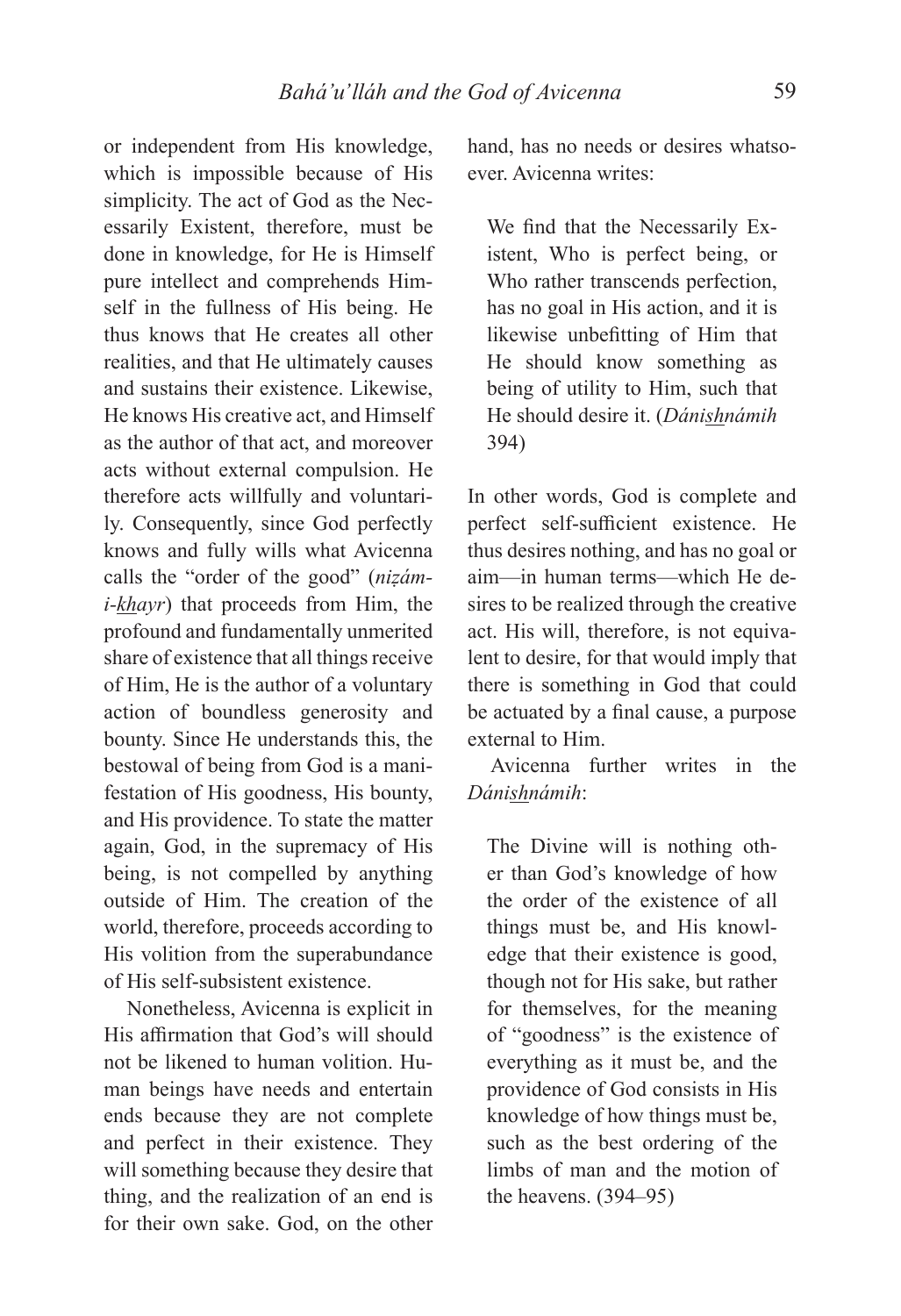or independent from His knowledge, which is impossible because of His simplicity. The act of God as the Necessarily Existent, therefore, must be done in knowledge, for He is Himself pure intellect and comprehends Himself in the fullness of His being. He thus knows that He creates all other realities, and that He ultimately causes and sustains their existence. Likewise, He knows His creative act, and Himself as the author of that act, and moreover acts without external compulsion. He therefore acts willfully and voluntarily. Consequently, since God perfectly knows and fully wills what Avicenna calls the "order of the good" (*niẓám-i-khayr*) that proceeds from Him, the profound and fundamentally unmerited share of existence that all things receive of Him, He is the author of a voluntary action of boundless generosity and bounty. Since He understands this, the bestowal of being from God is a manifestation of His goodness, His bounty, and His providence. To state the matter again, God, in the supremacy of His being, is not compelled by anything outside of Him. The creation of the world, therefore, proceeds according to His volition from the superabundance of His self-subsistent existence.

Nonetheless, Avicenna is explicit in His affirmation that God's will should not be likened to human volition. Human beings have needs and entertain ends because they are not complete and perfect in their existence. They will something because they desire that thing, and the realization of an end is for their own sake. God, on the other hand, has no needs or desires whatsoever. Avicenna writes:

> We find that the Necessarily Existent, Who is perfect being, or Who rather transcends perfection, has no goal in His action, and it is likewise unbefitting of Him that He should know something as being of utility to Him, such that He should desire it. (*Dánishnámih* 394)

In other words, God is complete and perfect self-sufficient existence. He thus desires nothing, and has no goal or aim—in human terms—which He desires to be realized through the creative act. His will, therefore, is not equivalent to desire, for that would imply that there is something in God that could be actuated by a final cause, a purpose external to Him.

Avicenna further writes in the *Dánishnámih*:

> The Divine will is nothing other than God's knowledge of how the order of the existence of all things must be, and His knowledge that their existence is good, though not for His sake, but rather for themselves, for the meaning of "goodness" is the existence of everything as it must be, and the providence of God consists in His knowledge of how things must be, such as the best ordering of the limbs of man and the motion of the heavens. (394–95)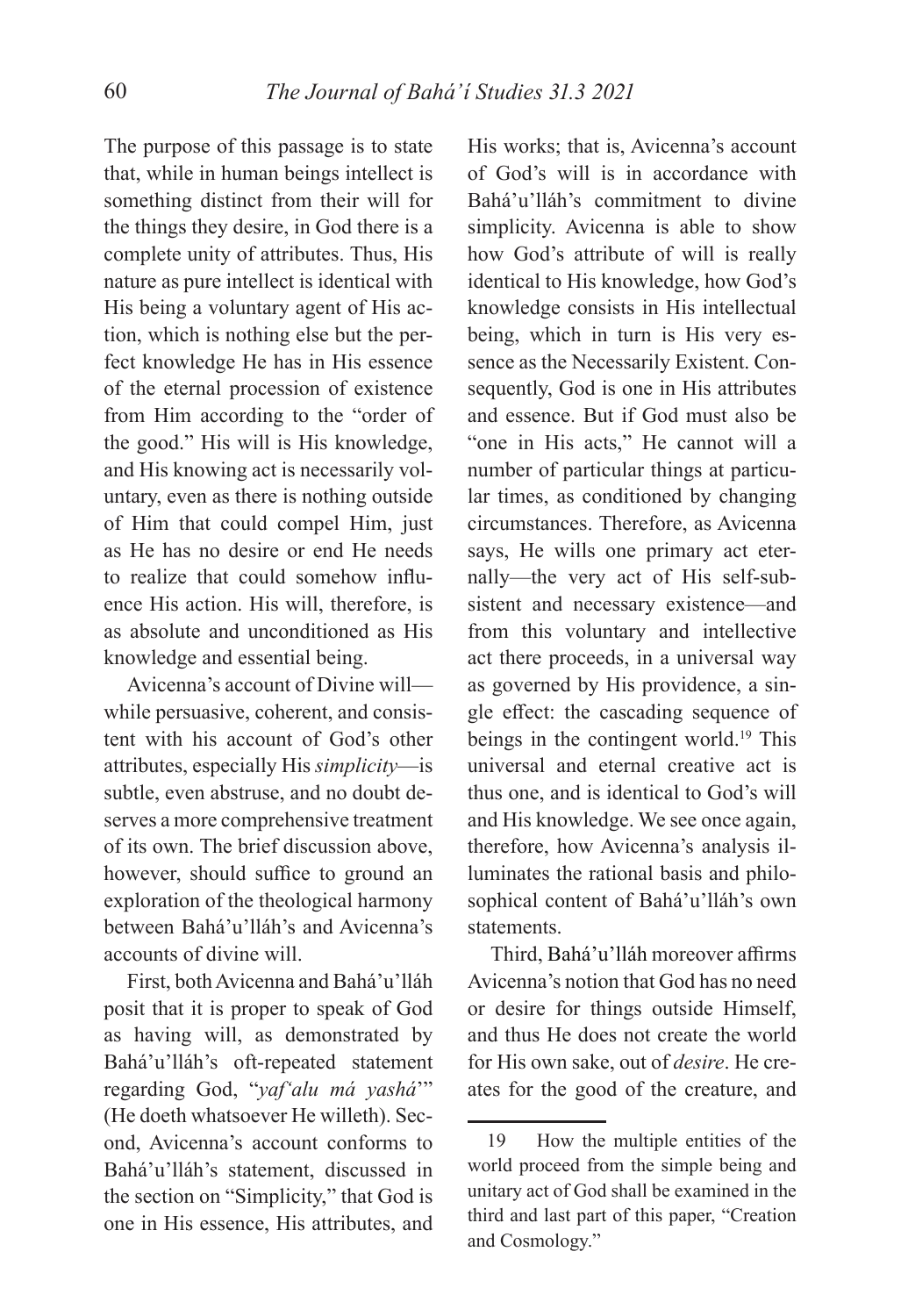The purpose of this passage is to state that, while in human beings intellect is something distinct from their will for the things they desire, in God there is a complete unity of attributes. Thus, His nature as pure intellect is identical with His being a voluntary agent of His action, which is nothing else but the perfect knowledge He has in His essence of the eternal procession of existence from Him according to the "order of the good." His will is His knowledge, and His knowing act is necessarily voluntary, even as there is nothing outside of Him that could compel Him, just as He has no desire or end He needs to realize that could somehow influence His action. His will, therefore, is as absolute and unconditioned as His knowledge and essential being.

Avicenna's account of Divine will—while persuasive, coherent, and consistent with his account of God's other attributes, especially His *simplicity*—is subtle, even abstruse, and no doubt deserves a more comprehensive treatment of its own. The brief discussion above, however, should suffice to ground an exploration of the theological harmony between Bahá'u'lláh's and Avicenna's accounts of divine will.

First, both Avicenna and Bahá'u'lláh posit that it is proper to speak of God as having will, as demonstrated by Bahá'u'lláh's oft-repeated statement regarding God, "*yaf'alu má yashá*'" (He doeth whatsoever He willeth). Second, Avicenna's account conforms to Bahá'u'lláh's statement, discussed in the section on "Simplicity," that God is one in His essence, His attributes, and His works; that is, Avicenna's account of God's will is in accordance with Bahá'u'lláh's commitment to divine simplicity. Avicenna is able to show how God's attribute of will is really identical to His knowledge, how God's knowledge consists in His intellectual being, which in turn is His very essence as the Necessarily Existent. Consequently, God is one in His attributes and essence. But if God must also be "one in His acts," He cannot will a number of particular things at particular times, as conditioned by changing circumstances. Therefore, as Avicenna says, He wills one primary act eternally—the very act of His self-subsistent and necessary existence—and from this voluntary and intellective act there proceeds, in a universal way as governed by His providence, a single effect: the cascading sequence of beings in the contingent world.[19] This universal and eternal creative act is thus one, and is identical to God's will and His knowledge. We see once again, therefore, how Avicenna's analysis illuminates the rational basis and philosophical content of Bahá'u'lláh's own statements.

Third, Bahá'u'lláh moreover affirms Avicenna's notion that God has no need or desire for things outside Himself, and thus He does not create the world for His own sake, out of *desire*. He creates for the good of the creature, and

---

19 How the multiple entities of the world proceed from the simple being and unitary act of God shall be examined in the third and last part of this paper, "Creation and Cosmology."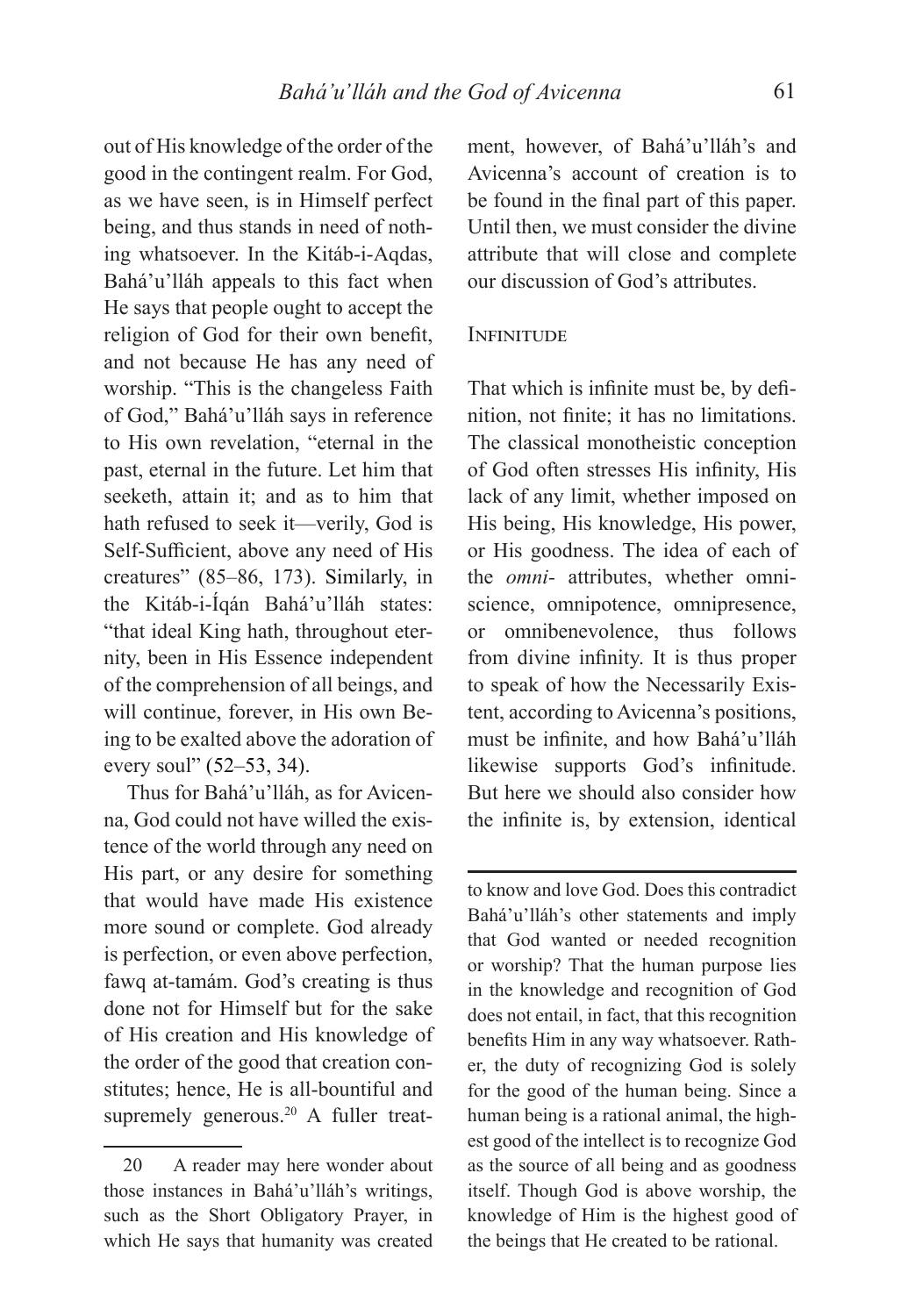out of His knowledge of the order of the good in the contingent realm. For God, as we have seen, is in Himself perfect being, and thus stands in need of nothing whatsoever. In the Kitáb-i-Aqdas, Bahá'u'lláh appeals to this fact when He says that people ought to accept the religion of God for their own benefit, and not because He has any need of worship. "This is the changeless Faith of God," Bahá'u'lláh says in reference to His own revelation, "eternal in the past, eternal in the future. Let him that seeketh, attain it; and as to him that hath refused to seek it—verily, God is Self-Sufficient, above any need of His creatures" (85–86, 173). Similarly, in the Kitáb-i-Íqán Bahá'u'lláh states: "that ideal King hath, throughout eternity, been in His Essence independent of the comprehension of all beings, and will continue, forever, in His own Being to be exalted above the adoration of every soul" (52–53, 34).

Thus for Bahá'u'lláh, as for Avicenna, God could not have willed the existence of the world through any need on His part, or any desire for something that would have made His existence more sound or complete. God already is perfection, or even above perfection, fawq at-tamám. God's creating is thus done not for Himself but for the sake of His creation and His knowledge of the order of the good that creation constitutes; hence, He is all-bountiful and supremely generous.[20] A fuller treatment, however, of Bahá'u'lláh's and Avicenna's account of creation is to be found in the final part of this paper. Until then, we must consider the divine attribute that will close and complete our discussion of God's attributes.

## Infinitude

That which is infinite must be, by definition, not finite; it has no limitations. The classical monotheistic conception of God often stresses His infinity, His lack of any limit, whether imposed on His being, His knowledge, His power, or His goodness. The idea of each of the *omni-* attributes, whether omniscience, omnipotence, omnipresence, or omnibenevolence, thus follows from divine infinity. It is thus proper to speak of how the Necessarily Existent, according to Avicenna's positions, must be infinite, and how Bahá'u'lláh likewise supports God's infinitude. But here we should also consider how the infinite is, by extension, identical

---

20 A reader may here wonder about those instances in Bahá'u'lláh's writings, such as the Short Obligatory Prayer, in which He says that humanity was created to know and love God. Does this contradict Bahá'u'lláh's other statements and imply that God wanted or needed recognition or worship? That the human purpose lies in the knowledge and recognition of God does not entail, in fact, that this recognition benefits Him in any way whatsoever. Rather, the duty of recognizing God is solely for the good of the human being. Since a human being is a rational animal, the highest good of the intellect is to recognize God as the source of all being and as goodness itself. Though God is above worship, the knowledge of Him is the highest good of the beings that He created to be rational.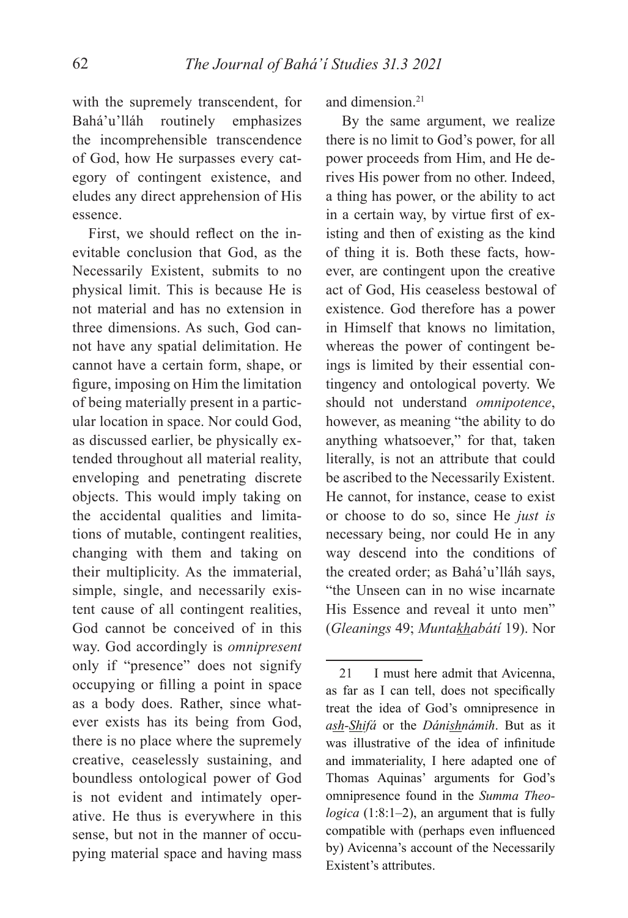with the supremely transcendent, for Bahá'u'lláh routinely emphasizes the incomprehensible transcendence of God, how He surpasses every category of contingent existence, and eludes any direct apprehension of His essence.

First, we should reflect on the inevitable conclusion that God, as the Necessarily Existent, submits to no physical limit. This is because He is not material and has no extension in three dimensions. As such, God cannot have any spatial delimitation. He cannot have a certain form, shape, or figure, imposing on Him the limitation of being materially present in a particular location in space. Nor could God, as discussed earlier, be physically extended throughout all material reality, enveloping and penetrating discrete objects. This would imply taking on the accidental qualities and limitations of mutable, contingent realities, changing with them and taking on their multiplicity. As the immaterial, simple, single, and necessarily existent cause of all contingent realities, God cannot be conceived of in this way. God accordingly is *omnipresent* only if "presence" does not signify occupying or filling a point in space as a body does. Rather, since whatever exists has its being from God, there is no place where the supremely creative, ceaselessly sustaining, and boundless ontological power of God is not evident and intimately operative. He thus is everywhere in this sense, but not in the manner of occupying material space and having mass and dimension.[21]

By the same argument, we realize there is no limit to God's power, for all power proceeds from Him, and He derives His power from no other. Indeed, a thing has power, or the ability to act in a certain way, by virtue first of existing and then of existing as the kind of thing it is. Both these facts, however, are contingent upon the creative act of God, His ceaseless bestowal of existence. God therefore has a power in Himself that knows no limitation, whereas the power of contingent beings is limited by their essential contingency and ontological poverty. We should not understand *omnipotence*, however, as meaning "the ability to do anything whatsoever," for that, taken literally, is not an attribute that could be ascribed to the Necessarily Existent. He cannot, for instance, cease to exist or choose to do so, since He *just is* necessary being, nor could He in any way descend into the conditions of the created order; as Bahá'u'lláh says, "the Unseen can in no wise incarnate His Essence and reveal it unto men" (*Gleanings* 49; *Muntakhabátí* 19). Nor

---

21 I must here admit that Avicenna, as far as I can tell, does not specifically treat the idea of God's omnipresence in *ash-Shifá* or the *Dánishnámih*. But as it was illustrative of the idea of infinitude and immateriality, I here adapted one of Thomas Aquinas' arguments for God's omnipresence found in the *Summa Theologica* (1:8:1–2), an argument that is fully compatible with (perhaps even influenced by) Avicenna's account of the Necessarily Existent's attributes.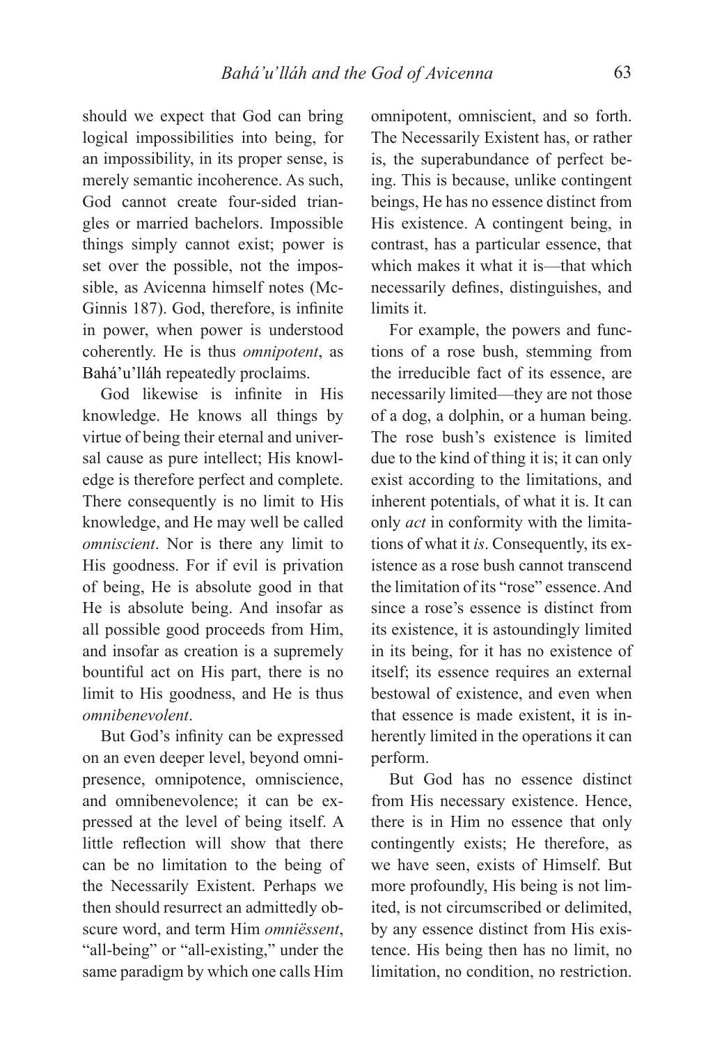should we expect that God can bring logical impossibilities into being, for an impossibility, in its proper sense, is merely semantic incoherence. As such, God cannot create four-sided triangles or married bachelors. Impossible things simply cannot exist; power is set over the possible, not the impossible, as Avicenna himself notes (McGinnis 187). God, therefore, is infinite in power, when power is understood coherently. He is thus *omnipotent*, as Bahá'u'lláh repeatedly proclaims.

God likewise is infinite in His knowledge. He knows all things by virtue of being their eternal and universal cause as pure intellect; His knowledge is therefore perfect and complete. There consequently is no limit to His knowledge, and He may well be called *omniscient*. Nor is there any limit to His goodness. For if evil is privation of being, He is absolute good in that He is absolute being. And insofar as all possible good proceeds from Him, and insofar as creation is a supremely bountiful act on His part, there is no limit to His goodness, and He is thus *omnibenevolent*.

But God's infinity can be expressed on an even deeper level, beyond omnipresence, omnipotence, omniscience, and omnibenevolence; it can be expressed at the level of being itself. A little reflection will show that there can be no limitation to the being of the Necessarily Existent. Perhaps we then should resurrect an admittedly obscure word, and term Him *omniëssent*, "all-being" or "all-existing," under the same paradigm by which one calls Him omnipotent, omniscient, and so forth. The Necessarily Existent has, or rather is, the superabundance of perfect being. This is because, unlike contingent beings, He has no essence distinct from His existence. A contingent being, in contrast, has a particular essence, that which makes it what it is—that which necessarily defines, distinguishes, and limits it.

For example, the powers and functions of a rose bush, stemming from the irreducible fact of its essence, are necessarily limited—they are not those of a dog, a dolphin, or a human being. The rose bush's existence is limited due to the kind of thing it is; it can only exist according to the limitations, and inherent potentials, of what it is. It can only *act* in conformity with the limitations of what it *is*. Consequently, its existence as a rose bush cannot transcend the limitation of its "rose" essence. And since a rose's essence is distinct from its existence, it is astoundingly limited in its being, for it has no existence of itself; its essence requires an external bestowal of existence, and even when that essence is made existent, it is inherently limited in the operations it can perform.

But God has no essence distinct from His necessary existence. Hence, there is in Him no essence that only contingently exists; He therefore, as we have seen, exists of Himself. But more profoundly, His being is not limited, is not circumscribed or delimited, by any essence distinct from His existence. His being then has no limit, no limitation, no condition, no restriction.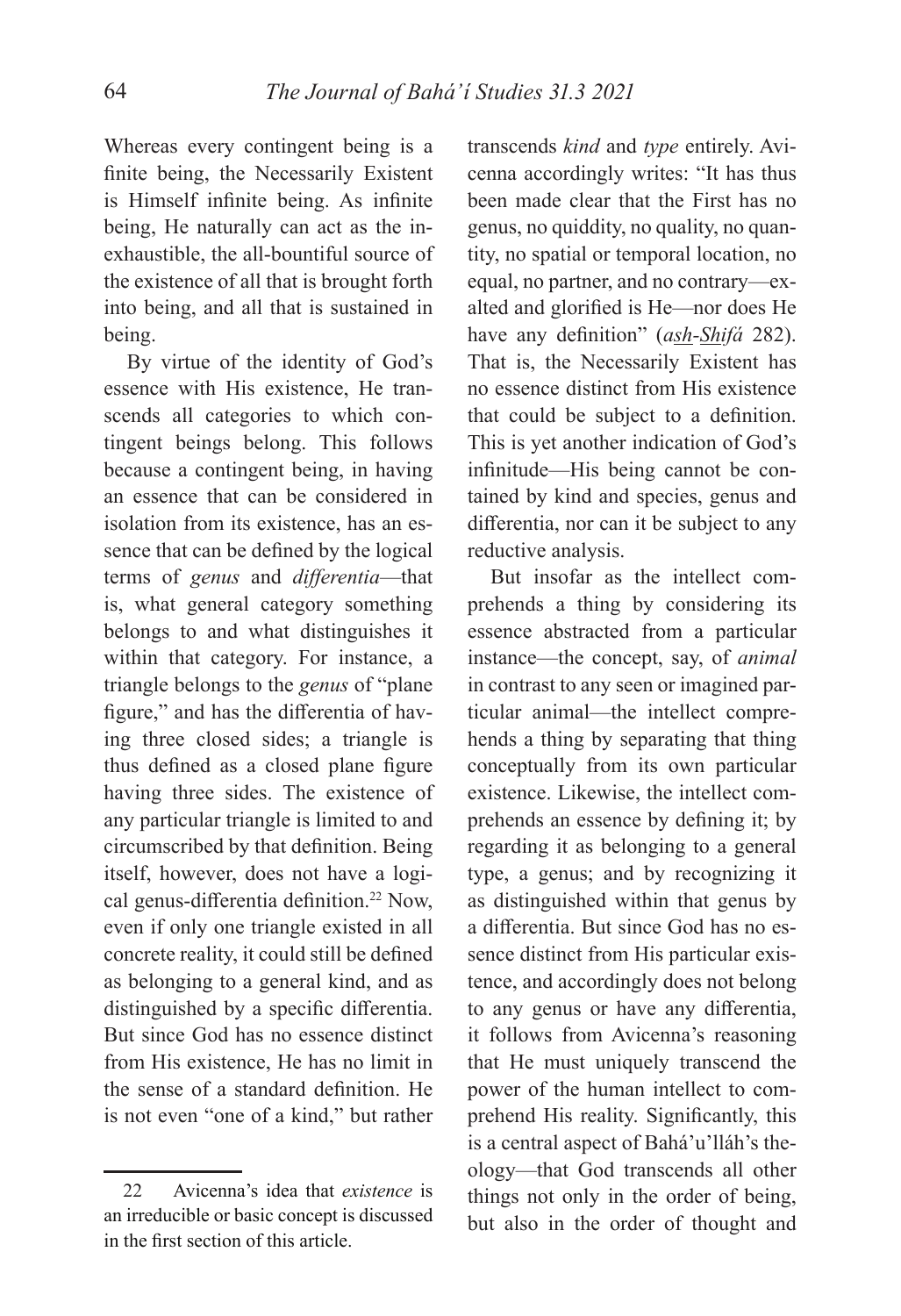Whereas every contingent being is a finite being, the Necessarily Existent is Himself infinite being. As infinite being, He naturally can act as the inexhaustible, the all-bountiful source of the existence of all that is brought forth into being, and all that is sustained in being.

By virtue of the identity of God's essence with His existence, He transcends all categories to which contingent beings belong. This follows because a contingent being, in having an essence that can be considered in isolation from its existence, has an essence that can be defined by the logical terms of *genus* and *differentia*—that is, what general category something belongs to and what distinguishes it within that category. For instance, a triangle belongs to the *genus* of "plane figure," and has the differentia of having three closed sides; a triangle is thus defined as a closed plane figure having three sides. The existence of any particular triangle is limited to and circumscribed by that definition. Being itself, however, does not have a logical genus-differentia definition.[22] Now, even if only one triangle existed in all concrete reality, it could still be defined as belonging to a general kind, and as distinguished by a specific differentia. But since God has no essence distinct from His existence, He has no limit in the sense of a standard definition. He is not even "one of a kind," but rather transcends *kind* and *type* entirely. Avicenna accordingly writes: "It has thus been made clear that the First has no genus, no quiddity, no quality, no quantity, no spatial or temporal location, no equal, no partner, and no contrary—exalted and glorified is He—nor does He have any definition" (*ash-Shifá* 282). That is, the Necessarily Existent has no essence distinct from His existence that could be subject to a definition. This is yet another indication of God's infinitude—His being cannot be contained by kind and species, genus and differentia, nor can it be subject to any reductive analysis.

But insofar as the intellect comprehends a thing by considering its essence abstracted from a particular instance—the concept, say, of *animal* in contrast to any seen or imagined particular animal—the intellect comprehends a thing by separating that thing conceptually from its own particular existence. Likewise, the intellect comprehends an essence by defining it; by regarding it as belonging to a general type, a genus; and by recognizing it as distinguished within that genus by a differentia. But since God has no essence distinct from His particular existence, and accordingly does not belong to any genus or have any differentia, it follows from Avicenna's reasoning that He must uniquely transcend the power of the human intellect to comprehend His reality. Significantly, this is a central aspect of Bahá'u'lláh's theology—that God transcends all other things not only in the order of being, but also in the order of thought and

---

22 Avicenna's idea that *existence* is an irreducible or basic concept is discussed in the first section of this article.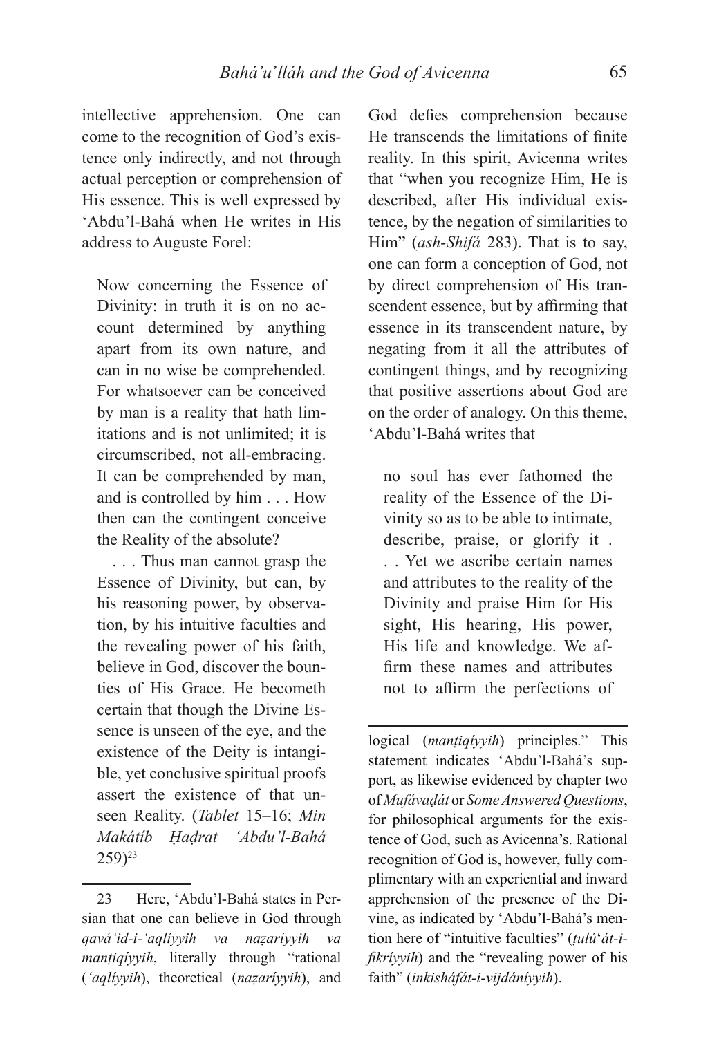intellective apprehension. One can come to the recognition of God's existence only indirectly, and not through actual perception or comprehension of His essence. This is well expressed by 'Abdu'l-Bahá when He writes in His address to Auguste Forel:

> Now concerning the Essence of Divinity: in truth it is on no account determined by anything apart from its own nature, and can in no wise be comprehended. For whatsoever can be conceived by man is a reality that hath limitations and is not unlimited; it is circumscribed, not all-embracing. It can be comprehended by man, and is controlled by him . . . How then can the contingent conceive the Reality of the absolute?
>
> . . . Thus man cannot grasp the Essence of Divinity, but can, by his reasoning power, by observation, by his intuitive faculties and the revealing power of his faith, believe in God, discover the bounties of His Grace. He becometh certain that though the Divine Essence is unseen of the eye, and the existence of the Deity is intangible, yet conclusive spiritual proofs assert the existence of that unseen Reality. (*Tablet* 15–16; *Min Makátíb Ḥaḍrat 'Abdu'l-Bahá* 259)[23]

God defies comprehension because He transcends the limitations of finite reality. In this spirit, Avicenna writes that "when you recognize Him, He is described, after His individual existence, by the negation of similarities to Him" (*ash-Shifá* 283). That is to say, one can form a conception of God, not by direct comprehension of His transcendent essence, but by affirming that essence in its transcendent nature, by negating from it all the attributes of contingent things, and by recognizing that positive assertions about God are on the order of analogy. On this theme, 'Abdu'l-Bahá writes that

> no soul has ever fathomed the reality of the Essence of the Divinity so as to be able to intimate, describe, praise, or glorify it . . . Yet we ascribe certain names and attributes to the reality of the Divinity and praise Him for His sight, His hearing, His power, His life and knowledge. We affirm these names and attributes not to affirm the perfections of

---

23 Here, 'Abdu'l-Bahá states in Persian that one can believe in God through *qavá'id-i-'aqlíyyih va naẓaríyyih va manṭiqíyyih*, literally through "rational (*'aqlíyyih*), theoretical (*naẓaríyyih*), and logical (*manṭiqíyyih*) principles." This statement indicates 'Abdu'l-Bahá's support, as likewise evidenced by chapter two of *Mufávaḍát* or *Some Answered Questions*, for philosophical arguments for the existence of God, such as Avicenna's. Rational recognition of God is, however, fully complimentary with an experiential and inward apprehension of the presence of the Divine, as indicated by 'Abdu'l-Bahá's mention here of "intuitive faculties" (*ṭulú'át-i-fikríyyih*) and the "revealing power of his faith" (*inkishháfát-i-vijdáníyyih*).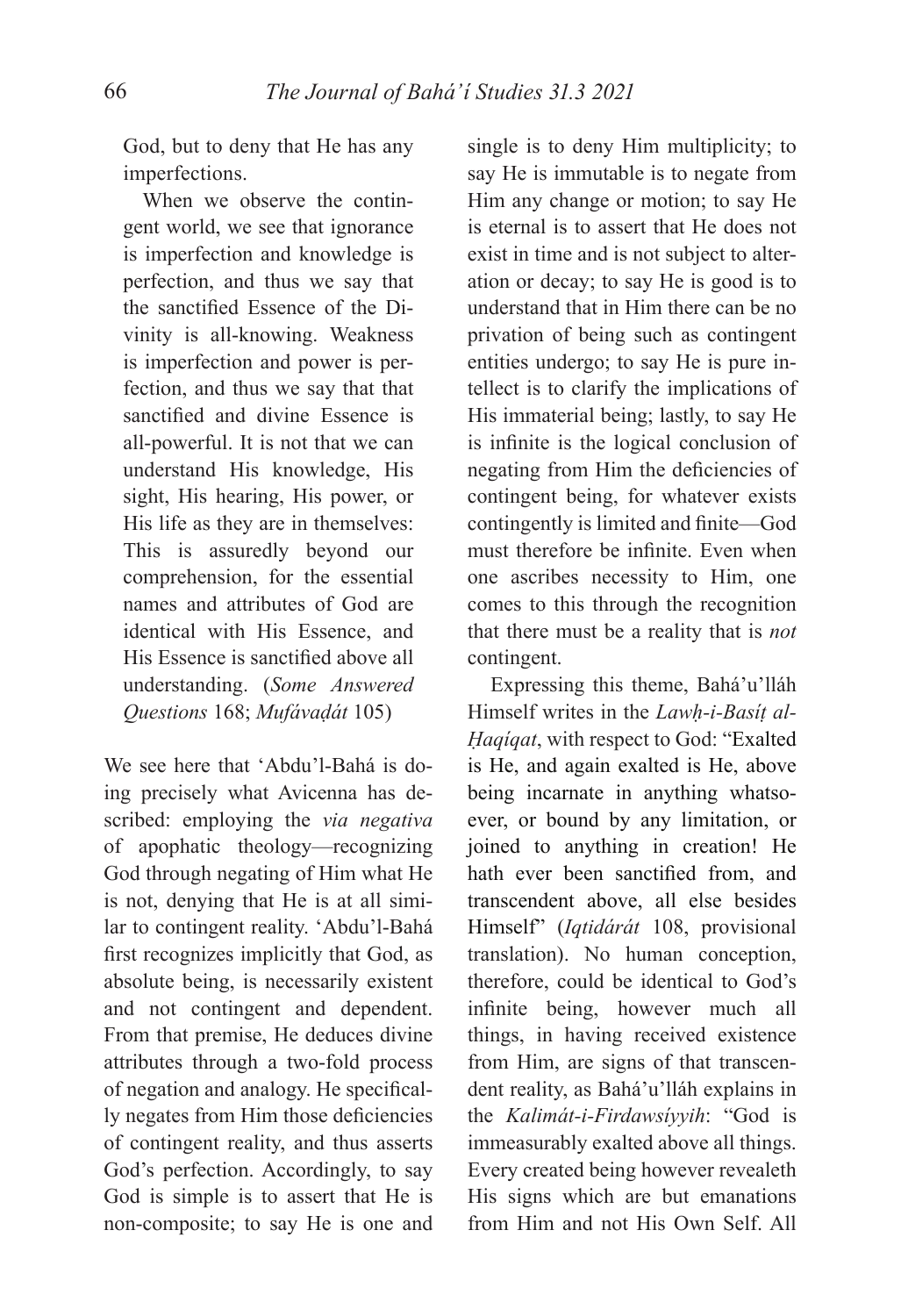> God, but to deny that He has any imperfections.
>
> When we observe the contingent world, we see that ignorance is imperfection and knowledge is perfection, and thus we say that the sanctified Essence of the Divinity is all-knowing. Weakness is imperfection and power is perfection, and thus we say that that sanctified and divine Essence is all-powerful. It is not that we can understand His knowledge, His sight, His hearing, His power, or His life as they are in themselves: This is assuredly beyond our comprehension, for the essential names and attributes of God are identical with His Essence, and His Essence is sanctified above all understanding. (*Some Answered Questions* 168; *Mufávaḍát* 105)

We see here that ‘Abdu’l-Bahá is doing precisely what Avicenna has described: employing the *via negativa* of apophatic theology—recognizing God through negating of Him what He is not, denying that He is at all similar to contingent reality. ‘Abdu’l-Bahá first recognizes implicitly that God, as absolute being, is necessarily existent and not contingent and dependent. From that premise, He deduces divine attributes through a two-fold process of negation and analogy. He specifically negates from Him those deficiencies of contingent reality, and thus asserts God’s perfection. Accordingly, to say God is simple is to assert that He is non-composite; to say He is one and single is to deny Him multiplicity; to say He is immutable is to negate from Him any change or motion; to say He is eternal is to assert that He does not exist in time and is not subject to alteration or decay; to say He is good is to understand that in Him there can be no privation of being such as contingent entities undergo; to say He is pure intellect is to clarify the implications of His immaterial being; lastly, to say He is infinite is the logical conclusion of negating from Him the deficiencies of contingent being, for whatever exists contingently is limited and finite—God must therefore be infinite. Even when one ascribes necessity to Him, one comes to this through the recognition that there must be a reality that is *not* contingent.

Expressing this theme, Bahá’u’lláh Himself writes in the *Lawḥ-i-Basíṭ al-Ḥaqíqat*, with respect to God: “Exalted is He, and again exalted is He, above being incarnate in anything whatsoever, or bound by any limitation, or joined to anything in creation! He hath ever been sanctified from, and transcendent above, all else besides Himself” (*Iqtidárát* 108, provisional translation). No human conception, therefore, could be identical to God’s infinite being, however much all things, in having received existence from Him, are signs of that transcendent reality, as Bahá’u’lláh explains in the *Kalimát-i-Firdawsíyyih*: “God is immeasurably exalted above all things. Every created being however revealeth His signs which are but emanations from Him and not His Own Self. All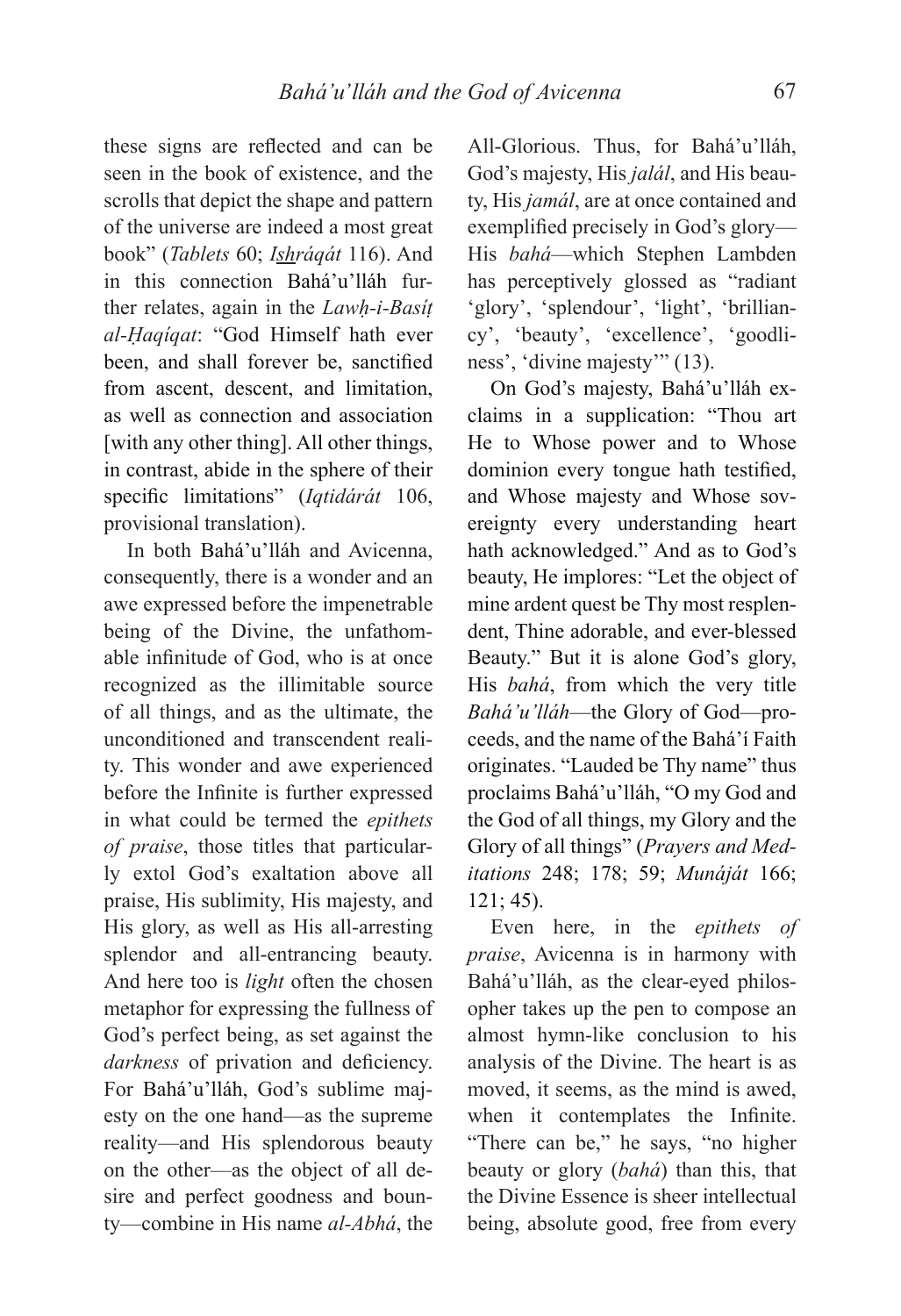these signs are reflected and can be seen in the book of existence, and the scrolls that depict the shape and pattern of the universe are indeed a most great book" (*Tablets* 60; *Ishráqát* 116). And in this connection Bahá'u'lláh further relates, again in the *Lawḥ-i-Basíṭ al-Ḥaqíqat*: "God Himself hath ever been, and shall forever be, sanctified from ascent, descent, and limitation, as well as connection and association [with any other thing]. All other things, in contrast, abide in the sphere of their specific limitations" (*Iqtidárát* 106, provisional translation).

In both Bahá'u'lláh and Avicenna, consequently, there is a wonder and an awe expressed before the impenetrable being of the Divine, the unfathomable infinitude of God, who is at once recognized as the illimitable source of all things, and as the ultimate, the unconditioned and transcendent reality. This wonder and awe experienced before the Infinite is further expressed in what could be termed the *epithets of praise*, those titles that particularly extol God's exaltation above all praise, His sublimity, His majesty, and His glory, as well as His all-arresting splendor and all-entrancing beauty. And here too is *light* often the chosen metaphor for expressing the fullness of God's perfect being, as set against the *darkness* of privation and deficiency. For Bahá'u'lláh, God's sublime majesty on the one hand—as the supreme reality—and His splendorous beauty on the other—as the object of all desire and perfect goodness and bounty—combine in His name *al-Abhá*, the All-Glorious. Thus, for Bahá'u'lláh, God's majesty, His *jalál*, and His beauty, His *jamál*, are at once contained and exemplified precisely in God's glory—His *bahá*—which Stephen Lambden has perceptively glossed as "radiant 'glory', 'splendour', 'light', 'brilliancy', 'beauty', 'excellence', 'goodliness', 'divine majesty'" (13).

On God's majesty, Bahá'u'lláh exclaims in a supplication: "Thou art He to Whose power and to Whose dominion every tongue hath testified, and Whose majesty and Whose sovereignty every understanding heart hath acknowledged." And as to God's beauty, He implores: "Let the object of mine ardent quest be Thy most resplendent, Thine adorable, and ever-blessed Beauty." But it is alone God's glory, His *bahá*, from which the very title *Bahá'u'lláh*—the Glory of God—proceeds, and the name of the Bahá'í Faith originates. "Lauded be Thy name" thus proclaims Bahá'u'lláh, "O my God and the God of all things, my Glory and the Glory of all things" (*Prayers and Meditations* 248; 178; 59; *Munáját* 166; 121; 45).

Even here, in the *epithets of praise*, Avicenna is in harmony with Bahá'u'lláh, as the clear-eyed philosopher takes up the pen to compose an almost hymn-like conclusion to his analysis of the Divine. The heart is as moved, it seems, as the mind is awed, when it contemplates the Infinite. "There can be," he says, "no higher beauty or glory (*bahá*) than this, that the Divine Essence is sheer intellectual being, absolute good, free from every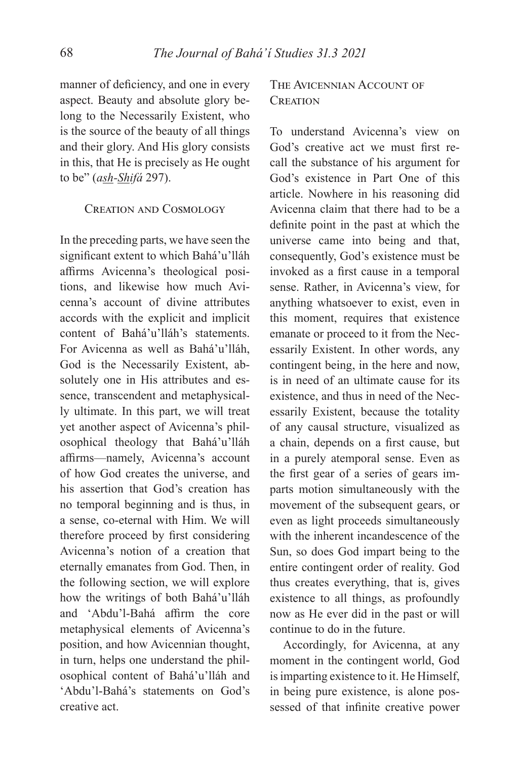manner of deficiency, and one in every aspect. Beauty and absolute glory belong to the Necessarily Existent, who is the source of the beauty of all things and their glory. And His glory consists in this, that He is precisely as He ought to be" (*ash-Shifá* 297).

## Creation and Cosmology

In the preceding parts, we have seen the significant extent to which Bahá'u'lláh affirms Avicenna's theological positions, and likewise how much Avicenna's account of divine attributes accords with the explicit and implicit content of Bahá'u'lláh's statements. For Avicenna as well as Bahá'u'lláh, God is the Necessarily Existent, absolutely one in His attributes and essence, transcendent and metaphysically ultimate. In this part, we will treat yet another aspect of Avicenna's philosophical theology that Bahá'u'lláh affirms—namely, Avicenna's account of how God creates the universe, and his assertion that God's creation has no temporal beginning and is thus, in a sense, co-eternal with Him. We will therefore proceed by first considering Avicenna's notion of a creation that eternally emanates from God. Then, in the following section, we will explore how the writings of both Bahá'u'lláh and 'Abdu'l-Bahá affirm the core metaphysical elements of Avicenna's position, and how Avicennian thought, in turn, helps one understand the philosophical content of Bahá'u'lláh and 'Abdu'l-Bahá's statements on God's creative act.

### The Avicennian Account of Creation

To understand Avicenna's view on God's creative act we must first recall the substance of his argument for God's existence in Part One of this article. Nowhere in his reasoning did Avicenna claim that there had to be a definite point in the past at which the universe came into being and that, consequently, God's existence must be invoked as a first cause in a temporal sense. Rather, in Avicenna's view, for anything whatsoever to exist, even in this moment, requires that existence emanate or proceed to it from the Necessarily Existent. In other words, any contingent being, in the here and now, is in need of an ultimate cause for its existence, and thus in need of the Necessarily Existent, because the totality of any causal structure, visualized as a chain, depends on a first cause, but in a purely atemporal sense. Even as the first gear of a series of gears imparts motion simultaneously with the movement of the subsequent gears, or even as light proceeds simultaneously with the inherent incandescence of the Sun, so does God impart being to the entire contingent order of reality. God thus creates everything, that is, gives existence to all things, as profoundly now as He ever did in the past or will continue to do in the future.

Accordingly, for Avicenna, at any moment in the contingent world, God is imparting existence to it. He Himself, in being pure existence, is alone possessed of that infinite creative power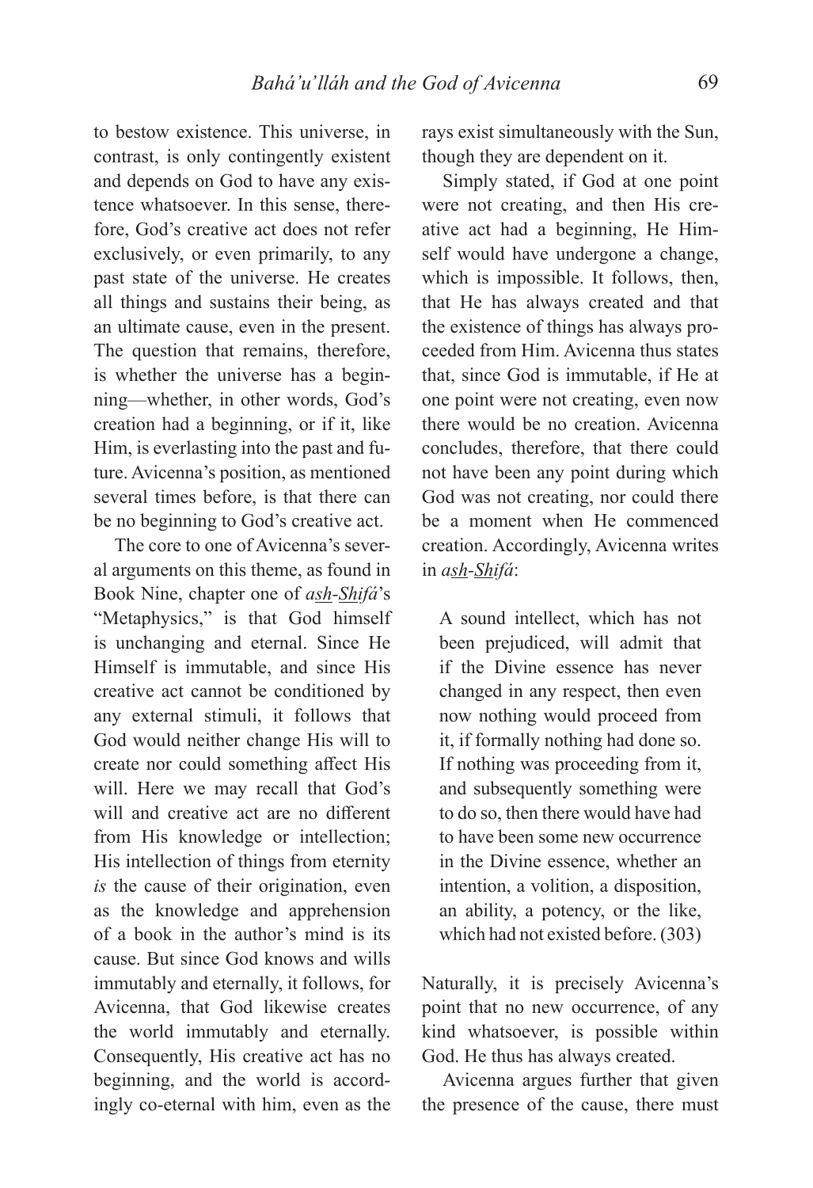to bestow existence. This universe, in contrast, is only contingently existent and depends on God to have any existence whatsoever. In this sense, therefore, God's creative act does not refer exclusively, or even primarily, to any past state of the universe. He creates all things and sustains their being, as an ultimate cause, even in the present. The question that remains, therefore, is whether the universe has a beginning—whether, in other words, God's creation had a beginning, or if it, like Him, is everlasting into the past and future. Avicenna's position, as mentioned several times before, is that there can be no beginning to God's creative act.

The core to one of Avicenna's several arguments on this theme, as found in Book Nine, chapter one of *ash-Shifá*'s "Metaphysics," is that God himself is unchanging and eternal. Since He Himself is immutable, and since His creative act cannot be conditioned by any external stimuli, it follows that God would neither change His will to create nor could something affect His will. Here we may recall that God's will and creative act are no different from His knowledge or intellection; His intellection of things from eternity *is* the cause of their origination, even as the knowledge and apprehension of a book in the author's mind is its cause. But since God knows and wills immutably and eternally, it follows, for Avicenna, that God likewise creates the world immutably and eternally. Consequently, His creative act has no beginning, and the world is accordingly co-eternal with him, even as the rays exist simultaneously with the Sun, though they are dependent on it.

Simply stated, if God at one point were not creating, and then His creative act had a beginning, He Himself would have undergone a change, which is impossible. It follows, then, that He has always created and that the existence of things has always proceeded from Him. Avicenna thus states that, since God is immutable, if He at one point were not creating, even now there would be no creation. Avicenna concludes, therefore, that there could not have been any point during which God was not creating, nor could there be a moment when He commenced creation. Accordingly, Avicenna writes in *ash-Shifá*:

> A sound intellect, which has not been prejudiced, will admit that if the Divine essence has never changed in any respect, then even now nothing would proceed from it, if formally nothing had done so. If nothing was proceeding from it, and subsequently something were to do so, then there would have had to have been some new occurrence in the Divine essence, whether an intention, a volition, a disposition, an ability, a potency, or the like, which had not existed before. (303)

Naturally, it is precisely Avicenna's point that no new occurrence, of any kind whatsoever, is possible within God. He thus has always created.

Avicenna argues further that given the presence of the cause, there must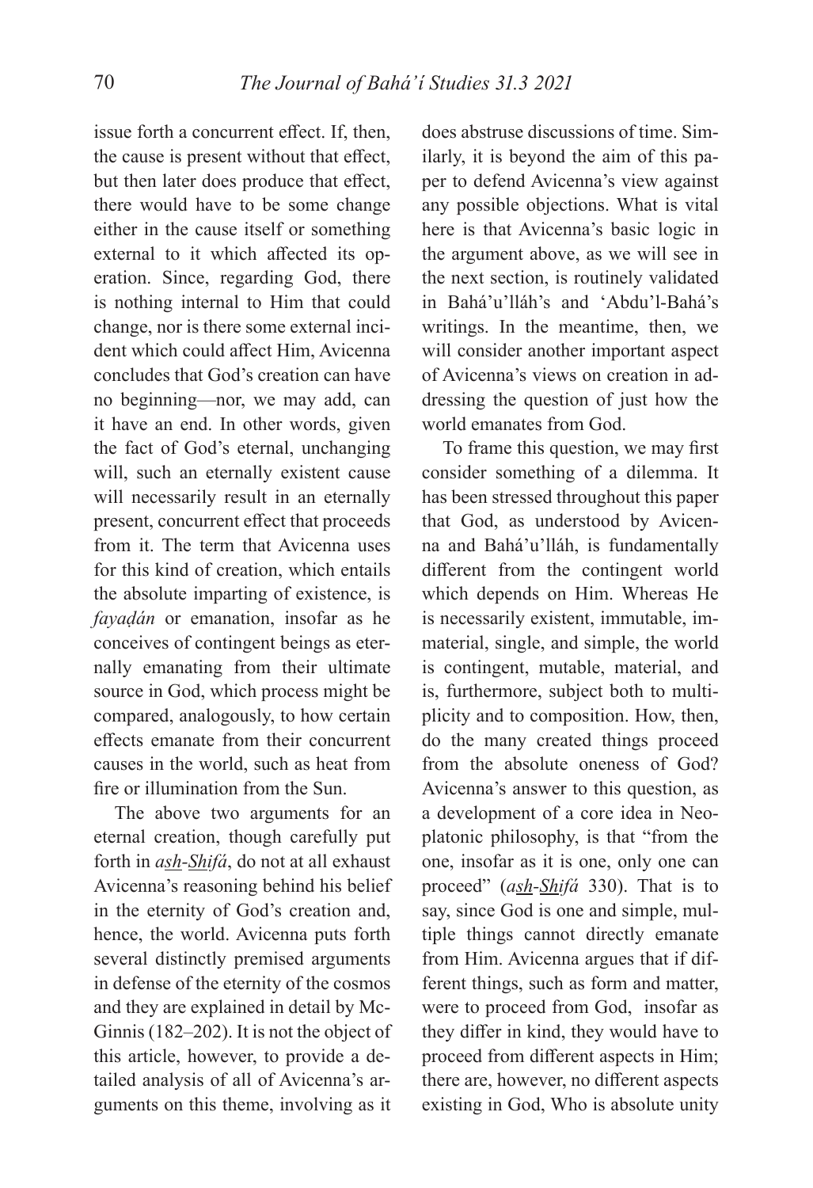issue forth a concurrent effect. If, then, the cause is present without that effect, but then later does produce that effect, there would have to be some change either in the cause itself or something external to it which affected its operation. Since, regarding God, there is nothing internal to Him that could change, nor is there some external incident which could affect Him, Avicenna concludes that God's creation can have no beginning—nor, we may add, can it have an end. In other words, given the fact of God's eternal, unchanging will, such an eternally existent cause will necessarily result in an eternally present, concurrent effect that proceeds from it. The term that Avicenna uses for this kind of creation, which entails the absolute imparting of existence, is *fayaḍán* or emanation, insofar as he conceives of contingent beings as eternally emanating from their ultimate source in God, which process might be compared, analogously, to how certain effects emanate from their concurrent causes in the world, such as heat from fire or illumination from the Sun.

The above two arguments for an eternal creation, though carefully put forth in *ash-Shifá*, do not at all exhaust Avicenna's reasoning behind his belief in the eternity of God's creation and, hence, the world. Avicenna puts forth several distinctly premised arguments in defense of the eternity of the cosmos and they are explained in detail by McGinnis (182–202). It is not the object of this article, however, to provide a detailed analysis of all of Avicenna's arguments on this theme, involving as it does abstruse discussions of time. Similarly, it is beyond the aim of this paper to defend Avicenna's view against any possible objections. What is vital here is that Avicenna's basic logic in the argument above, as we will see in the next section, is routinely validated in Bahá'u'lláh's and 'Abdu'l-Bahá's writings. In the meantime, then, we will consider another important aspect of Avicenna's views on creation in addressing the question of just how the world emanates from God.

To frame this question, we may first consider something of a dilemma. It has been stressed throughout this paper that God, as understood by Avicenna and Bahá'u'lláh, is fundamentally different from the contingent world which depends on Him. Whereas He is necessarily existent, immutable, immaterial, single, and simple, the world is contingent, mutable, material, and is, furthermore, subject both to multiplicity and to composition. How, then, do the many created things proceed from the absolute oneness of God? Avicenna's answer to this question, as a development of a core idea in Neoplatonic philosophy, is that "from the one, insofar as it is one, only one can proceed" (*ash-Shifá* 330). That is to say, since God is one and simple, multiple things cannot directly emanate from Him. Avicenna argues that if different things, such as form and matter, were to proceed from God, insofar as they differ in kind, they would have to proceed from different aspects in Him; there are, however, no different aspects existing in God, Who is absolute unity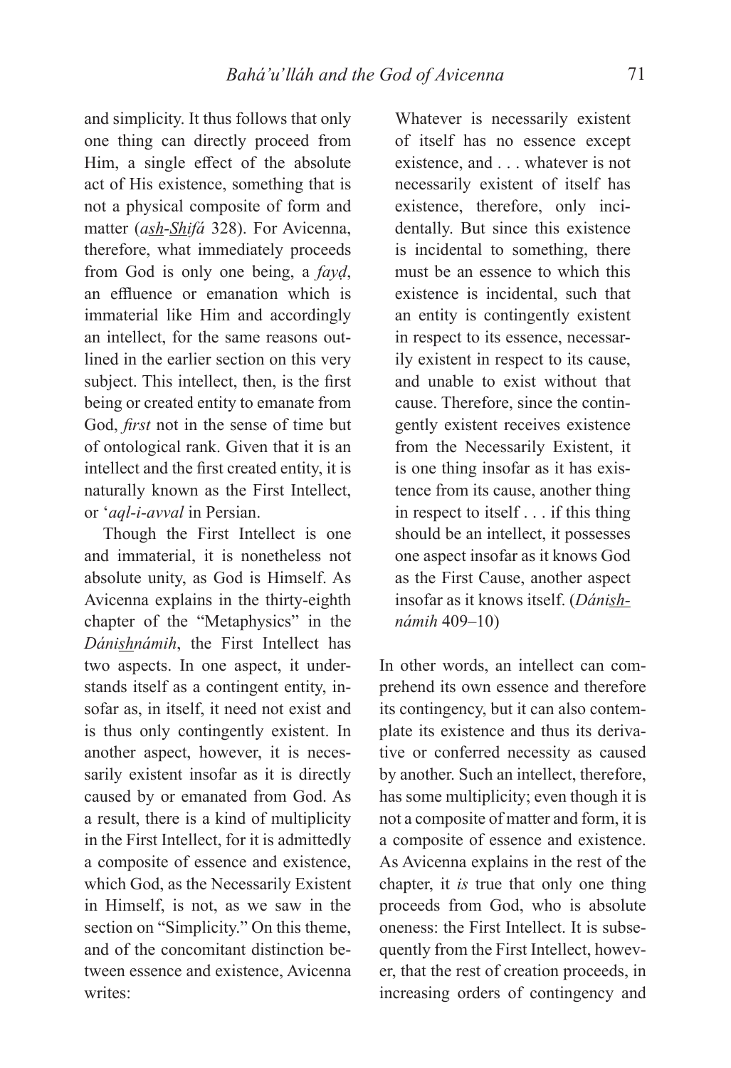and simplicity. It thus follows that only one thing can directly proceed from Him, a single effect of the absolute act of His existence, something that is not a physical composite of form and matter (*ash-Shifá* 328). For Avicenna, therefore, what immediately proceeds from God is only one being, a *fayḍ*, an effluence or emanation which is immaterial like Him and accordingly an intellect, for the same reasons outlined in the earlier section on this very subject. This intellect, then, is the first being or created entity to emanate from God, *first* not in the sense of time but of ontological rank. Given that it is an intellect and the first created entity, it is naturally known as the First Intellect, or '*aql-i-avval* in Persian.

Though the First Intellect is one and immaterial, it is nonetheless not absolute unity, as God is Himself. As Avicenna explains in the thirty-eighth chapter of the "Metaphysics" in the *Dánishnámih*, the First Intellect has two aspects. In one aspect, it understands itself as a contingent entity, insofar as, in itself, it need not exist and is thus only contingently existent. In another aspect, however, it is necessarily existent insofar as it is directly caused by or emanated from God. As a result, there is a kind of multiplicity in the First Intellect, for it is admittedly a composite of essence and existence, which God, as the Necessarily Existent in Himself, is not, as we saw in the section on "Simplicity." On this theme, and of the concomitant distinction between essence and existence, Avicenna writes:

> Whatever is necessarily existent of itself has no essence except existence, and . . . whatever is not necessarily existent of itself has existence, therefore, only incidentally. But since this existence is incidental to something, there must be an essence to which this existence is incidental, such that an entity is contingently existent in respect to its essence, necessarily existent in respect to its cause, and unable to exist without that cause. Therefore, since the contingently existent receives existence from the Necessarily Existent, it is one thing insofar as it has existence from its cause, another thing in respect to itself . . . if this thing should be an intellect, it possesses one aspect insofar as it knows God as the First Cause, another aspect insofar as it knows itself. (*Dánishnámih* 409–10)

In other words, an intellect can comprehend its own essence and therefore its contingency, but it can also contemplate its existence and thus its derivative or conferred necessity as caused by another. Such an intellect, therefore, has some multiplicity; even though it is not a composite of matter and form, it is a composite of essence and existence. As Avicenna explains in the rest of the chapter, it *is* true that only one thing proceeds from God, who is absolute oneness: the First Intellect. It is subsequently from the First Intellect, however, that the rest of creation proceeds, in increasing orders of contingency and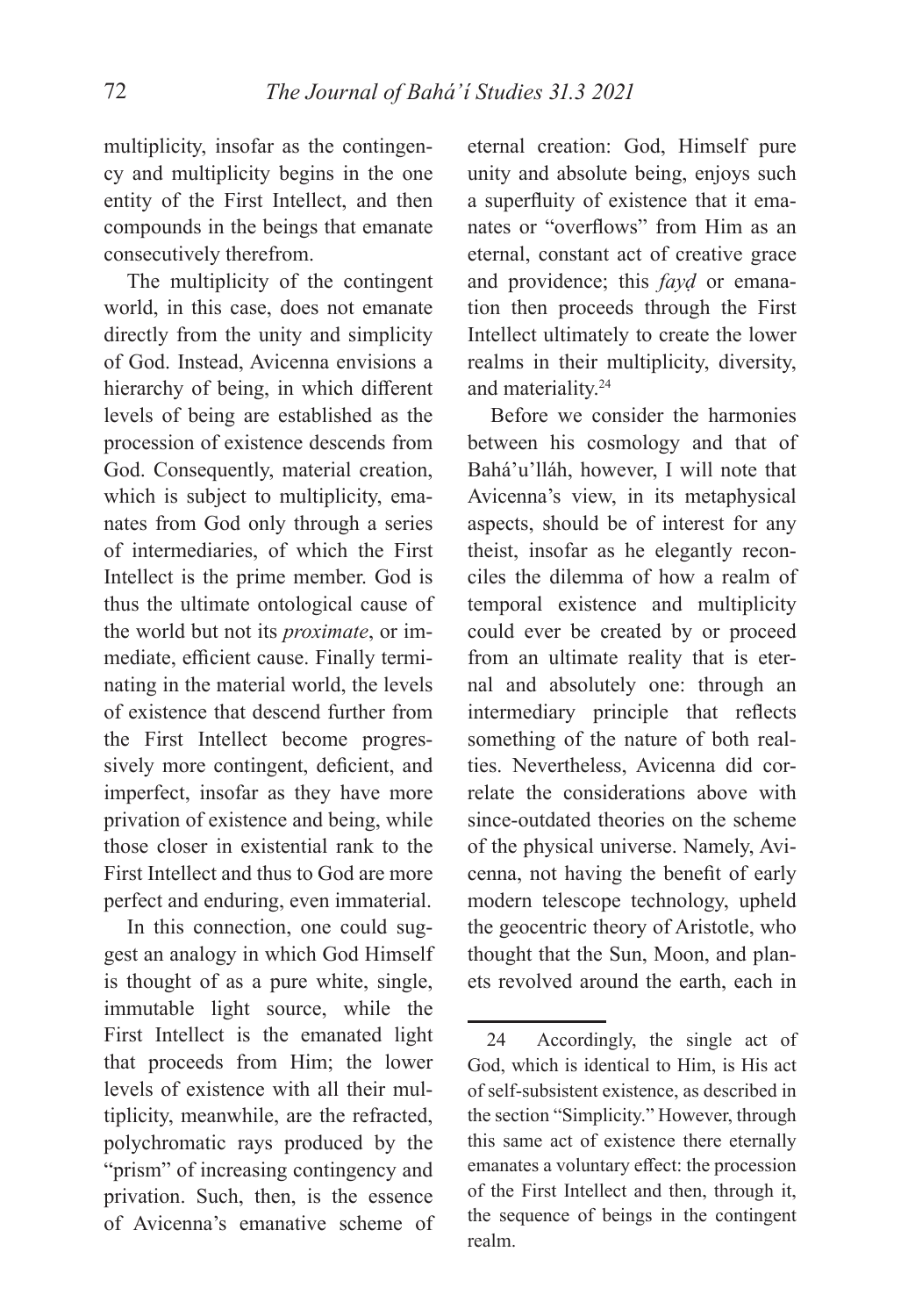multiplicity, insofar as the contingency and multiplicity begins in the one entity of the First Intellect, and then compounds in the beings that emanate consecutively therefrom.

The multiplicity of the contingent world, in this case, does not emanate directly from the unity and simplicity of God. Instead, Avicenna envisions a hierarchy of being, in which different levels of being are established as the procession of existence descends from God. Consequently, material creation, which is subject to multiplicity, emanates from God only through a series of intermediaries, of which the First Intellect is the prime member. God is thus the ultimate ontological cause of the world but not its *proximate*, or immediate, efficient cause. Finally terminating in the material world, the levels of existence that descend further from the First Intellect become progressively more contingent, deficient, and imperfect, insofar as they have more privation of existence and being, while those closer in existential rank to the First Intellect and thus to God are more perfect and enduring, even immaterial.

In this connection, one could suggest an analogy in which God Himself is thought of as a pure white, single, immutable light source, while the First Intellect is the emanated light that proceeds from Him; the lower levels of existence with all their multiplicity, meanwhile, are the refracted, polychromatic rays produced by the "prism" of increasing contingency and privation. Such, then, is the essence of Avicenna's emanative scheme of eternal creation: God, Himself pure unity and absolute being, enjoys such a superfluity of existence that it emanates or "overflows" from Him as an eternal, constant act of creative grace and providence; this *fayḍ* or emanation then proceeds through the First Intellect ultimately to create the lower realms in their multiplicity, diversity, and materiality.[24]

Before we consider the harmonies between his cosmology and that of Bahá'u'lláh, however, I will note that Avicenna's view, in its metaphysical aspects, should be of interest for any theist, insofar as he elegantly reconciles the dilemma of how a realm of temporal existence and multiplicity could ever be created by or proceed from an ultimate reality that is eternal and absolutely one: through an intermediary principle that reflects something of the nature of both realities. Nevertheless, Avicenna did correlate the considerations above with since-outdated theories on the scheme of the physical universe. Namely, Avicenna, not having the benefit of early modern telescope technology, upheld the geocentric theory of Aristotle, who thought that the Sun, Moon, and planets revolved around the earth, each in

---

24 Accordingly, the single act of God, which is identical to Him, is His act of self-subsistent existence, as described in the section "Simplicity." However, through this same act of existence there eternally emanates a voluntary effect: the procession of the First Intellect and then, through it, the sequence of beings in the contingent realm.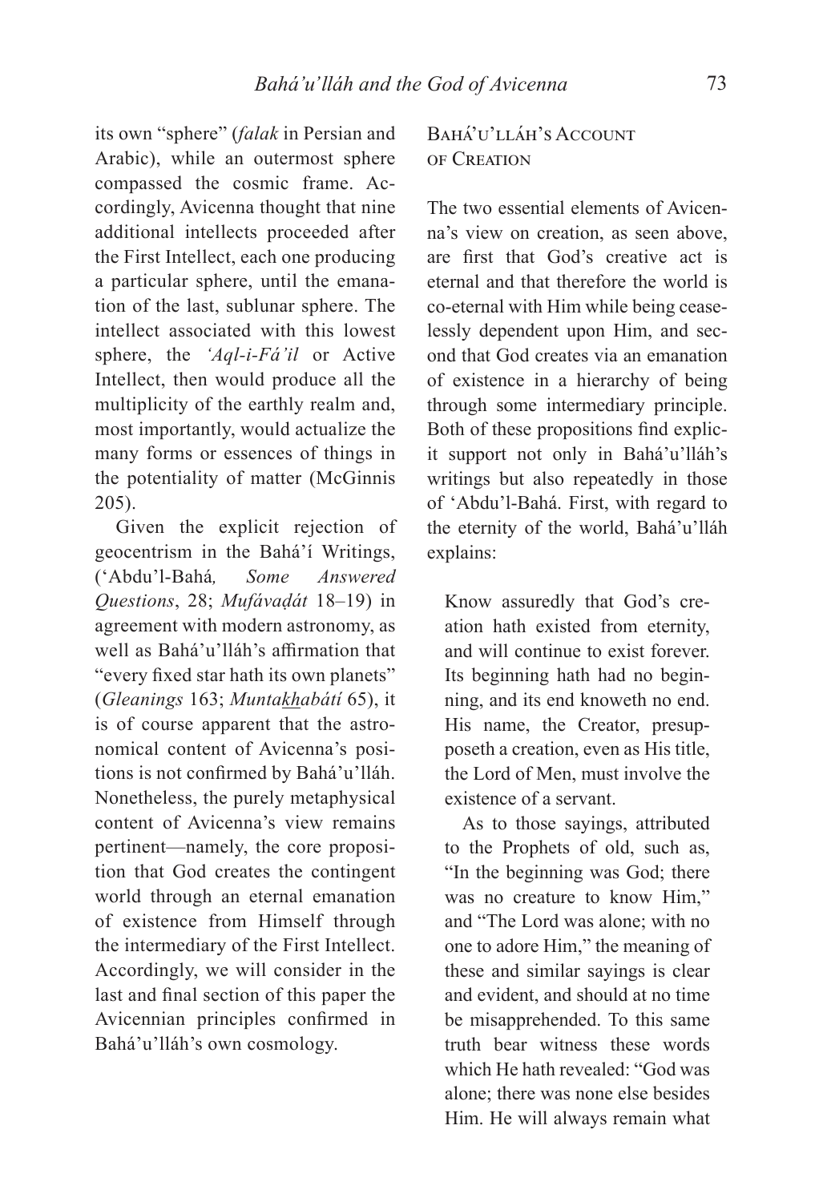its own "sphere" (*falak* in Persian and Arabic), while an outermost sphere compassed the cosmic frame. Accordingly, Avicenna thought that nine additional intellects proceeded after the First Intellect, each one producing a particular sphere, until the emanation of the last, sublunar sphere. The intellect associated with this lowest sphere, the *'Aql-i-Fá'il* or Active Intellect, then would produce all the multiplicity of the earthly realm and, most importantly, would actualize the many forms or essences of things in the potentiality of matter (McGinnis 205).

Given the explicit rejection of geocentrism in the Bahá'í Writings, ('Abdu'l-Bahá, *Some Answered Questions*, 28; *Mufávaḍát* 18–19) in agreement with modern astronomy, as well as Bahá'u'lláh's affirmation that "every fixed star hath its own planets" (*Gleanings* 163; *Muntakhabátí* 65), it is of course apparent that the astronomical content of Avicenna's positions is not confirmed by Bahá'u'lláh. Nonetheless, the purely metaphysical content of Avicenna's view remains pertinent—namely, the core proposition that God creates the contingent world through an eternal emanation of existence from Himself through the intermediary of the First Intellect. Accordingly, we will consider in the last and final section of this paper the Avicennian principles confirmed in Bahá'u'lláh's own cosmology.

## Bahá'u'lláh's Account of Creation

The two essential elements of Avicenna's view on creation, as seen above, are first that God's creative act is eternal and that therefore the world is co-eternal with Him while being ceaselessly dependent upon Him, and second that God creates via an emanation of existence in a hierarchy of being through some intermediary principle. Both of these propositions find explicit support not only in Bahá'u'lláh's writings but also repeatedly in those of 'Abdu'l-Bahá. First, with regard to the eternity of the world, Bahá'u'lláh explains:

> Know assuredly that God's creation hath existed from eternity, and will continue to exist forever. Its beginning hath had no beginning, and its end knoweth no end. His name, the Creator, presupposeth a creation, even as His title, the Lord of Men, must involve the existence of a servant.
>
> As to those sayings, attributed to the Prophets of old, such as, "In the beginning was God; there was no creature to know Him," and "The Lord was alone; with no one to adore Him," the meaning of these and similar sayings is clear and evident, and should at no time be misapprehended. To this same truth bear witness these words which He hath revealed: "God was alone; there was none else besides Him. He will always remain what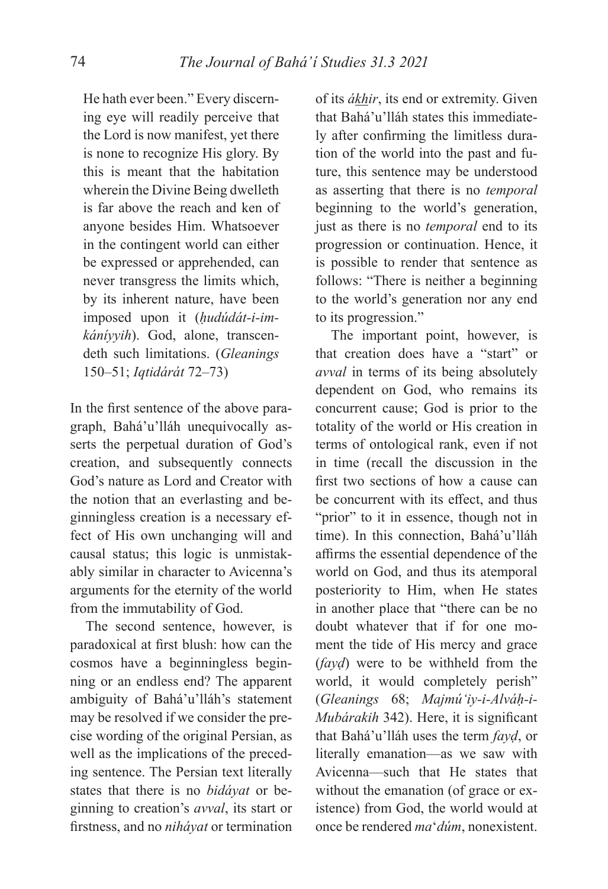> He hath ever been." Every discerning eye will readily perceive that the Lord is now manifest, yet there is none to recognize His glory. By this is meant that the habitation wherein the Divine Being dwelleth is far above the reach and ken of anyone besides Him. Whatsoever in the contingent world can either be expressed or apprehended, can never transgress the limits which, by its inherent nature, have been imposed upon it (*ḥudúdát-i-imkáníyyih*). God, alone, transcendeth such limitations. (*Gleanings* 150–51; *Iqtidárát* 72–73)

In the first sentence of the above paragraph, Bahá'u'lláh unequivocally asserts the perpetual duration of God's creation, and subsequently connects God's nature as Lord and Creator with the notion that an everlasting and beginningless creation is a necessary effect of His own unchanging will and causal status; this logic is unmistakably similar in character to Avicenna's arguments for the eternity of the world from the immutability of God.

The second sentence, however, is paradoxical at first blush: how can the cosmos have a beginningless beginning or an endless end? The apparent ambiguity of Bahá'u'lláh's statement may be resolved if we consider the precise wording of the original Persian, as well as the implications of the preceding sentence. The Persian text literally states that there is no *bidáyat* or beginning to creation's *avval*, its start or firstness, and no *niháyat* or termination of its *ákhir*, its end or extremity. Given that Bahá'u'lláh states this immediately after confirming the limitless duration of the world into the past and future, this sentence may be understood as asserting that there is no *temporal* beginning to the world's generation, just as there is no *temporal* end to its progression or continuation. Hence, it is possible to render that sentence as follows: "There is neither a beginning to the world's generation nor any end to its progression."

The important point, however, is that creation does have a "start" or *avval* in terms of its being absolutely dependent on God, who remains its concurrent cause; God is prior to the totality of the world or His creation in terms of ontological rank, even if not in time (recall the discussion in the first two sections of how a cause can be concurrent with its effect, and thus "prior" to it in essence, though not in time). In this connection, Bahá'u'lláh affirms the essential dependence of the world on God, and thus its atemporal posteriority to Him, when He states in another place that "there can be no doubt whatever that if for one moment the tide of His mercy and grace (*fayḍ*) were to be withheld from the world, it would completely perish" (*Gleanings* 68; *Majmú'iy-i-Alváḥ-i-Mubárakih* 342). Here, it is significant that Bahá'u'lláh uses the term *fayḍ*, or literally emanation—as we saw with Avicenna—such that He states that without the emanation (of grace or existence) from God, the world would at once be rendered *ma'dúm*, nonexistent.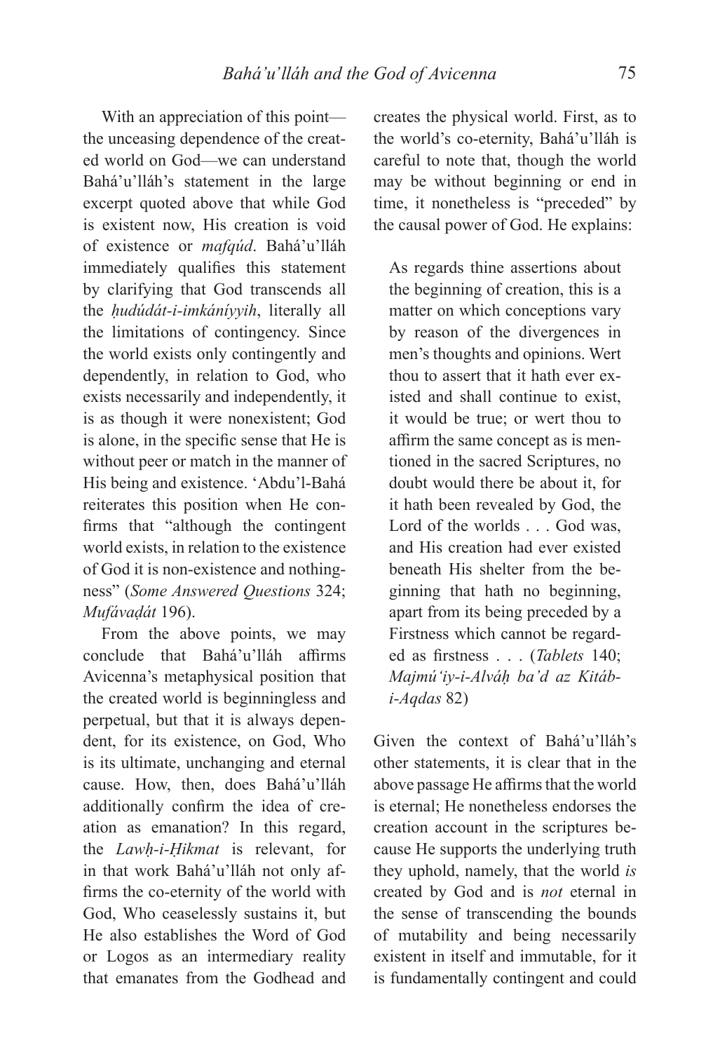With an appreciation of this point—the unceasing dependence of the created world on God—we can understand Bahá'u'lláh's statement in the large excerpt quoted above that while God is existent now, His creation is void of existence or *mafqúd*. Bahá'u'lláh immediately qualifies this statement by clarifying that God transcends all the *ḥudúdát-i-imkáníyyih*, literally all the limitations of contingency. Since the world exists only contingently and dependently, in relation to God, who exists necessarily and independently, it is as though it were nonexistent; God is alone, in the specific sense that He is without peer or match in the manner of His being and existence. 'Abdu'l-Bahá reiterates this position when He confirms that "although the contingent world exists, in relation to the existence of God it is non-existence and nothingness" (*Some Answered Questions* 324; *Mufávaḍát* 196).

From the above points, we may conclude that Bahá'u'lláh affirms Avicenna's metaphysical position that the created world is beginningless and perpetual, but that it is always dependent, for its existence, on God, Who is its ultimate, unchanging and eternal cause. How, then, does Bahá'u'lláh additionally confirm the idea of creation as emanation? In this regard, the *Lawḥ-i-Ḥikmat* is relevant, for in that work Bahá'u'lláh not only affirms the co-eternity of the world with God, Who ceaselessly sustains it, but He also establishes the Word of God or Logos as an intermediary reality that emanates from the Godhead and creates the physical world. First, as to the world's co-eternity, Bahá'u'lláh is careful to note that, though the world may be without beginning or end in time, it nonetheless is "preceded" by the causal power of God. He explains:

> As regards thine assertions about the beginning of creation, this is a matter on which conceptions vary by reason of the divergences in men's thoughts and opinions. Wert thou to assert that it hath ever existed and shall continue to exist, it would be true; or wert thou to affirm the same concept as is mentioned in the sacred Scriptures, no doubt would there be about it, for it hath been revealed by God, the Lord of the worlds . . . God was, and His creation had ever existed beneath His shelter from the beginning that hath no beginning, apart from its being preceded by a Firstness which cannot be regarded as firstness . . . (*Tablets* 140; *Majmú'iy-i-Alváḥ ba'd az Kitáb-i-Aqdas* 82)

Given the context of Bahá'u'lláh's other statements, it is clear that in the above passage He affirms that the world is eternal; He nonetheless endorses the creation account in the scriptures because He supports the underlying truth they uphold, namely, that the world *is* created by God and is *not* eternal in the sense of transcending the bounds of mutability and being necessarily existent in itself and immutable, for it is fundamentally contingent and could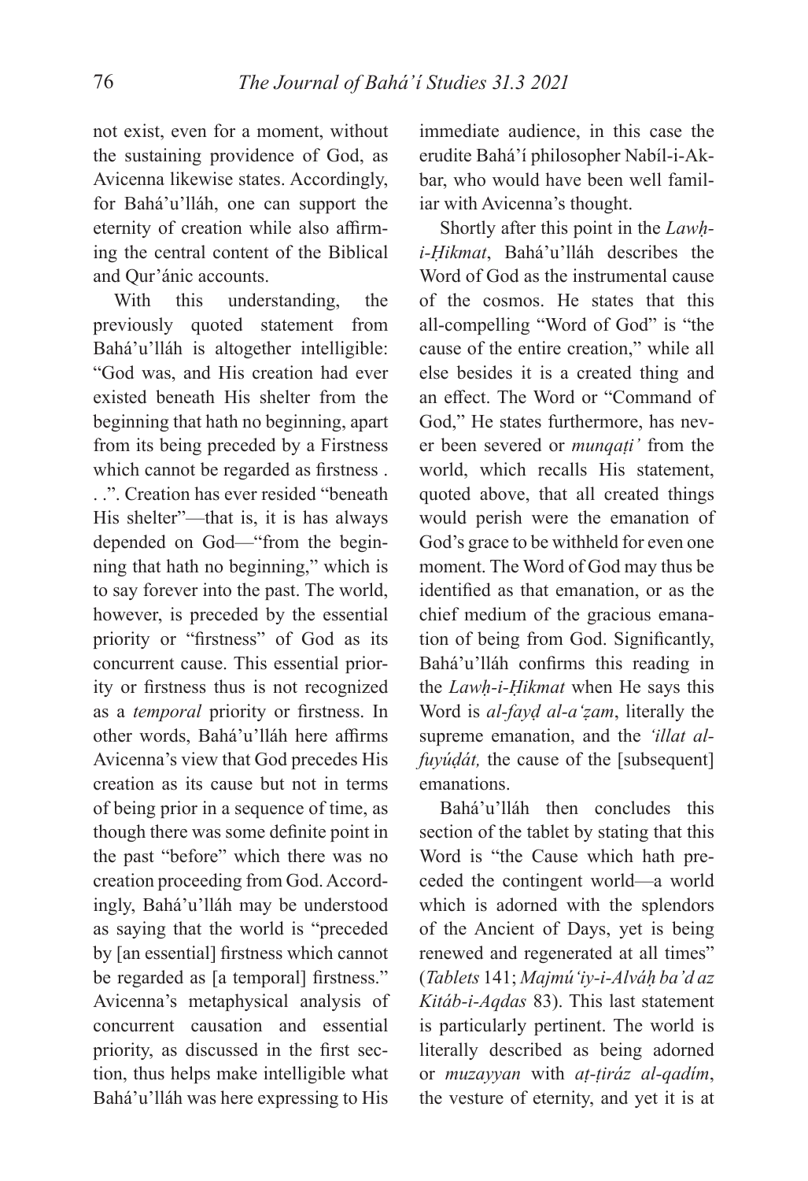not exist, even for a moment, without the sustaining providence of God, as Avicenna likewise states. Accordingly, for Bahá'u'lláh, one can support the eternity of creation while also affirming the central content of the Biblical and Qur'ánic accounts.

With this understanding, the previously quoted statement from Bahá'u'lláh is altogether intelligible: "God was, and His creation had ever existed beneath His shelter from the beginning that hath no beginning, apart from its being preceded by a Firstness which cannot be regarded as firstness . . .". Creation has ever resided "beneath His shelter"—that is, it is has always depended on God—"from the beginning that hath no beginning," which is to say forever into the past. The world, however, is preceded by the essential priority or "firstness" of God as its concurrent cause. This essential priority or firstness thus is not recognized as a *temporal* priority or firstness. In other words, Bahá'u'lláh here affirms Avicenna's view that God precedes His creation as its cause but not in terms of being prior in a sequence of time, as though there was some definite point in the past "before" which there was no creation proceeding from God. Accordingly, Bahá'u'lláh may be understood as saying that the world is "preceded by [an essential] firstness which cannot be regarded as [a temporal] firstness." Avicenna's metaphysical analysis of concurrent causation and essential priority, as discussed in the first section, thus helps make intelligible what Bahá'u'lláh was here expressing to His immediate audience, in this case the erudite Bahá'í philosopher Nabíl-i-Akbar, who would have been well familiar with Avicenna's thought.

Shortly after this point in the *Lawḥ-i-Ḥikmat*, Bahá'u'lláh describes the Word of God as the instrumental cause of the cosmos. He states that this all-compelling "Word of God" is "the cause of the entire creation," while all else besides it is a created thing and an effect. The Word or "Command of God," He states furthermore, has never been severed or *munqaṭi'* from the world, which recalls His statement, quoted above, that all created things would perish were the emanation of God's grace to be withheld for even one moment. The Word of God may thus be identified as that emanation, or as the chief medium of the gracious emanation of being from God. Significantly, Bahá'u'lláh confirms this reading in the *Lawḥ-i-Ḥikmat* when He says this Word is *al-fayḍ al-a'ẓam*, literally the supreme emanation, and the *'illat al-fuyúḍát,* the cause of the [subsequent] emanations.

Bahá'u'lláh then concludes this section of the tablet by stating that this Word is "the Cause which hath preceded the contingent world—a world which is adorned with the splendors of the Ancient of Days, yet is being renewed and regenerated at all times" (*Tablets* 141; *Majmú'iy-i-Alváḥ ba'd az Kitáb-i-Aqdas* 83). This last statement is particularly pertinent. The world is literally described as being adorned or *muzayyan* with *aṭ-ṭiráz al-qadím*, the vesture of eternity, and yet it is at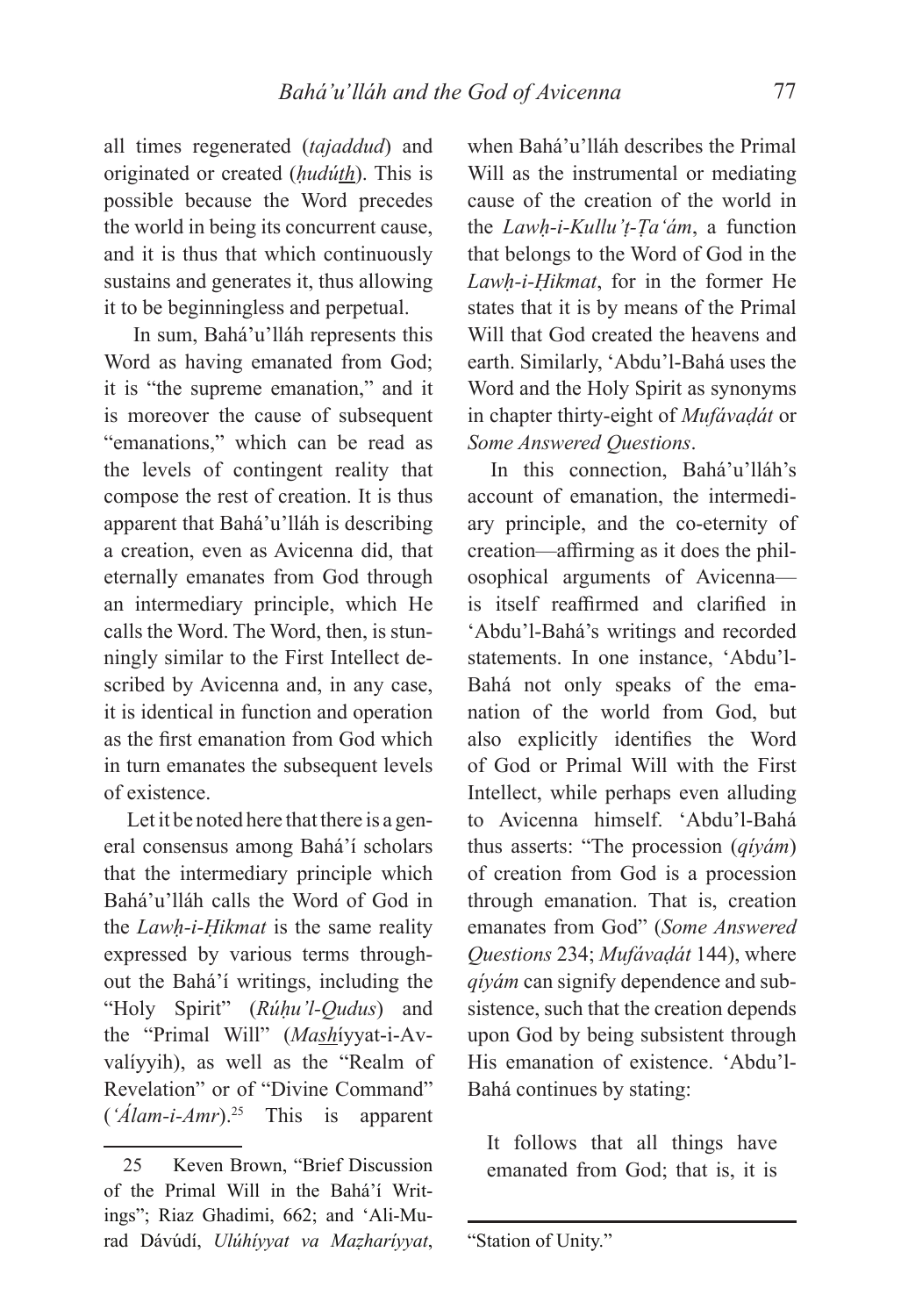all times regenerated (*tajaddud*) and originated or created (*ḥudúth*). This is possible because the Word precedes the world in being its concurrent cause, and it is thus that which continuously sustains and generates it, thus allowing it to be beginningless and perpetual.

In sum, Bahá'u'lláh represents this Word as having emanated from God; it is "the supreme emanation," and it is moreover the cause of subsequent "emanations," which can be read as the levels of contingent reality that compose the rest of creation. It is thus apparent that Bahá'u'lláh is describing a creation, even as Avicenna did, that eternally emanates from God through an intermediary principle, which He calls the Word. The Word, then, is stunningly similar to the First Intellect described by Avicenna and, in any case, it is identical in function and operation as the first emanation from God which in turn emanates the subsequent levels of existence.

Let it be noted here that there is a general consensus among Bahá'í scholars that the intermediary principle which Bahá'u'lláh calls the Word of God in the *Lawḥ-i-Ḥikmat* is the same reality expressed by various terms throughout the Bahá'í writings, including the "Holy Spirit" (*Rúḥu'l-Qudus*) and the "Primal Will" (*Mashíyyat-i-Avvalíyyih*), as well as the "Realm of Revelation" or of "Divine Command" (*'Álam-i-Amr*).[25] This is apparent when Bahá'u'lláh describes the Primal Will as the instrumental or mediating cause of the creation of the world in the *Lawḥ-i-Kullu'ṭ-Ṭa'ám*, a function that belongs to the Word of God in the *Lawḥ-i-Ḥikmat*, for in the former He states that it is by means of the Primal Will that God created the heavens and earth. Similarly, 'Abdu'l-Bahá uses the Word and the Holy Spirit as synonyms in chapter thirty-eight of *Mufávaḍát* or *Some Answered Questions*.

In this connection, Bahá'u'lláh's account of emanation, the intermediary principle, and the co-eternity of creation—affirming as it does the philosophical arguments of Avicenna—is itself reaffirmed and clarified in 'Abdu'l-Bahá's writings and recorded statements. In one instance, 'Abdu'l-Bahá not only speaks of the emanation of the world from God, but also explicitly identifies the Word of God or Primal Will with the First Intellect, while perhaps even alluding to Avicenna himself. 'Abdu'l-Bahá thus asserts: "The procession (*qíyám*) of creation from God is a procession through emanation. That is, creation emanates from God" (*Some Answered Questions* 234; *Mufávaḍát* 144), where *qíyám* can signify dependence and subsistence, such that the creation depends upon God by being subsistent through His emanation of existence. 'Abdu'l-Bahá continues by stating:

> It follows that all things have emanated from God; that is, it is

---

25 Keven Brown, "Brief Discussion of the Primal Will in the Bahá'í Writings"; Riaz Ghadimi, 662; and 'Ali-Murad Dávúdí, *Ulúhíyyat va Maẓharíyyat*, "Station of Unity."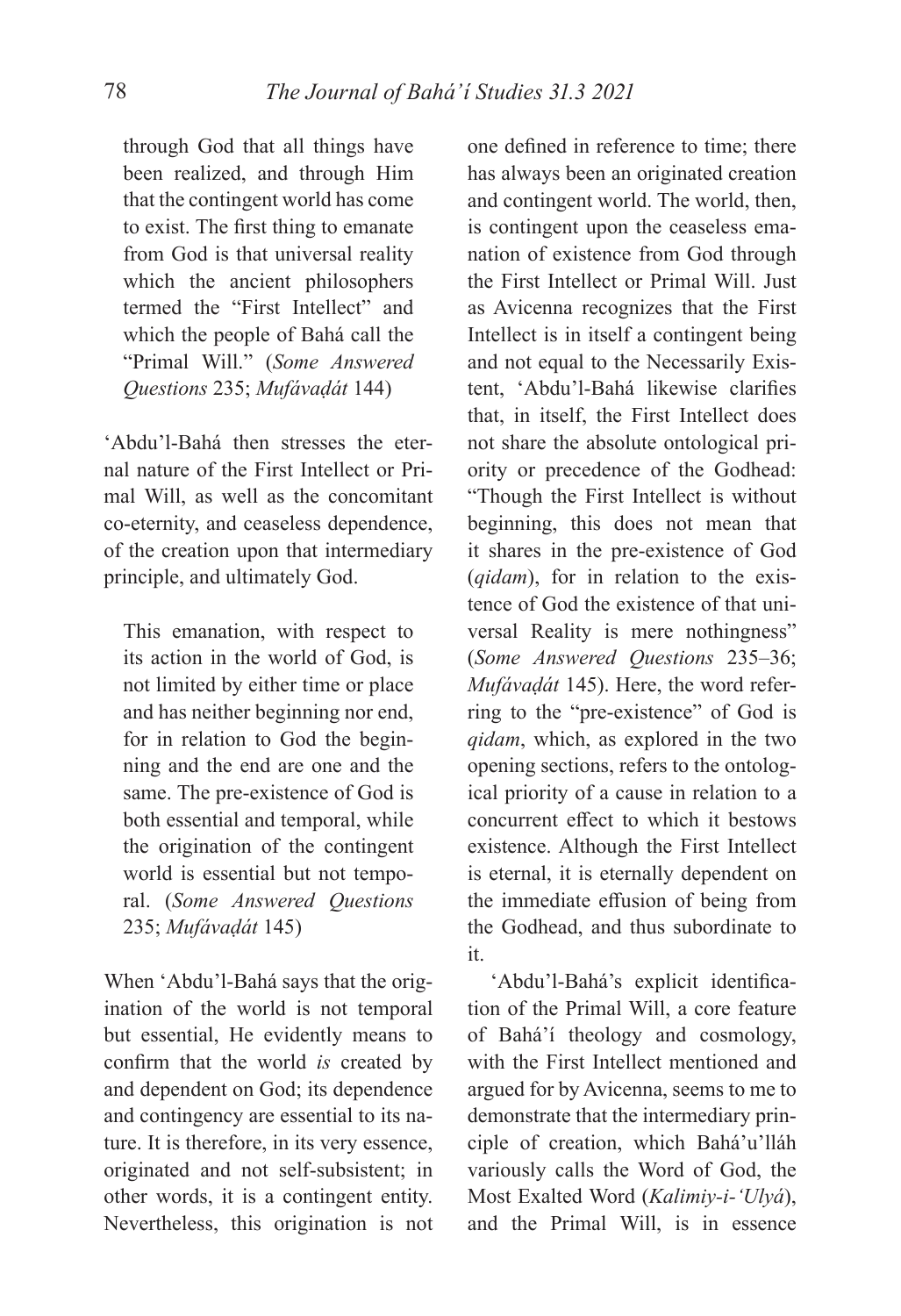> through God that all things have been realized, and through Him that the contingent world has come to exist. The first thing to emanate from God is that universal reality which the ancient philosophers termed the "First Intellect" and which the people of Bahá call the "Primal Will." (*Some Answered Questions* 235; *Mufávaḍát* 144)

'Abdu'l-Bahá then stresses the eternal nature of the First Intellect or Primal Will, as well as the concomitant co-eternity, and ceaseless dependence, of the creation upon that intermediary principle, and ultimately God.

> This emanation, with respect to its action in the world of God, is not limited by either time or place and has neither beginning nor end, for in relation to God the beginning and the end are one and the same. The pre-existence of God is both essential and temporal, while the origination of the contingent world is essential but not temporal. (*Some Answered Questions* 235; *Mufávaḍát* 145)

When 'Abdu'l-Bahá says that the origination of the world is not temporal but essential, He evidently means to confirm that the world *is* created by and dependent on God; its dependence and contingency are essential to its nature. It is therefore, in its very essence, originated and not self-subsistent; in other words, it is a contingent entity. Nevertheless, this origination is not one defined in reference to time; there has always been an originated creation and contingent world. The world, then, is contingent upon the ceaseless emanation of existence from God through the First Intellect or Primal Will. Just as Avicenna recognizes that the First Intellect is in itself a contingent being and not equal to the Necessarily Existent, 'Abdu'l-Bahá likewise clarifies that, in itself, the First Intellect does not share the absolute ontological priority or precedence of the Godhead: "Though the First Intellect is without beginning, this does not mean that it shares in the pre-existence of God (*qidam*), for in relation to the existence of God the existence of that universal Reality is mere nothingness" (*Some Answered Questions* 235–36; *Mufávaḍát* 145). Here, the word referring to the "pre-existence" of God is *qidam*, which, as explored in the two opening sections, refers to the ontological priority of a cause in relation to a concurrent effect to which it bestows existence. Although the First Intellect is eternal, it is eternally dependent on the immediate effusion of being from the Godhead, and thus subordinate to it.

'Abdu'l-Bahá's explicit identification of the Primal Will, a core feature of Bahá'í theology and cosmology, with the First Intellect mentioned and argued for by Avicenna, seems to me to demonstrate that the intermediary principle of creation, which Bahá'u'lláh variously calls the Word of God, the Most Exalted Word (*Kalimiy-i-'Ulyá*), and the Primal Will, is in essence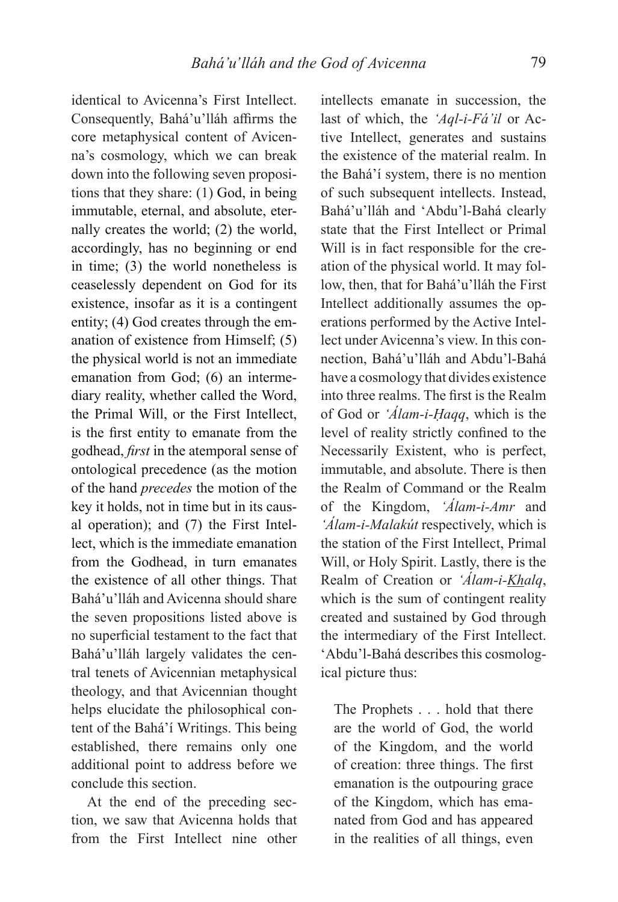identical to Avicenna's First Intellect. Consequently, Bahá'u'lláh affirms the core metaphysical content of Avicenna's cosmology, which we can break down into the following seven propositions that they share: (1) God, in being immutable, eternal, and absolute, eternally creates the world; (2) the world, accordingly, has no beginning or end in time; (3) the world nonetheless is ceaselessly dependent on God for its existence, insofar as it is a contingent entity; (4) God creates through the emanation of existence from Himself; (5) the physical world is not an immediate emanation from God; (6) an intermediary reality, whether called the Word, the Primal Will, or the First Intellect, is the first entity to emanate from the godhead, *first* in the atemporal sense of ontological precedence (as the motion of the hand *precedes* the motion of the key it holds, not in time but in its causal operation); and (7) the First Intellect, which is the immediate emanation from the Godhead, in turn emanates the existence of all other things. That Bahá'u'lláh and Avicenna should share the seven propositions listed above is no superficial testament to the fact that Bahá'u'lláh largely validates the central tenets of Avicennian metaphysical theology, and that Avicennian thought helps elucidate the philosophical content of the Bahá'í Writings. This being established, there remains only one additional point to address before we conclude this section.

At the end of the preceding section, we saw that Avicenna holds that from the First Intellect nine other intellects emanate in succession, the last of which, the *'Aql-i-Fá'il* or Active Intellect, generates and sustains the existence of the material realm. In the Bahá'í system, there is no mention of such subsequent intellects. Instead, Bahá'u'lláh and 'Abdu'l-Bahá clearly state that the First Intellect or Primal Will is in fact responsible for the creation of the physical world. It may follow, then, that for Bahá'u'lláh the First Intellect additionally assumes the operations performed by the Active Intellect under Avicenna's view. In this connection, Bahá'u'lláh and Abdu'l-Bahá have a cosmology that divides existence into three realms. The first is the Realm of God or *'Álam-i-Ḥaqq*, which is the level of reality strictly confined to the Necessarily Existent, who is perfect, immutable, and absolute. There is then the Realm of Command or the Realm of the Kingdom, *'Álam-i-Amr* and *'Álam-i-Malakút* respectively, which is the station of the First Intellect, Primal Will, or Holy Spirit. Lastly, there is the Realm of Creation or *'Álam-i-Khalq*, which is the sum of contingent reality created and sustained by God through the intermediary of the First Intellect. 'Abdu'l-Bahá describes this cosmological picture thus:

> The Prophets . . . hold that there are the world of God, the world of the Kingdom, and the world of creation: three things. The first emanation is the outpouring grace of the Kingdom, which has emanated from God and has appeared in the realities of all things, even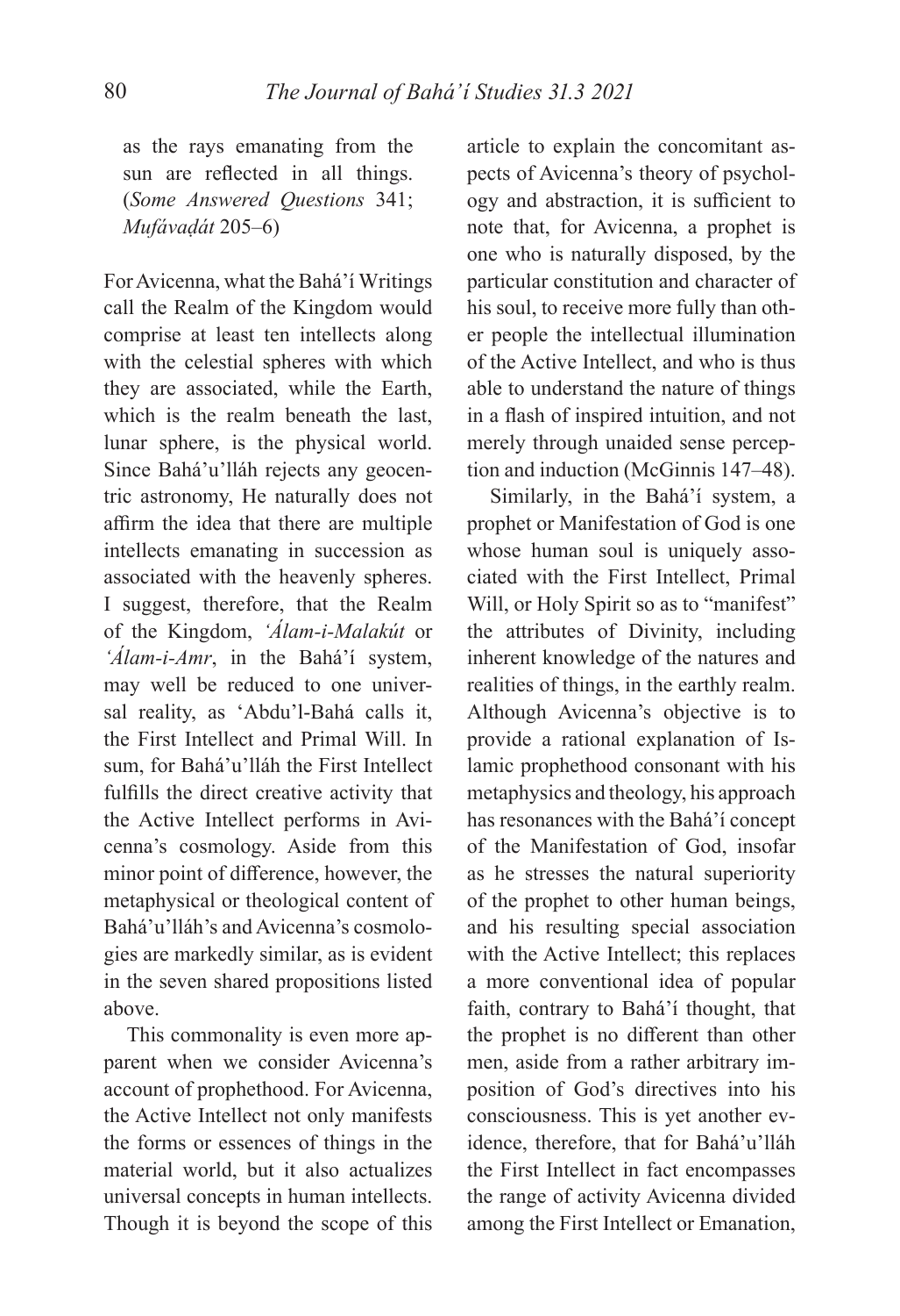as the rays emanating from the sun are reflected in all things. (*Some Answered Questions* 341; *Mufávaḍát* 205–6)

For Avicenna, what the Bahá'í Writings call the Realm of the Kingdom would comprise at least ten intellects along with the celestial spheres with which they are associated, while the Earth, which is the realm beneath the last, lunar sphere, is the physical world. Since Bahá'u'lláh rejects any geocentric astronomy, He naturally does not affirm the idea that there are multiple intellects emanating in succession as associated with the heavenly spheres. I suggest, therefore, that the Realm of the Kingdom, *'Álam-i-Malakút* or *'Álam-i-Amr*, in the Bahá'í system, may well be reduced to one universal reality, as 'Abdu'l-Bahá calls it, the First Intellect and Primal Will. In sum, for Bahá'u'lláh the First Intellect fulfills the direct creative activity that the Active Intellect performs in Avicenna's cosmology. Aside from this minor point of difference, however, the metaphysical or theological content of Bahá'u'lláh's and Avicenna's cosmologies are markedly similar, as is evident in the seven shared propositions listed above.

This commonality is even more apparent when we consider Avicenna's account of prophethood. For Avicenna, the Active Intellect not only manifests the forms or essences of things in the material world, but it also actualizes universal concepts in human intellects. Though it is beyond the scope of this article to explain the concomitant aspects of Avicenna's theory of psychology and abstraction, it is sufficient to note that, for Avicenna, a prophet is one who is naturally disposed, by the particular constitution and character of his soul, to receive more fully than other people the intellectual illumination of the Active Intellect, and who is thus able to understand the nature of things in a flash of inspired intuition, and not merely through unaided sense perception and induction (McGinnis 147–48).

Similarly, in the Bahá'í system, a prophet or Manifestation of God is one whose human soul is uniquely associated with the First Intellect, Primal Will, or Holy Spirit so as to "manifest" the attributes of Divinity, including inherent knowledge of the natures and realities of things, in the earthly realm. Although Avicenna's objective is to provide a rational explanation of Islamic prophethood consonant with his metaphysics and theology, his approach has resonances with the Bahá'í concept of the Manifestation of God, insofar as he stresses the natural superiority of the prophet to other human beings, and his resulting special association with the Active Intellect; this replaces a more conventional idea of popular faith, contrary to Bahá'í thought, that the prophet is no different than other men, aside from a rather arbitrary imposition of God's directives into his consciousness. This is yet another evidence, therefore, that for Bahá'u'lláh the First Intellect in fact encompasses the range of activity Avicenna divided among the First Intellect or Emanation,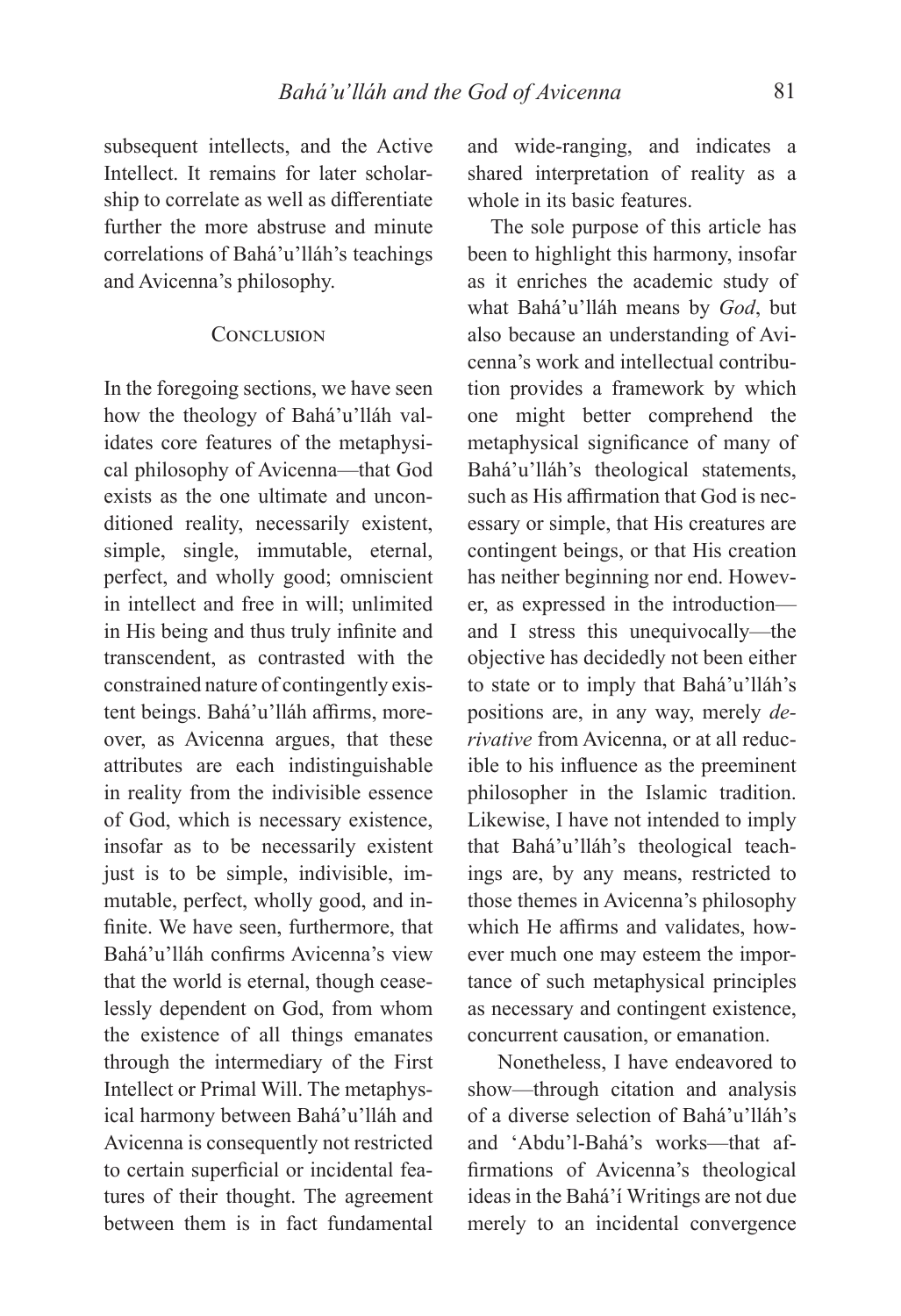subsequent intellects, and the Active Intellect. It remains for later scholarship to correlate as well as differentiate further the more abstruse and minute correlations of Bahá'u'lláh's teachings and Avicenna's philosophy.

## Conclusion

In the foregoing sections, we have seen how the theology of Bahá'u'lláh validates core features of the metaphysical philosophy of Avicenna—that God exists as the one ultimate and unconditioned reality, necessarily existent, simple, single, immutable, eternal, perfect, and wholly good; omniscient in intellect and free in will; unlimited in His being and thus truly infinite and transcendent, as contrasted with the constrained nature of contingently existent beings. Bahá'u'lláh affirms, moreover, as Avicenna argues, that these attributes are each indistinguishable in reality from the indivisible essence of God, which is necessary existence, insofar as to be necessarily existent just is to be simple, indivisible, immutable, perfect, wholly good, and infinite. We have seen, furthermore, that Bahá'u'lláh confirms Avicenna's view that the world is eternal, though ceaselessly dependent on God, from whom the existence of all things emanates through the intermediary of the First Intellect or Primal Will. The metaphysical harmony between Bahá'u'lláh and Avicenna is consequently not restricted to certain superficial or incidental features of their thought. The agreement between them is in fact fundamental and wide-ranging, and indicates a shared interpretation of reality as a whole in its basic features.

The sole purpose of this article has been to highlight this harmony, insofar as it enriches the academic study of what Bahá'u'lláh means by *God*, but also because an understanding of Avicenna's work and intellectual contribution provides a framework by which one might better comprehend the metaphysical significance of many of Bahá'u'lláh's theological statements, such as His affirmation that God is necessary or simple, that His creatures are contingent beings, or that His creation has neither beginning nor end. However, as expressed in the introduction—and I stress this unequivocally—the objective has decidedly not been either to state or to imply that Bahá'u'lláh's positions are, in any way, merely *derivative* from Avicenna, or at all reducible to his influence as the preeminent philosopher in the Islamic tradition. Likewise, I have not intended to imply that Bahá'u'lláh's theological teachings are, by any means, restricted to those themes in Avicenna's philosophy which He affirms and validates, however much one may esteem the importance of such metaphysical principles as necessary and contingent existence, concurrent causation, or emanation.

Nonetheless, I have endeavored to show—through citation and analysis of a diverse selection of Bahá'u'lláh's and 'Abdu'l-Bahá's works—that affirmations of Avicenna's theological ideas in the Bahá'í Writings are not due merely to an incidental convergence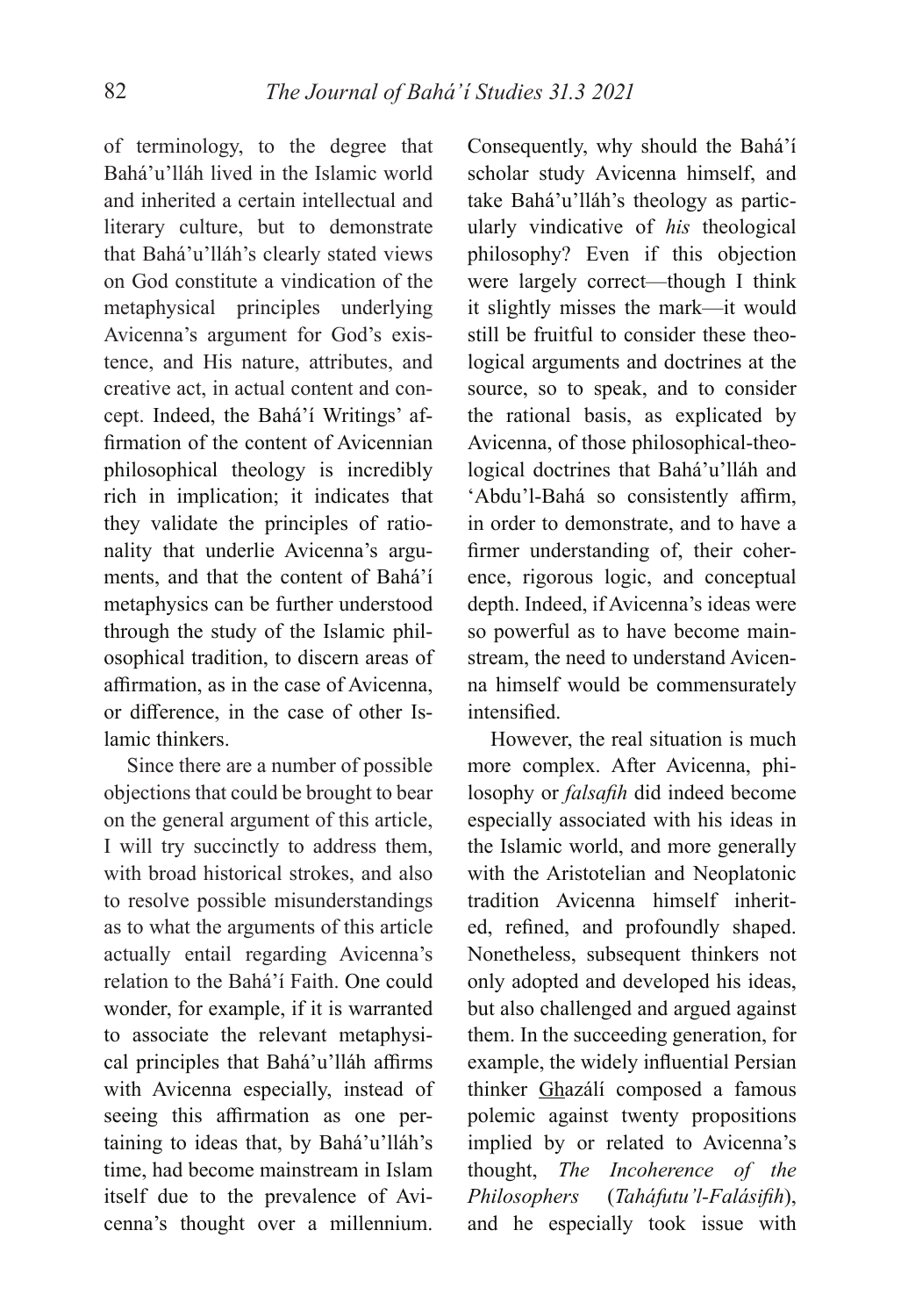of terminology, to the degree that Bahá'u'lláh lived in the Islamic world and inherited a certain intellectual and literary culture, but to demonstrate that Bahá'u'lláh's clearly stated views on God constitute a vindication of the metaphysical principles underlying Avicenna's argument for God's existence, and His nature, attributes, and creative act, in actual content and concept. Indeed, the Bahá'í Writings' affirmation of the content of Avicennian philosophical theology is incredibly rich in implication; it indicates that they validate the principles of rationality that underlie Avicenna's arguments, and that the content of Bahá'í metaphysics can be further understood through the study of the Islamic philosophical tradition, to discern areas of affirmation, as in the case of Avicenna, or difference, in the case of other Islamic thinkers.

Since there are a number of possible objections that could be brought to bear on the general argument of this article, I will try succinctly to address them, with broad historical strokes, and also to resolve possible misunderstandings as to what the arguments of this article actually entail regarding Avicenna's relation to the Bahá'í Faith. One could wonder, for example, if it is warranted to associate the relevant metaphysical principles that Bahá'u'lláh affirms with Avicenna especially, instead of seeing this affirmation as one pertaining to ideas that, by Bahá'u'lláh's time, had become mainstream in Islam itself due to the prevalence of Avicenna's thought over a millennium. Consequently, why should the Bahá'í scholar study Avicenna himself, and take Bahá'u'lláh's theology as particularly vindicative of *his* theological philosophy? Even if this objection were largely correct—though I think it slightly misses the mark—it would still be fruitful to consider these theological arguments and doctrines at the source, so to speak, and to consider the rational basis, as explicated by Avicenna, of those philosophical-theological doctrines that Bahá'u'lláh and 'Abdu'l-Bahá so consistently affirm, in order to demonstrate, and to have a firmer understanding of, their coherence, rigorous logic, and conceptual depth. Indeed, if Avicenna's ideas were so powerful as to have become mainstream, the need to understand Avicenna himself would be commensurately intensified.

However, the real situation is much more complex. After Avicenna, philosophy or *falsafih* did indeed become especially associated with his ideas in the Islamic world, and more generally with the Aristotelian and Neoplatonic tradition Avicenna himself inherited, refined, and profoundly shaped. Nonetheless, subsequent thinkers not only adopted and developed his ideas, but also challenged and argued against them. In the succeeding generation, for example, the widely influential Persian thinker G͟hazálí composed a famous polemic against twenty propositions implied by or related to Avicenna's thought, *The Incoherence of the Philosophers* (*Taháfutu'l-Falásifih*), and he especially took issue with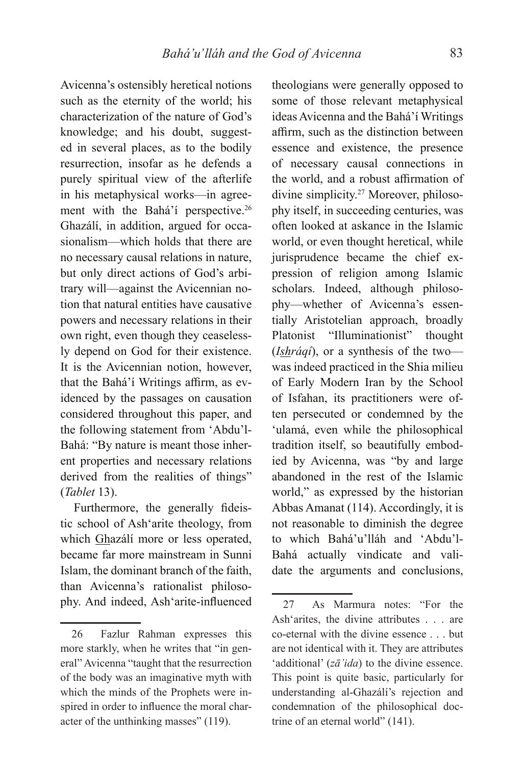Avicenna's ostensibly heretical notions such as the eternity of the world; his characterization of the nature of God's knowledge; and his doubt, suggested in several places, as to the bodily resurrection, insofar as he defends a purely spiritual view of the afterlife in his metaphysical works—in agreement with the Bahá'í perspective.[26] Ghazálí, in addition, argued for occasionalism—which holds that there are no necessary causal relations in nature, but only direct actions of God's arbitrary will—against the Avicennian notion that natural entities have causative powers and necessary relations in their own right, even though they ceaselessly depend on God for their existence. It is the Avicennian notion, however, that the Bahá'í Writings affirm, as evidenced by the passages on causation considered throughout this paper, and the following statement from 'Abdu'l-Bahá: "By nature is meant those inherent properties and necessary relations derived from the realities of things" (*Tablet* 13).

Furthermore, the generally fideistic school of Ash'arite theology, from which Ghazálí more or less operated, became far more mainstream in Sunni Islam, the dominant branch of the faith, than Avicenna's rationalist philosophy. And indeed, Ash'arite-influenced theologians were generally opposed to some of those relevant metaphysical ideas Avicenna and the Bahá'í Writings affirm, such as the distinction between essence and existence, the presence of necessary causal connections in the world, and a robust affirmation of divine simplicity.[27] Moreover, philosophy itself, in succeeding centuries, was often looked at askance in the Islamic world, or even thought heretical, while jurisprudence became the chief expression of religion among Islamic scholars. Indeed, although philosophy—whether of Avicenna's essentially Aristotelian approach, broadly Platonist "Illuminationist" thought (*Ishráqí*), or a synthesis of the two—was indeed practiced in the Shia milieu of Early Modern Iran by the School of Isfahan, its practitioners were often persecuted or condemned by the 'ulamá, even while the philosophical tradition itself, so beautifully embodied by Avicenna, was "by and large abandoned in the rest of the Islamic world," as expressed by the historian Abbas Amanat (114). Accordingly, it is not reasonable to diminish the degree to which Bahá'u'lláh and 'Abdu'l-Bahá actually vindicate and validate the arguments and conclusions,

---

26 Fazlur Rahman expresses this more starkly, when he writes that "in general" Avicenna "taught that the resurrection of the body was an imaginative myth with which the minds of the Prophets were inspired in order to influence the moral character of the unthinking masses" (119).

27 As Marmura notes: "For the Ash'arites, the divine attributes . . . are co-eternal with the divine essence . . . but are not identical with it. They are attributes 'additional' (*zā'ida*) to the divine essence. This point is quite basic, particularly for understanding al-Ghazálí's rejection and condemnation of the philosophical doctrine of an eternal world" (141).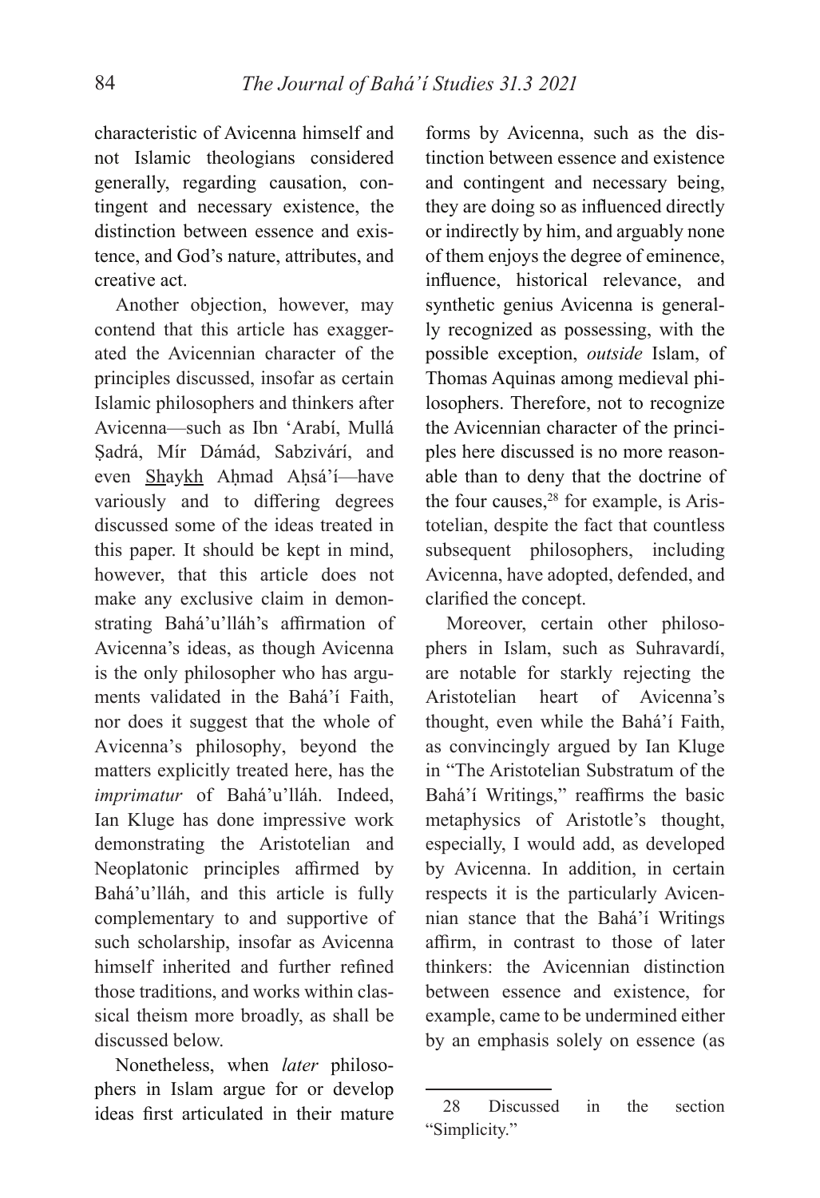characteristic of Avicenna himself and not Islamic theologians considered generally, regarding causation, contingent and necessary existence, the distinction between essence and existence, and God's nature, attributes, and creative act.

Another objection, however, may contend that this article has exaggerated the Avicennian character of the principles discussed, insofar as certain Islamic philosophers and thinkers after Avicenna—such as Ibn 'Arabí, Mullá Ṣadrá, Mír Dámád, Sabzivárí, and even Shaykh Aḥmad Aḥsá'í—have variously and to differing degrees discussed some of the ideas treated in this paper. It should be kept in mind, however, that this article does not make any exclusive claim in demonstrating Bahá'u'lláh's affirmation of Avicenna's ideas, as though Avicenna is the only philosopher who has arguments validated in the Bahá'í Faith, nor does it suggest that the whole of Avicenna's philosophy, beyond the matters explicitly treated here, has the *imprimatur* of Bahá'u'lláh. Indeed, Ian Kluge has done impressive work demonstrating the Aristotelian and Neoplatonic principles affirmed by Bahá'u'lláh, and this article is fully complementary to and supportive of such scholarship, insofar as Avicenna himself inherited and further refined those traditions, and works within classical theism more broadly, as shall be discussed below.

Nonetheless, when *later* philosophers in Islam argue for or develop ideas first articulated in their mature forms by Avicenna, such as the distinction between essence and existence and contingent and necessary being, they are doing so as influenced directly or indirectly by him, and arguably none of them enjoys the degree of eminence, influence, historical relevance, and synthetic genius Avicenna is generally recognized as possessing, with the possible exception, *outside* Islam, of Thomas Aquinas among medieval philosophers. Therefore, not to recognize the Avicennian character of the principles here discussed is no more reasonable than to deny that the doctrine of the four causes,[28] for example, is Aristotelian, despite the fact that countless subsequent philosophers, including Avicenna, have adopted, defended, and clarified the concept.

Moreover, certain other philosophers in Islam, such as Suhravardí, are notable for starkly rejecting the Aristotelian heart of Avicenna's thought, even while the Bahá'í Faith, as convincingly argued by Ian Kluge in "The Aristotelian Substratum of the Bahá'í Writings," reaffirms the basic metaphysics of Aristotle's thought, especially, I would add, as developed by Avicenna. In addition, in certain respects it is the particularly Avicennian stance that the Bahá'í Writings affirm, in contrast to those of later thinkers: the Avicennian distinction between essence and existence, for example, came to be undermined either by an emphasis solely on essence (as

---

28 Discussed in the section "Simplicity."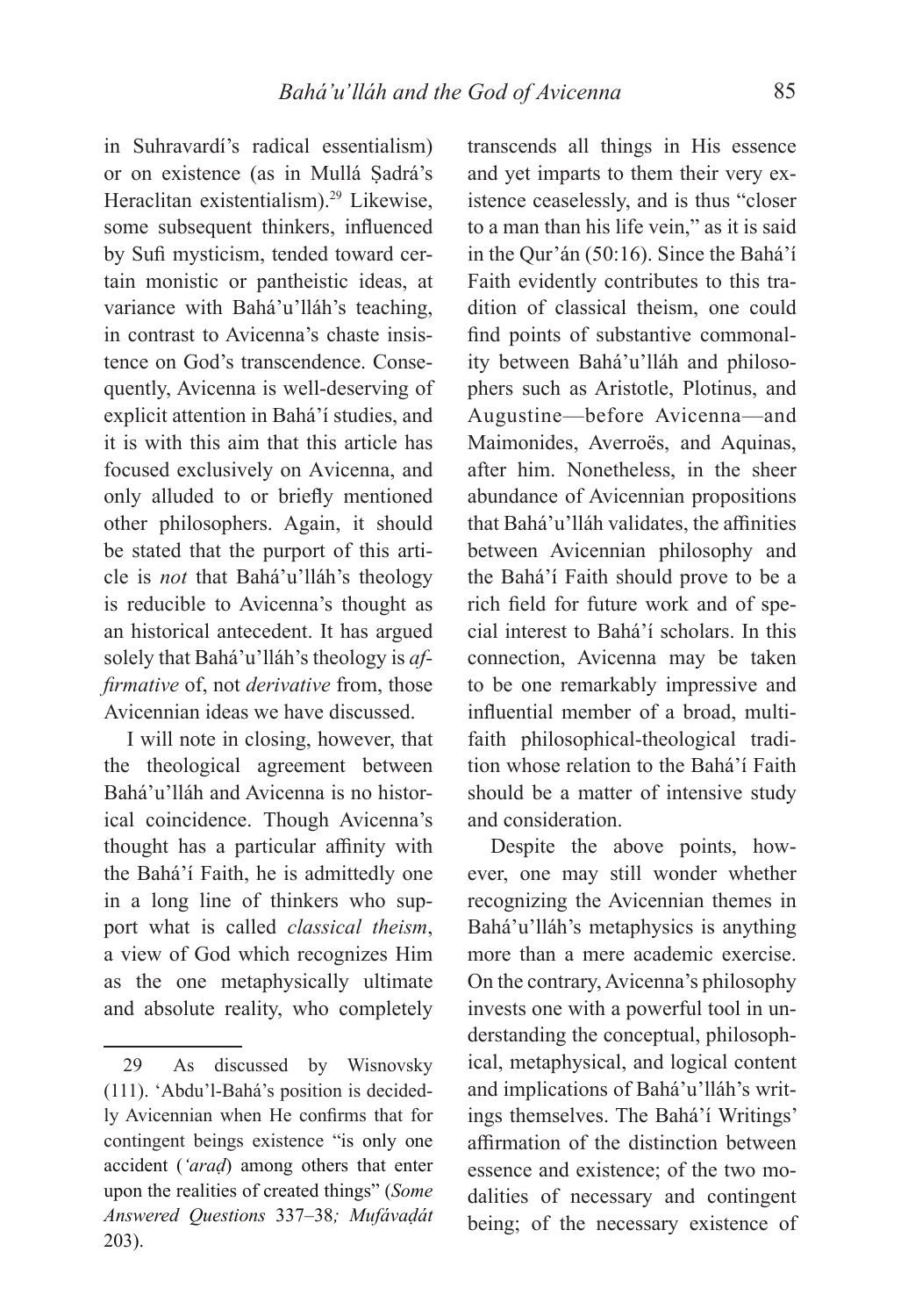in Suhravardí's radical essentialism) or on existence (as in Mullá Ṣadrá's Heraclitan existentialism).[29] Likewise, some subsequent thinkers, influenced by Sufi mysticism, tended toward certain monistic or pantheistic ideas, at variance with Bahá'u'lláh's teaching, in contrast to Avicenna's chaste insistence on God's transcendence. Consequently, Avicenna is well-deserving of explicit attention in Bahá'í studies, and it is with this aim that this article has focused exclusively on Avicenna, and only alluded to or briefly mentioned other philosophers. Again, it should be stated that the purport of this article is *not* that Bahá'u'lláh's theology is reducible to Avicenna's thought as an historical antecedent. It has argued solely that Bahá'u'lláh's theology is *affirmative* of, not *derivative* from, those Avicennian ideas we have discussed.

I will note in closing, however, that the theological agreement between Bahá'u'lláh and Avicenna is no historical coincidence. Though Avicenna's thought has a particular affinity with the Bahá'í Faith, he is admittedly one in a long line of thinkers who support what is called *classical theism*, a view of God which recognizes Him as the one metaphysically ultimate and absolute reality, who completely transcends all things in His essence and yet imparts to them their very existence ceaselessly, and is thus "closer to a man than his life vein," as it is said in the Qur'án (50:16). Since the Bahá'í Faith evidently contributes to this tradition of classical theism, one could find points of substantive commonality between Bahá'u'lláh and philosophers such as Aristotle, Plotinus, and Augustine—before Avicenna—and Maimonides, Averroës, and Aquinas, after him. Nonetheless, in the sheer abundance of Avicennian propositions that Bahá'u'lláh validates, the affinities between Avicennian philosophy and the Bahá'í Faith should prove to be a rich field for future work and of special interest to Bahá'í scholars. In this connection, Avicenna may be taken to be one remarkably impressive and influential member of a broad, multi-faith philosophical-theological tradition whose relation to the Bahá'í Faith should be a matter of intensive study and consideration.

Despite the above points, however, one may still wonder whether recognizing the Avicennian themes in Bahá'u'lláh's metaphysics is anything more than a mere academic exercise. On the contrary, Avicenna's philosophy invests one with a powerful tool in understanding the conceptual, philosophical, metaphysical, and logical content and implications of Bahá'u'lláh's writings themselves. The Bahá'í Writings' affirmation of the distinction between essence and existence; of the two modalities of necessary and contingent being; of the necessary existence of

---

29 As discussed by Wisnovsky (111). 'Abdu'l-Bahá's position is decidedly Avicennian when He confirms that for contingent beings existence "is only one accident (*'araḍ*) among others that enter upon the realities of created things" (*Some Answered Questions* 337–38*; Mufávaḍát* 203).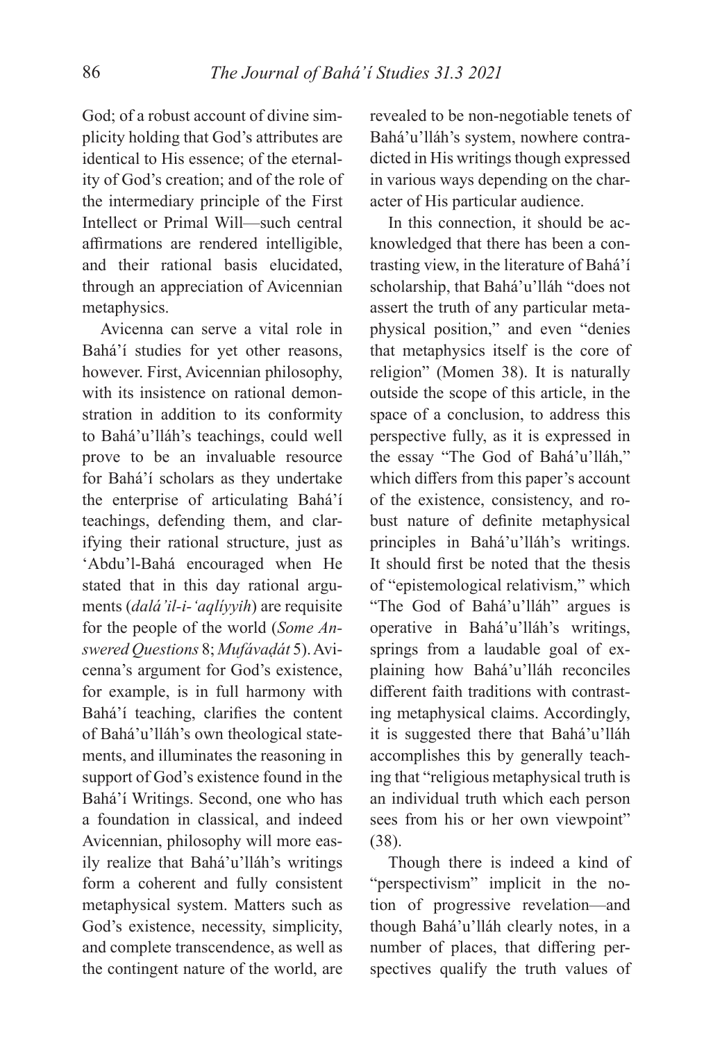God; of a robust account of divine simplicity holding that God's attributes are identical to His essence; of the eternality of God's creation; and of the role of the intermediary principle of the First Intellect or Primal Will—such central affirmations are rendered intelligible, and their rational basis elucidated, through an appreciation of Avicennian metaphysics.

Avicenna can serve a vital role in Bahá'í studies for yet other reasons, however. First, Avicennian philosophy, with its insistence on rational demonstration in addition to its conformity to Bahá'u'lláh's teachings, could well prove to be an invaluable resource for Bahá'í scholars as they undertake the enterprise of articulating Bahá'í teachings, defending them, and clarifying their rational structure, just as 'Abdu'l-Bahá encouraged when He stated that in this day rational arguments (*dalá'il-i-'aqlíyyih*) are requisite for the people of the world (*Some Answered Questions* 8; *Mufávaḍát* 5). Avicenna's argument for God's existence, for example, is in full harmony with Bahá'í teaching, clarifies the content of Bahá'u'lláh's own theological statements, and illuminates the reasoning in support of God's existence found in the Bahá'í Writings. Second, one who has a foundation in classical, and indeed Avicennian, philosophy will more easily realize that Bahá'u'lláh's writings form a coherent and fully consistent metaphysical system. Matters such as God's existence, necessity, simplicity, and complete transcendence, as well as the contingent nature of the world, are revealed to be non-negotiable tenets of Bahá'u'lláh's system, nowhere contradicted in His writings though expressed in various ways depending on the character of His particular audience.

In this connection, it should be acknowledged that there has been a contrasting view, in the literature of Bahá'í scholarship, that Bahá'u'lláh "does not assert the truth of any particular metaphysical position," and even "denies that metaphysics itself is the core of religion" (Momen 38). It is naturally outside the scope of this article, in the space of a conclusion, to address this perspective fully, as it is expressed in the essay "The God of Bahá'u'lláh," which differs from this paper's account of the existence, consistency, and robust nature of definite metaphysical principles in Bahá'u'lláh's writings. It should first be noted that the thesis of "epistemological relativism," which "The God of Bahá'u'lláh" argues is operative in Bahá'u'lláh's writings, springs from a laudable goal of explaining how Bahá'u'lláh reconciles different faith traditions with contrasting metaphysical claims. Accordingly, it is suggested there that Bahá'u'lláh accomplishes this by generally teaching that "religious metaphysical truth is an individual truth which each person sees from his or her own viewpoint" (38).

Though there is indeed a kind of "perspectivism" implicit in the notion of progressive revelation—and though Bahá'u'lláh clearly notes, in a number of places, that differing perspectives qualify the truth values of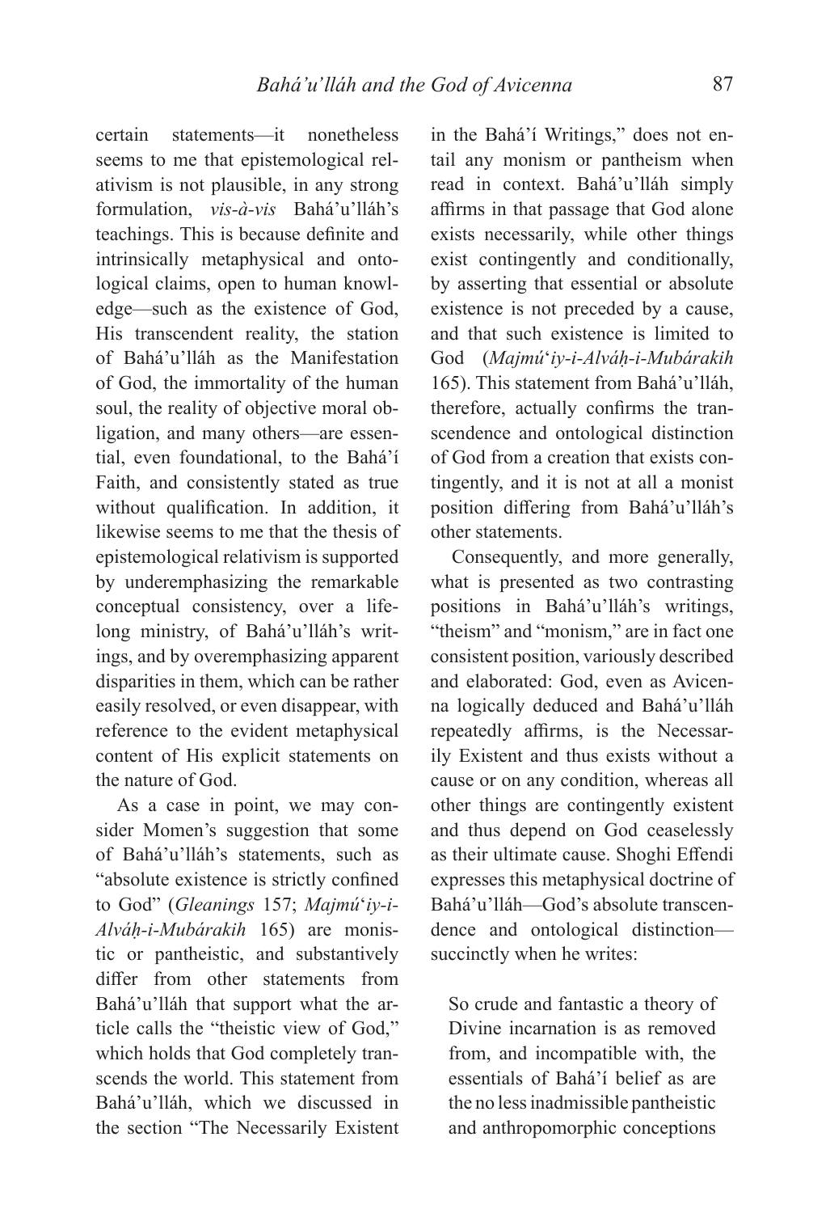certain statements—it nonetheless seems to me that epistemological relativism is not plausible, in any strong formulation, *vis-à-vis* Bahá'u'lláh's teachings. This is because definite and intrinsically metaphysical and ontological claims, open to human knowledge—such as the existence of God, His transcendent reality, the station of Bahá'u'lláh as the Manifestation of God, the immortality of the human soul, the reality of objective moral obligation, and many others—are essential, even foundational, to the Bahá'í Faith, and consistently stated as true without qualification. In addition, it likewise seems to me that the thesis of epistemological relativism is supported by underemphasizing the remarkable conceptual consistency, over a lifelong ministry, of Bahá'u'lláh's writings, and by overemphasizing apparent disparities in them, which can be rather easily resolved, or even disappear, with reference to the evident metaphysical content of His explicit statements on the nature of God.

As a case in point, we may consider Momen's suggestion that some of Bahá'u'lláh's statements, such as "absolute existence is strictly confined to God" (*Gleanings* 157; *Majmú'iy-i-Alváḥ-i-Mubárakih* 165) are monistic or pantheistic, and substantively differ from other statements from Bahá'u'lláh that support what the article calls the "theistic view of God," which holds that God completely transcends the world. This statement from Bahá'u'lláh, which we discussed in the section "The Necessarily Existent in the Bahá'í Writings," does not entail any monism or pantheism when read in context. Bahá'u'lláh simply affirms in that passage that God alone exists necessarily, while other things exist contingently and conditionally, by asserting that essential or absolute existence is not preceded by a cause, and that such existence is limited to God (*Majmú'iy-i-Alváḥ-i-Mubárakih* 165). This statement from Bahá'u'lláh, therefore, actually confirms the transcendence and ontological distinction of God from a creation that exists contingently, and it is not at all a monist position differing from Bahá'u'lláh's other statements.

Consequently, and more generally, what is presented as two contrasting positions in Bahá'u'lláh's writings, "theism" and "monism," are in fact one consistent position, variously described and elaborated: God, even as Avicenna logically deduced and Bahá'u'lláh repeatedly affirms, is the Necessarily Existent and thus exists without a cause or on any condition, whereas all other things are contingently existent and thus depend on God ceaselessly as their ultimate cause. Shoghi Effendi expresses this metaphysical doctrine of Bahá'u'lláh—God's absolute transcendence and ontological distinction—succinctly when he writes:

> So crude and fantastic a theory of Divine incarnation is as removed from, and incompatible with, the essentials of Bahá'í belief as are the no less inadmissible pantheistic and anthropomorphic conceptions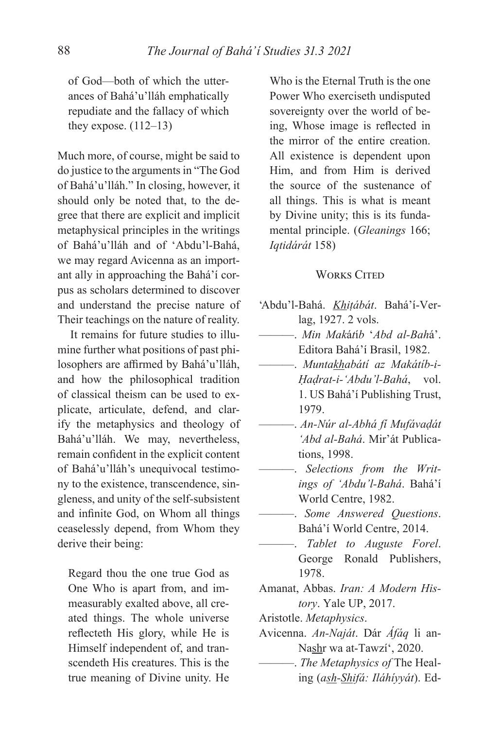of God—both of which the utterances of Bahá'u'lláh emphatically repudiate and the fallacy of which they expose. (112–13)

Much more, of course, might be said to do justice to the arguments in "The God of Bahá'u'lláh." In closing, however, it should only be noted that, to the degree that there are explicit and implicit metaphysical principles in the writings of Bahá'u'lláh and of 'Abdu'l-Bahá, we may regard Avicenna as an important ally in approaching the Bahá'í corpus as scholars determined to discover and understand the precise nature of Their teachings on the nature of reality.

It remains for future studies to illumine further what positions of past philosophers are affirmed by Bahá'u'lláh, and how the philosophical tradition of classical theism can be used to explicate, articulate, defend, and clarify the metaphysics and theology of Bahá'u'lláh. We may, nevertheless, remain confident in the explicit content of Bahá'u'lláh's unequivocal testimony to the existence, transcendence, singleness, and unity of the self-subsistent and infinite God, on Whom all things ceaselessly depend, from Whom they derive their being:

> Regard thou the one true God as One Who is apart from, and immeasurably exalted above, all created things. The whole universe reflecteth His glory, while He is Himself independent of, and transcendeth His creatures. This is the true meaning of Divine unity. He Who is the Eternal Truth is the one Power Who exerciseth undisputed sovereignty over the world of being, Whose image is reflected in the mirror of the entire creation. All existence is dependent upon Him, and from Him is derived the source of the sustenance of all things. This is what is meant by Divine unity; this is its fundamental principle. (*Gleanings* 166; *Iqtidárát* 158)

## Works Cited

'Abdu'l-Bahá. *Khiṭábát*. Bahá'í-Verlag, 1927. 2 vols.

———. *Min Makátíb 'Abd al-Bahá'*. Editora Bahá'í Brasil, 1982.

———. *Muntakhabátí az Makátíb-i-Ḥaḍrat-i-'Abdu'l-Bahá*, vol. 1. US Bahá'í Publishing Trust, 1979.

———. *An-Núr al-Abhá fí Mufávaḍát 'Abd al-Bahá*. Mir'át Publications, 1998.

———. *Selections from the Writings of 'Abdu'l-Bahá*. Bahá'í World Centre, 1982.

———. *Some Answered Questions*. Bahá'í World Centre, 2014.

———. *Tablet to Auguste Forel*. George Ronald Publishers, 1978.

Amanat, Abbas. *Iran: A Modern History*. Yale UP, 2017.

Aristotle. *Metaphysics*.

Avicenna. *An-Naját*. Dár Áfáq li an-Nashr wa at-Tawzí', 2020.

———. *The Metaphysics of* The Healing (*ash-Shifá: Iláhíyyát*). Ed-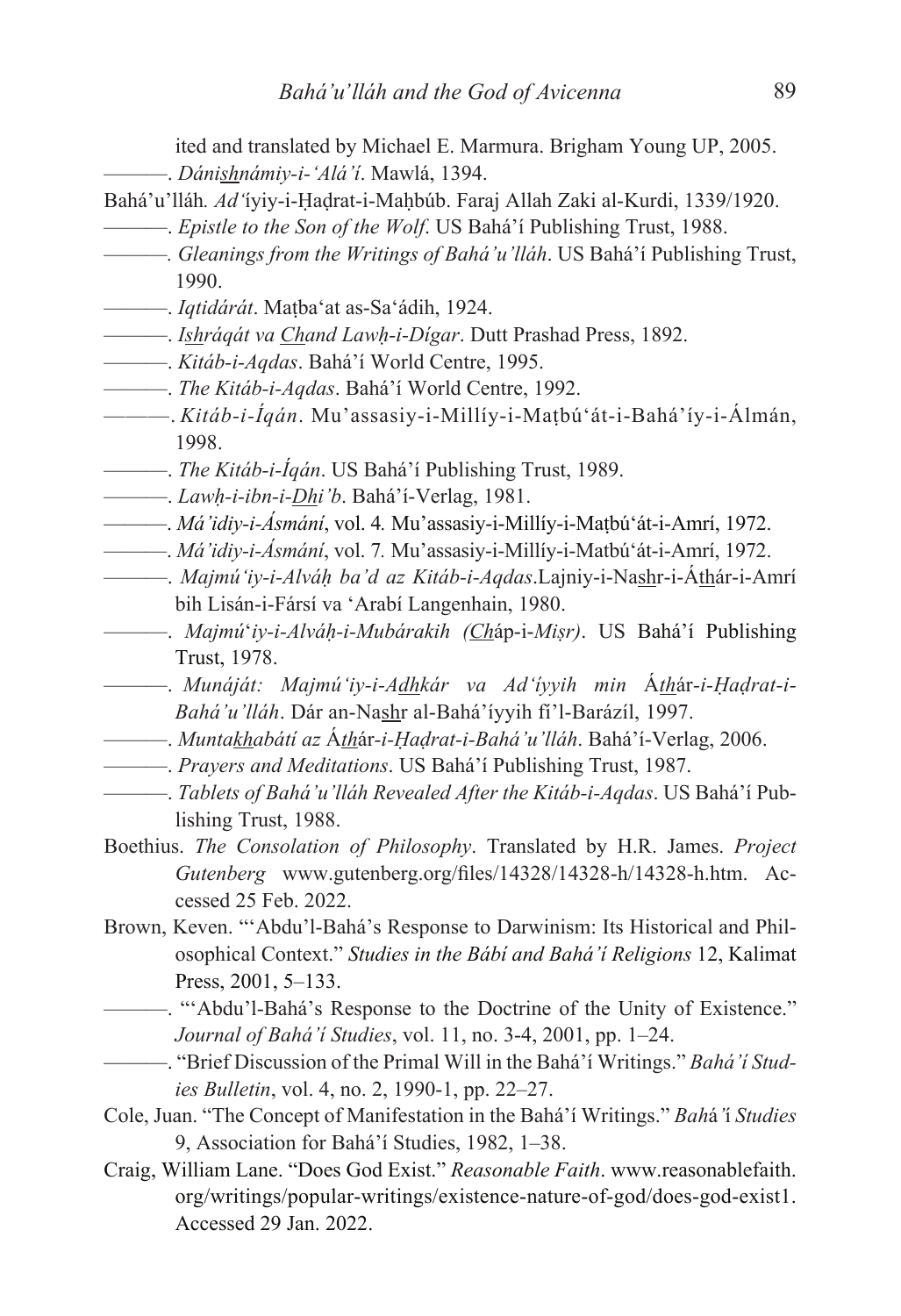ited and translated by Michael E. Marmura. Brigham Young UP, 2005.

———. *Dánishnámiy-i-'Alá'í*. Mawlá, 1394.

Bahá'u'lláh. *Ad'íyiy-i-Ḥaḍrat-i-Maḥbúb*. Faraj Allah Zaki al-Kurdi, 1339/1920.

———. *Epistle to the Son of the Wolf*. US Bahá'í Publishing Trust, 1988.

———. *Gleanings from the Writings of Bahá'u'lláh*. US Bahá'í Publishing Trust, 1990.

———. *Iqtidárát*. Maṭba'at as-Sa'ádih, 1924.

———. *Ishráqát va Chand Lawḥ-i-Dígar*. Dutt Prashad Press, 1892.

———. *Kitáb-i-Aqdas*. Bahá'í World Centre, 1995.

———. *The Kitáb-i-Aqdas*. Bahá'í World Centre, 1992.

———. *Kitáb-i-Íqán*. Mu'assasiy-i-Millíy-i-Maṭbú'át-i-Bahá'íy-i-Álmán, 1998.

———. *The Kitáb-i-Íqán*. US Bahá'í Publishing Trust, 1989.

———. *Lawḥ-i-ibn-i-Dhi'b*. Bahá'í-Verlag, 1981.

———. *Má'idiy-i-Ásmání*, vol. 4. Mu'assasiy-i-Millíy-i-Maṭbú'át-i-Amrí, 1972.

———. *Má'idiy-i-Ásmání*, vol. 7. Mu'assasiy-i-Millíy-i-Matbú'át-i-Amrí, 1972.

———. *Majmú'iy-i-Alváḥ ba'd az Kitáb-i-Aqdas*.Lajniy-i-Nashr-i-Áthár-i-Amrí bih Lisán-i-Fársí va 'Arabí Langenhain, 1980.

———. *Majmú'iy-i-Alváḥ-i-Mubárakih (Cháp-i-Miṣr)*. US Bahá'í Publishing Trust, 1978.

———. *Munáját: Majmú'iy-i-Adhkár va Ad'íyyih min Áthár-i-Ḥaḍrat-i-Bahá'u'lláh*. Dár an-Nashr al-Bahá'íyyih fí'l-Barázíl, 1997.

———. *Muntakhabátí az Áthár-i-Ḥaḍrat-i-Bahá'u'lláh*. Bahá'í-Verlag, 2006.

———. *Prayers and Meditations*. US Bahá'í Publishing Trust, 1987.

———. *Tablets of Bahá'u'lláh Revealed After the Kitáb-i-Aqdas*. US Bahá'í Publishing Trust, 1988.

Boethius. *The Consolation of Philosophy*. Translated by H.R. James. *Project Gutenberg* www.gutenberg.org/files/14328/14328-h/14328-h.htm. Accessed 25 Feb. 2022.

Brown, Keven. "'Abdu'l-Bahá's Response to Darwinism: Its Historical and Philosophical Context." *Studies in the Bábí and Bahá'í Religions* 12, Kalimat Press, 2001, 5–133.

———. "'Abdu'l-Bahá's Response to the Doctrine of the Unity of Existence." *Journal of Bahá'í Studies*, vol. 11, no. 3-4, 2001, pp. 1–24.

———. "Brief Discussion of the Primal Will in the Bahá'í Writings." *Bahá'í Studies Bulletin*, vol. 4, no. 2, 1990-1, pp. 22–27.

Cole, Juan. "The Concept of Manifestation in the Bahá'í Writings." *Bahá'í Studies* 9, Association for Bahá'í Studies, 1982, 1–38.

Craig, William Lane. "Does God Exist." *Reasonable Faith*. www.reasonablefaith.org/writings/popular-writings/existence-nature-of-god/does-god-exist1. Accessed 29 Jan. 2022.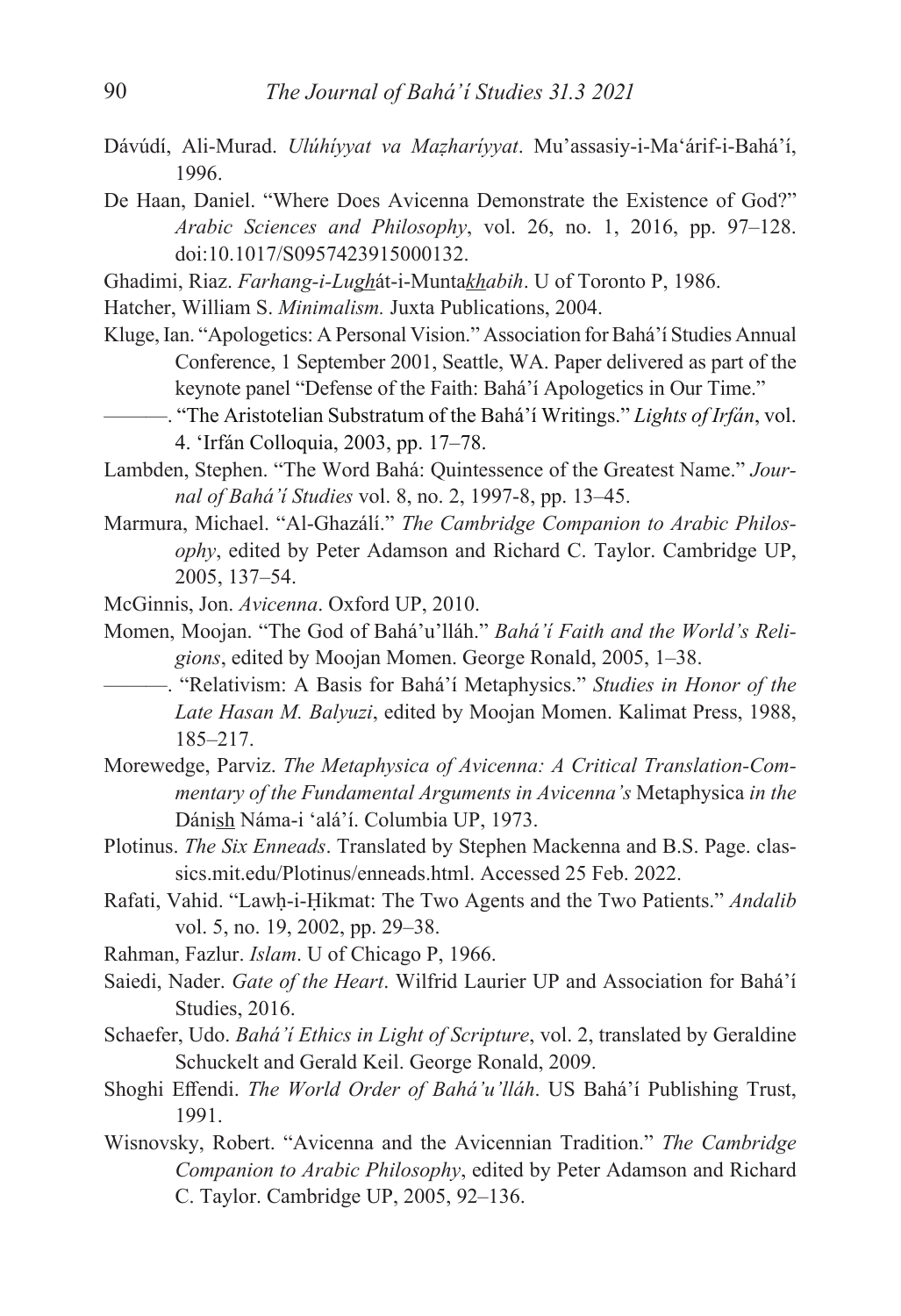Dávúdí, Ali-Murad. *Ulúhíyyat va Maẓharíyyat*. Mu'assasiy-i-Ma'árif-i-Bahá'í, 1996.

De Haan, Daniel. "Where Does Avicenna Demonstrate the Existence of God?" *Arabic Sciences and Philosophy*, vol. 26, no. 1, 2016, pp. 97–128. doi:10.1017/S0957423915000132.

Ghadimi, Riaz. *Farhang-i-Lughát-i-Muntakhabih*. U of Toronto P, 1986.

Hatcher, William S. *Minimalism.* Juxta Publications, 2004.

Kluge, Ian. "Apologetics: A Personal Vision." Association for Bahá'í Studies Annual Conference, 1 September 2001, Seattle, WA. Paper delivered as part of the keynote panel "Defense of the Faith: Bahá'í Apologetics in Our Time."

———. "The Aristotelian Substratum of the Bahá'í Writings." *Lights of Irfán*, vol. 4. 'Irfán Colloquia, 2003, pp. 17–78.

Lambden, Stephen. "The Word Bahá: Quintessence of the Greatest Name." *Journal of Bahá'í Studies* vol. 8, no. 2, 1997-8, pp. 13–45.

Marmura, Michael. "Al-Ghazálí." *The Cambridge Companion to Arabic Philosophy*, edited by Peter Adamson and Richard C. Taylor. Cambridge UP, 2005, 137–54.

McGinnis, Jon. *Avicenna*. Oxford UP, 2010.

Momen, Moojan. "The God of Bahá'u'lláh." *Bahá'í Faith and the World's Religions*, edited by Moojan Momen. George Ronald, 2005, 1–38.

———. "Relativism: A Basis for Bahá'í Metaphysics." *Studies in Honor of the Late Hasan M. Balyuzi*, edited by Moojan Momen. Kalimat Press, 1988, 185–217.

Morewedge, Parviz. *The Metaphysica of Avicenna: A Critical Translation-Commentary of the Fundamental Arguments in Avicenna's* Metaphysica *in the* Dánish Náma-i 'alá'í. Columbia UP, 1973.

Plotinus. *The Six Enneads*. Translated by Stephen Mackenna and B.S. Page. classics.mit.edu/Plotinus/enneads.html. Accessed 25 Feb. 2022.

Rafati, Vahid. "Lawḥ-i-Ḥikmat: The Two Agents and the Two Patients." *Andalib* vol. 5, no. 19, 2002, pp. 29–38.

Rahman, Fazlur. *Islam*. U of Chicago P, 1966.

Saiedi, Nader. *Gate of the Heart*. Wilfrid Laurier UP and Association for Bahá'í Studies, 2016.

Schaefer, Udo. *Bahá'í Ethics in Light of Scripture*, vol. 2, translated by Geraldine Schuckelt and Gerald Keil. George Ronald, 2009.

Shoghi Effendi. *The World Order of Bahá'u'lláh*. US Bahá'í Publishing Trust, 1991.

Wisnovsky, Robert. "Avicenna and the Avicennian Tradition." *The Cambridge Companion to Arabic Philosophy*, edited by Peter Adamson and Richard C. Taylor. Cambridge UP, 2005, 92–136.